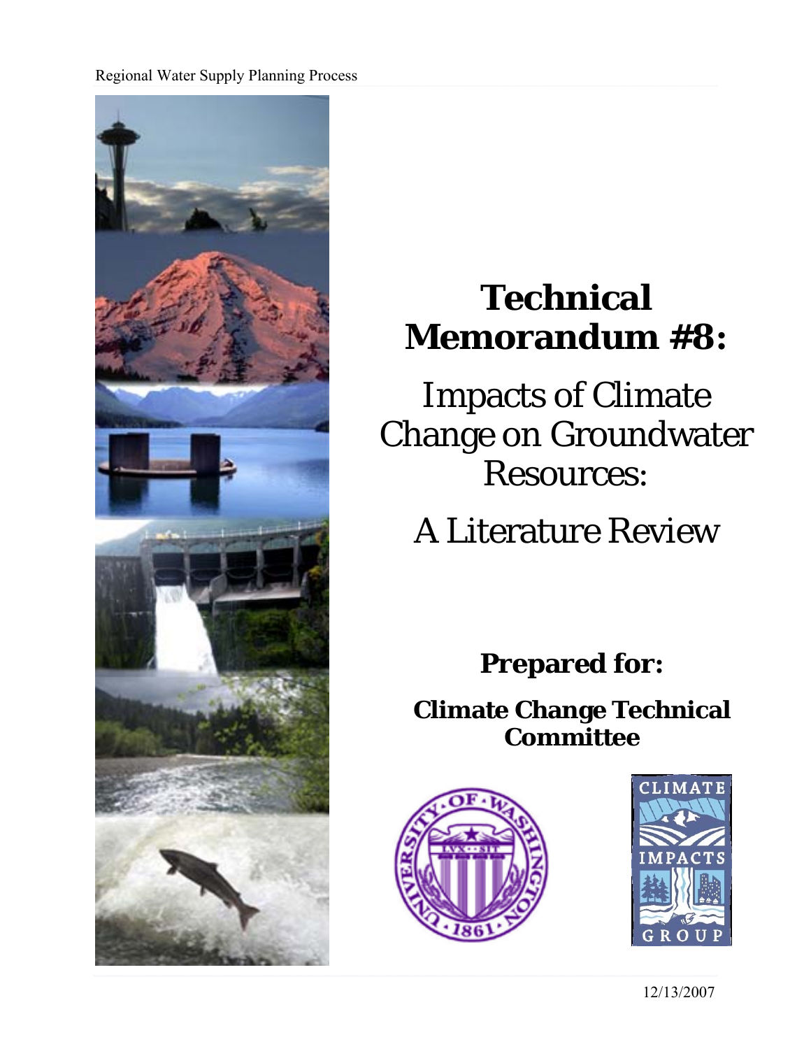Regional Water Supply Planning Process

# Technical Memorandum #8:

## Impacts of Climate Change on Groundwater Resources:

## A Literature Review

**Prepared for:**

**Climate Change Technical Committee**

12/13/2007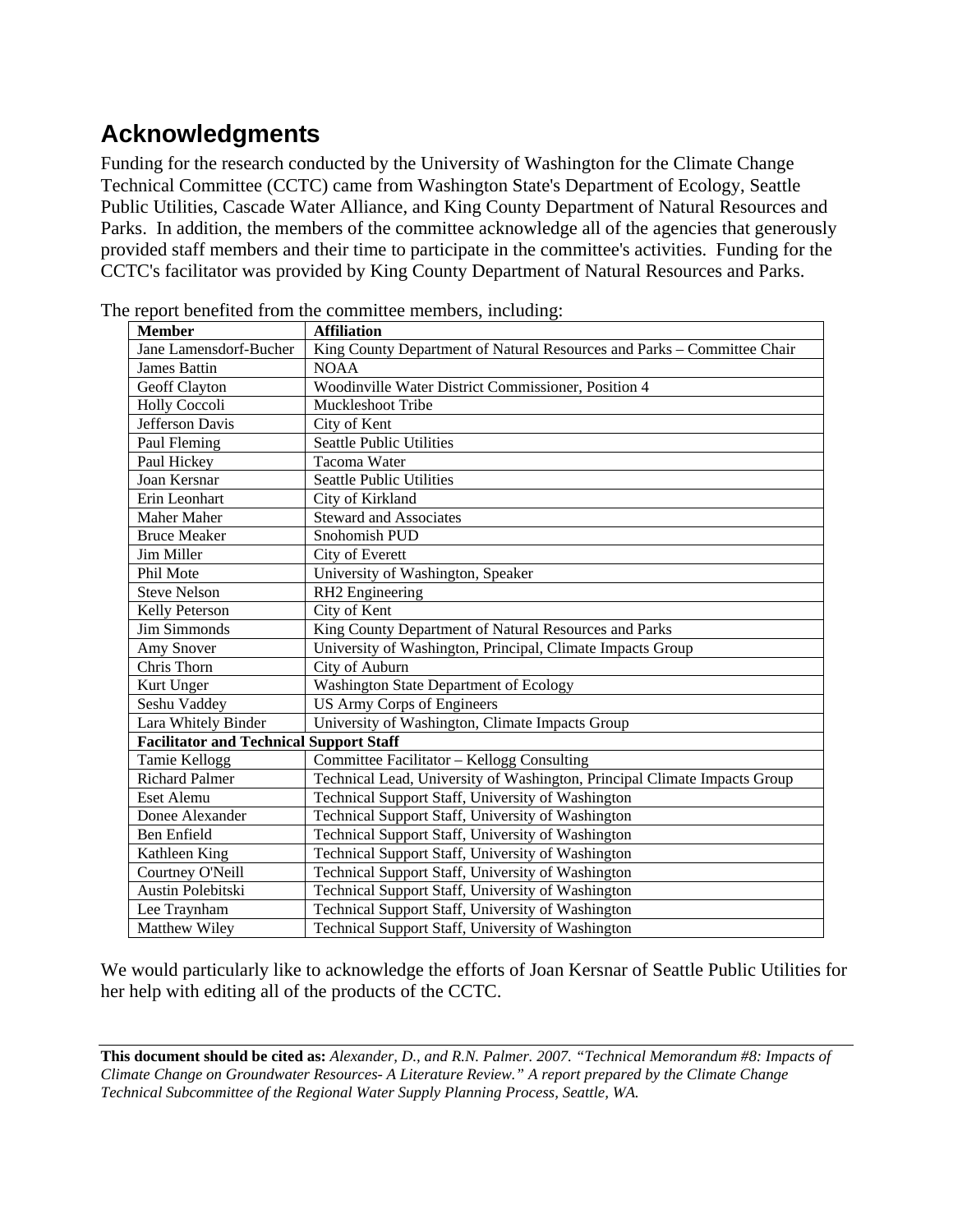# Acknowledgments

Funding for the research conducted by the University of Washington for the Climate Change Technical Committee (CCTC) came from Washington State's Department of Ecology, Seattle Public Utilities, Cascade Water Alliance, and King County Department of Natural Resources and Parks. In addition, the members of the committee acknowledge all of the agencies that generously provided staff members and their time to participate in the committee's activities. Funding for the CCTC's facilitator was provided by King County Department of Natural Resources and Parks.

The report benefited from the committee members, including:

| **Member** | **Affiliation** |
|---|---|
| Jane Lamensdorf-Bucher | King County Department of Natural Resources and Parks – Committee Chair |
| James Battin | NOAA |
| Geoff Clayton | Woodinville Water District Commissioner, Position 4 |
| Holly Coccoli | Muckleshoot Tribe |
| Jefferson Davis | City of Kent |
| Paul Fleming | Seattle Public Utilities |
| Paul Hickey | Tacoma Water |
| Joan Kersnar | Seattle Public Utilities |
| Erin Leonhart | City of Kirkland |
| Maher Maher | Steward and Associates |
| Bruce Meaker | Snohomish PUD |
| Jim Miller | City of Everett |
| Phil Mote | University of Washington, Speaker |
| Steve Nelson | RH2 Engineering |
| Kelly Peterson | City of Kent |
| Jim Simmonds | King County Department of Natural Resources and Parks |
| Amy Snover | University of Washington, Principal, Climate Impacts Group |
| Chris Thorn | City of Auburn |
| Kurt Unger | Washington State Department of Ecology |
| Seshu Vaddey | US Army Corps of Engineers |
| Lara Whitely Binder | University of Washington, Climate Impacts Group |
| **Facilitator and Technical Support Staff** | |
| Tamie Kellogg | Committee Facilitator – Kellogg Consulting |
| Richard Palmer | Technical Lead, University of Washington, Principal Climate Impacts Group |
| Eset Alemu | Technical Support Staff, University of Washington |
| Donee Alexander | Technical Support Staff, University of Washington |
| Ben Enfield | Technical Support Staff, University of Washington |
| Kathleen King | Technical Support Staff, University of Washington |
| Courtney O'Neill | Technical Support Staff, University of Washington |
| Austin Polebitski | Technical Support Staff, University of Washington |
| Lee Traynham | Technical Support Staff, University of Washington |
| Matthew Wiley | Technical Support Staff, University of Washington |

We would particularly like to acknowledge the efforts of Joan Kersnar of Seattle Public Utilities for her help with editing all of the products of the CCTC.

---

**This document should be cited as:** *Alexander, D., and R.N. Palmer. 2007. "Technical Memorandum #8: Impacts of Climate Change on Groundwater Resources- A Literature Review." A report prepared by the Climate Change Technical Subcommittee of the Regional Water Supply Planning Process, Seattle, WA.*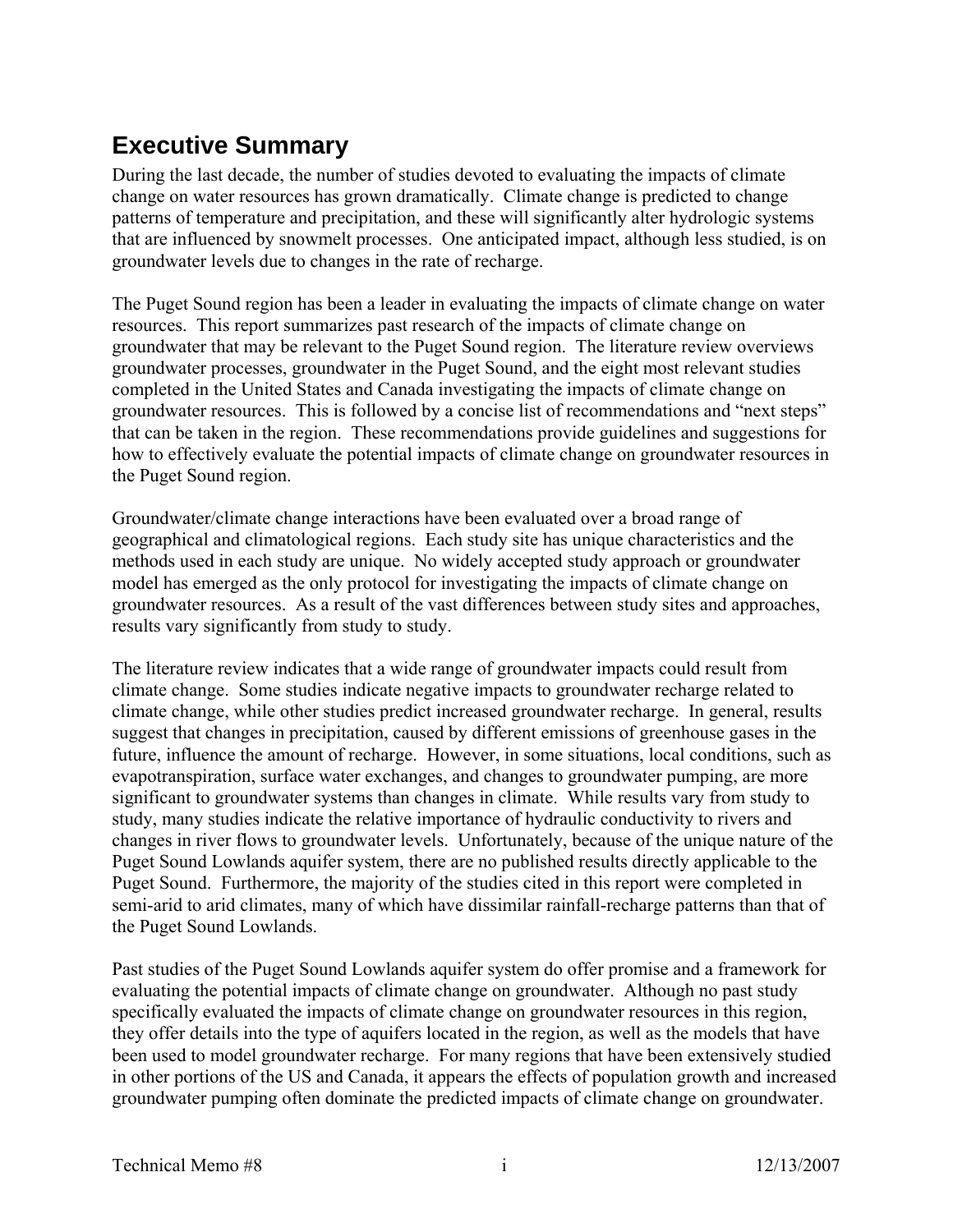# Executive Summary

During the last decade, the number of studies devoted to evaluating the impacts of climate change on water resources has grown dramatically. Climate change is predicted to change patterns of temperature and precipitation, and these will significantly alter hydrologic systems that are influenced by snowmelt processes. One anticipated impact, although less studied, is on groundwater levels due to changes in the rate of recharge.

The Puget Sound region has been a leader in evaluating the impacts of climate change on water resources. This report summarizes past research of the impacts of climate change on groundwater that may be relevant to the Puget Sound region. The literature review overviews groundwater processes, groundwater in the Puget Sound, and the eight most relevant studies completed in the United States and Canada investigating the impacts of climate change on groundwater resources. This is followed by a concise list of recommendations and "next steps" that can be taken in the region. These recommendations provide guidelines and suggestions for how to effectively evaluate the potential impacts of climate change on groundwater resources in the Puget Sound region.

Groundwater/climate change interactions have been evaluated over a broad range of geographical and climatological regions. Each study site has unique characteristics and the methods used in each study are unique. No widely accepted study approach or groundwater model has emerged as the only protocol for investigating the impacts of climate change on groundwater resources. As a result of the vast differences between study sites and approaches, results vary significantly from study to study.

The literature review indicates that a wide range of groundwater impacts could result from climate change. Some studies indicate negative impacts to groundwater recharge related to climate change, while other studies predict increased groundwater recharge. In general, results suggest that changes in precipitation, caused by different emissions of greenhouse gases in the future, influence the amount of recharge. However, in some situations, local conditions, such as evapotranspiration, surface water exchanges, and changes to groundwater pumping, are more significant to groundwater systems than changes in climate. While results vary from study to study, many studies indicate the relative importance of hydraulic conductivity to rivers and changes in river flows to groundwater levels. Unfortunately, because of the unique nature of the Puget Sound Lowlands aquifer system, there are no published results directly applicable to the Puget Sound. Furthermore, the majority of the studies cited in this report were completed in semi-arid to arid climates, many of which have dissimilar rainfall-recharge patterns than that of the Puget Sound Lowlands.

Past studies of the Puget Sound Lowlands aquifer system do offer promise and a framework for evaluating the potential impacts of climate change on groundwater. Although no past study specifically evaluated the impacts of climate change on groundwater resources in this region, they offer details into the type of aquifers located in the region, as well as the models that have been used to model groundwater recharge. For many regions that have been extensively studied in other portions of the US and Canada, it appears the effects of population growth and increased groundwater pumping often dominate the predicted impacts of climate change on groundwater.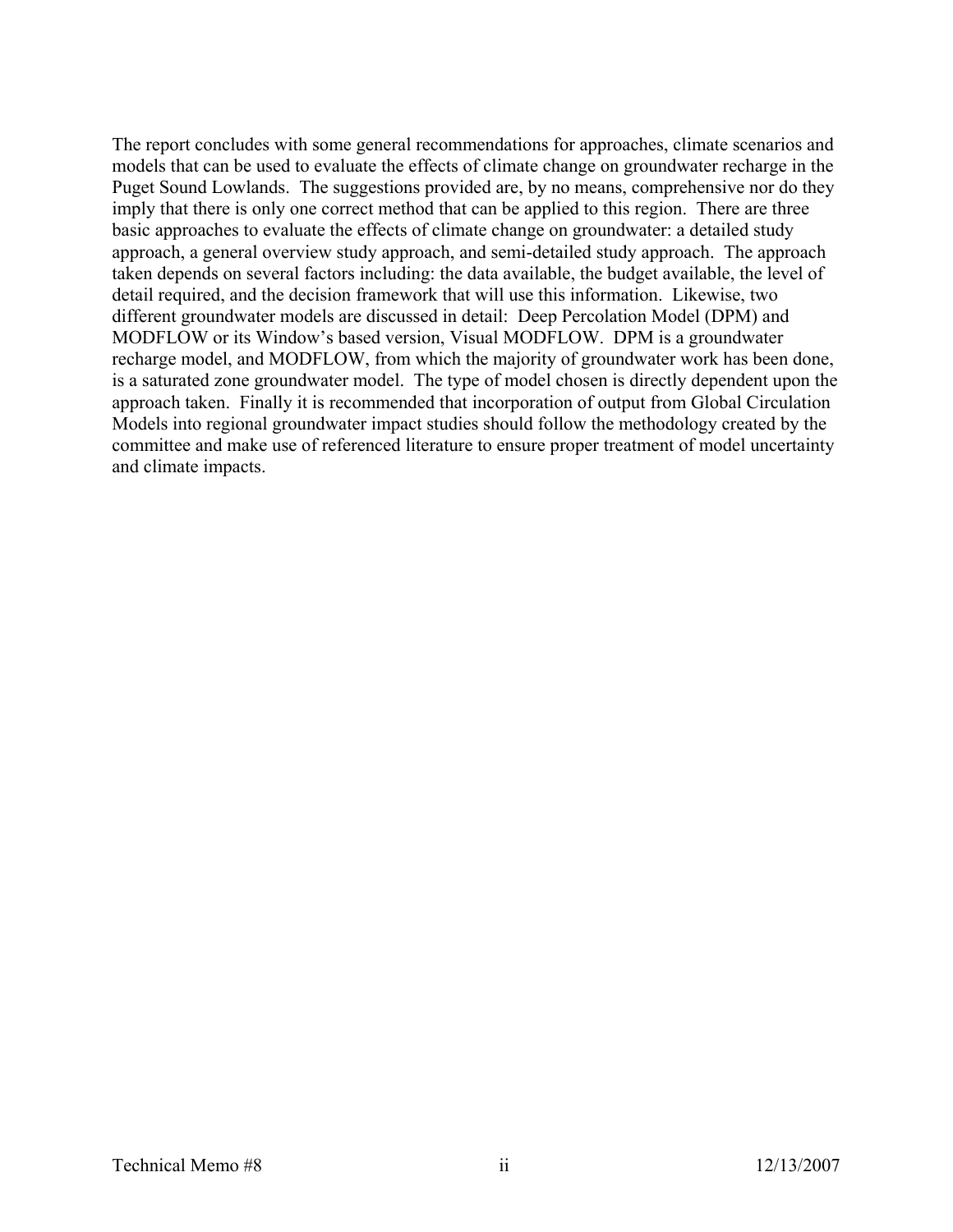The report concludes with some general recommendations for approaches, climate scenarios and models that can be used to evaluate the effects of climate change on groundwater recharge in the Puget Sound Lowlands. The suggestions provided are, by no means, comprehensive nor do they imply that there is only one correct method that can be applied to this region. There are three basic approaches to evaluate the effects of climate change on groundwater: a detailed study approach, a general overview study approach, and semi-detailed study approach. The approach taken depends on several factors including: the data available, the budget available, the level of detail required, and the decision framework that will use this information. Likewise, two different groundwater models are discussed in detail: Deep Percolation Model (DPM) and MODFLOW or its Window's based version, Visual MODFLOW. DPM is a groundwater recharge model, and MODFLOW, from which the majority of groundwater work has been done, is a saturated zone groundwater model. The type of model chosen is directly dependent upon the approach taken. Finally it is recommended that incorporation of output from Global Circulation Models into regional groundwater impact studies should follow the methodology created by the committee and make use of referenced literature to ensure proper treatment of model uncertainty and climate impacts.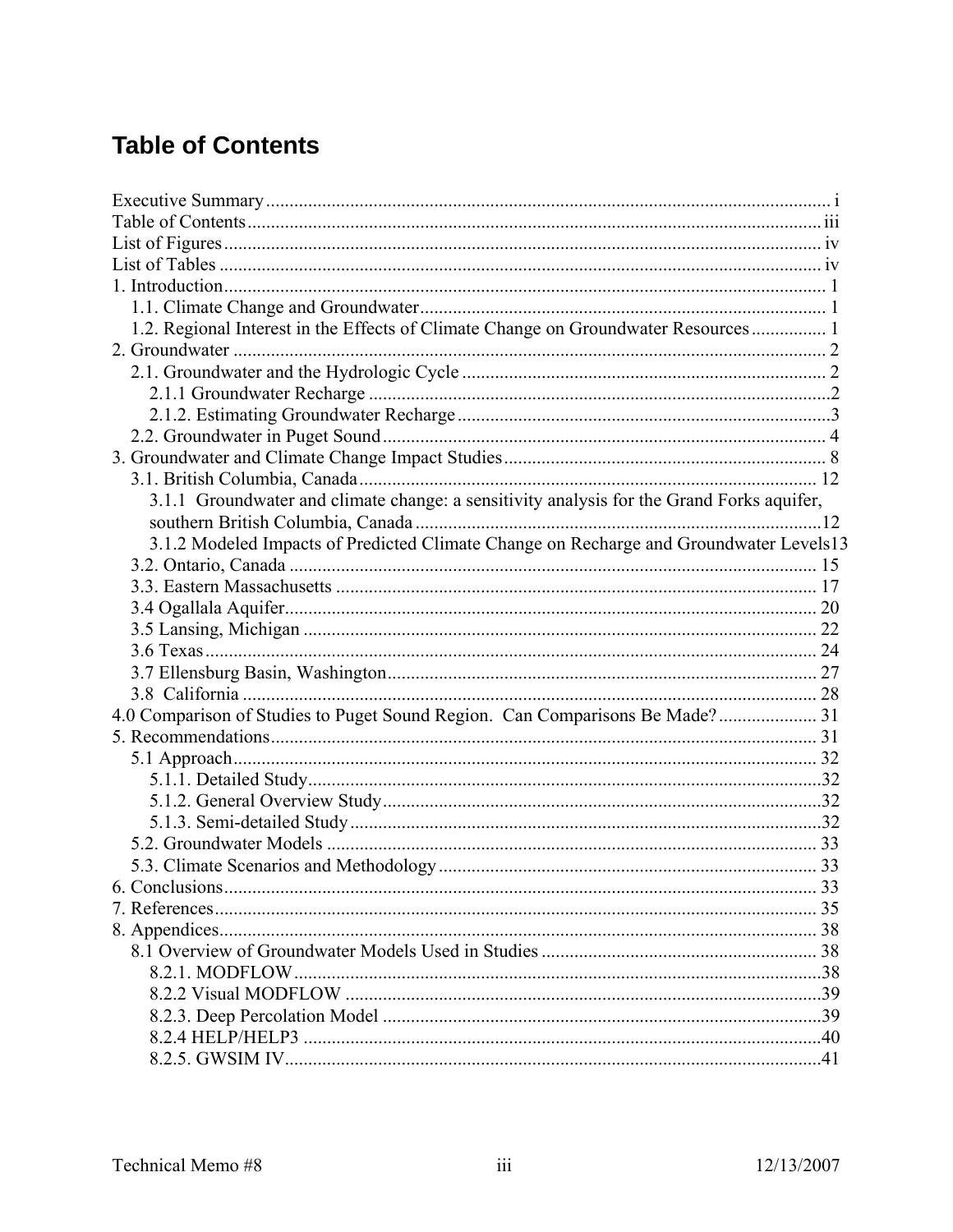# Table of Contents

Executive Summary ..... i
Table of Contents ..... iii
List of Figures ..... iv
List of Tables ..... iv
1. Introduction ..... 1
  1.1. Climate Change and Groundwater ..... 1
  1.2. Regional Interest in the Effects of Climate Change on Groundwater Resources ..... 1
2. Groundwater ..... 2
  2.1. Groundwater and the Hydrologic Cycle ..... 2
    2.1.1 Groundwater Recharge ..... 2
    2.1.2. Estimating Groundwater Recharge ..... 3
  2.2. Groundwater in Puget Sound ..... 4
3. Groundwater and Climate Change Impact Studies ..... 8
  3.1. British Columbia, Canada ..... 12
    3.1.1 Groundwater and climate change: a sensitivity analysis for the Grand Forks aquifer, southern British Columbia, Canada ..... 12
    3.1.2 Modeled Impacts of Predicted Climate Change on Recharge and Groundwater Levels ..... 13
  3.2. Ontario, Canada ..... 15
  3.3. Eastern Massachusetts ..... 17
  3.4 Ogallala Aquifer ..... 20
  3.5 Lansing, Michigan ..... 22
  3.6 Texas ..... 24
  3.7 Ellensburg Basin, Washington ..... 27
  3.8 California ..... 28
4.0 Comparison of Studies to Puget Sound Region. Can Comparisons Be Made? ..... 31
5. Recommendations ..... 31
  5.1 Approach ..... 32
    5.1.1. Detailed Study ..... 32
    5.1.2. General Overview Study ..... 32
    5.1.3. Semi-detailed Study ..... 32
  5.2. Groundwater Models ..... 33
  5.3. Climate Scenarios and Methodology ..... 33
6. Conclusions ..... 33
7. References ..... 35
8. Appendices ..... 38
  8.1 Overview of Groundwater Models Used in Studies ..... 38
    8.2.1. MODFLOW ..... 38
    8.2.2 Visual MODFLOW ..... 39
    8.2.3. Deep Percolation Model ..... 39
    8.2.4 HELP/HELP3 ..... 40
    8.2.5. GWSIM IV ..... 41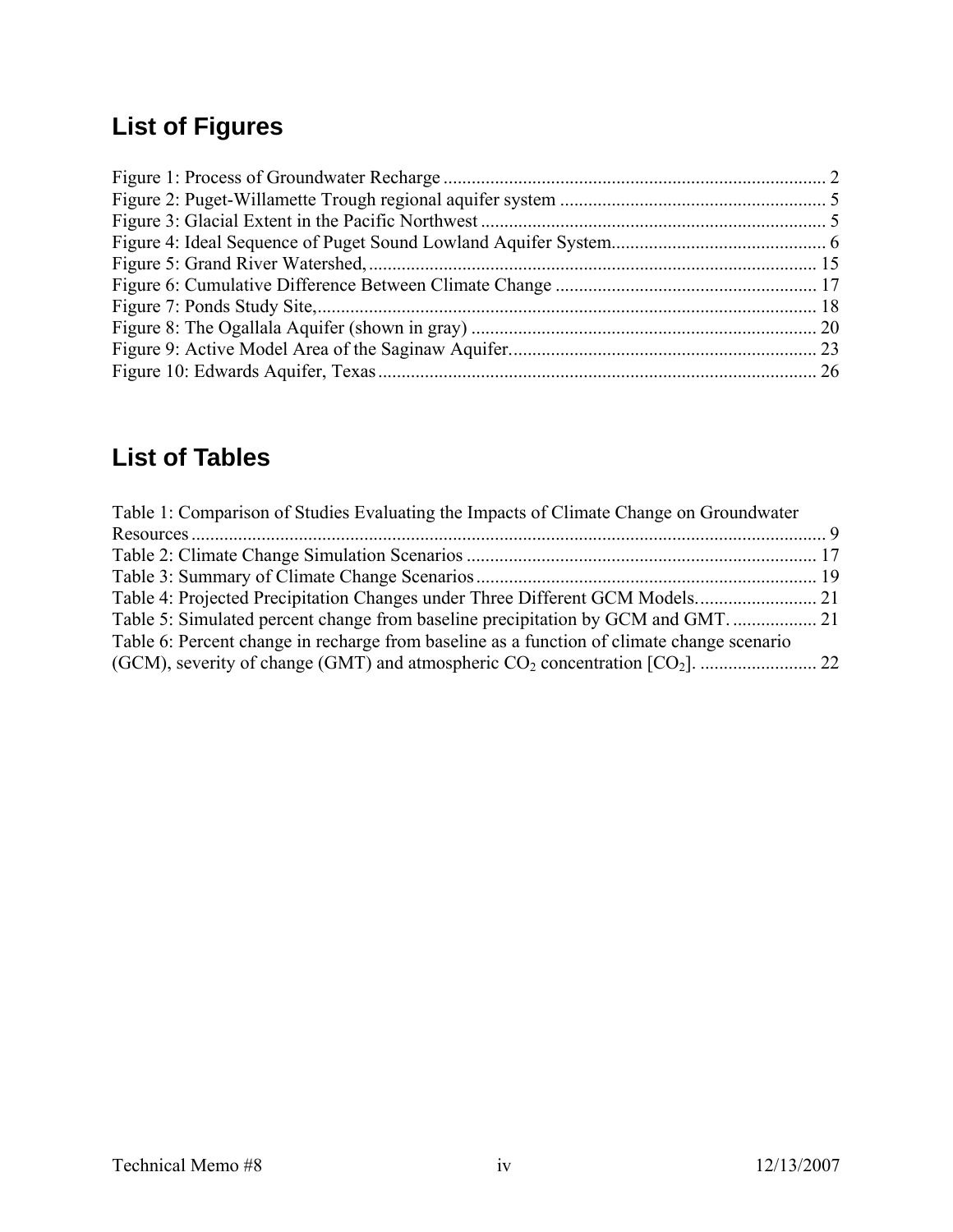## List of Figures

Figure 1: Process of Groundwater Recharge ................................................................................. 2
Figure 2: Puget-Willamette Trough regional aquifer system ......................................................... 5
Figure 3: Glacial Extent in the Pacific Northwest .......................................................................... 5
Figure 4: Ideal Sequence of Puget Sound Lowland Aquifer System............................................. 6
Figure 5: Grand River Watershed, ............................................................................................... 15
Figure 6: Cumulative Difference Between Climate Change ....................................................... 17
Figure 7: Ponds Study Site,.......................................................................................................... 18
Figure 8: The Ogallala Aquifer (shown in gray) ......................................................................... 20
Figure 9: Active Model Area of the Saginaw Aquifer................................................................. 23
Figure 10: Edwards Aquifer, Texas............................................................................................. 26

## List of Tables

Table 1: Comparison of Studies Evaluating the Impacts of Climate Change on Groundwater Resources ........................................................................................................................................ 9
Table 2: Climate Change Simulation Scenarios .......................................................................... 17
Table 3: Summary of Climate Change Scenarios ........................................................................ 19
Table 4: Projected Precipitation Changes under Three Different GCM Models.......................... 21
Table 5: Simulated percent change from baseline precipitation by GCM and GMT. .................. 21
Table 6: Percent change in recharge from baseline as a function of climate change scenario (GCM), severity of change (GMT) and atmospheric $CO_2$ concentration [$CO_2$]. ......................... 22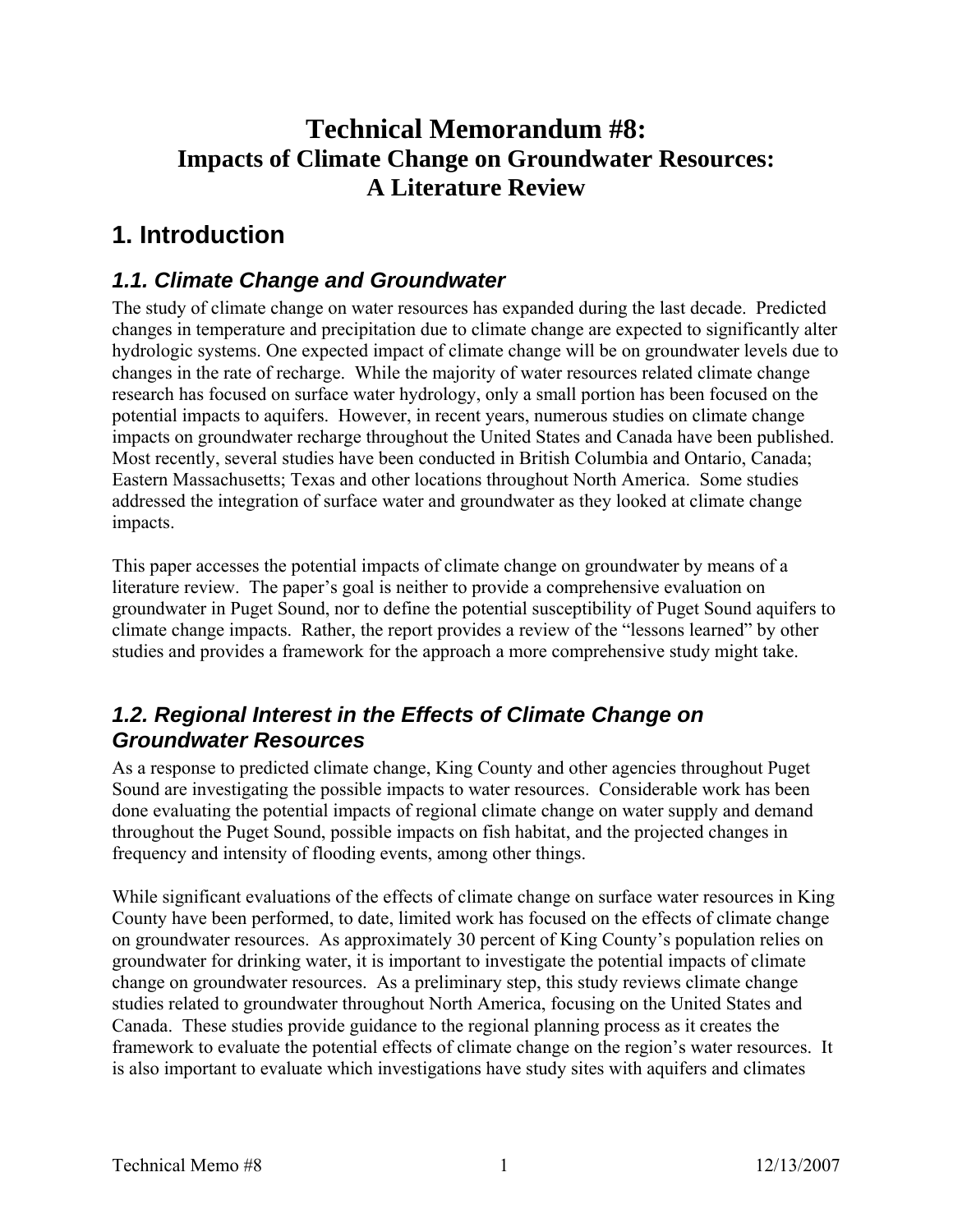# Technical Memorandum #8: Impacts of Climate Change on Groundwater Resources: A Literature Review

## 1. Introduction

### 1.1. Climate Change and Groundwater

The study of climate change on water resources has expanded during the last decade. Predicted changes in temperature and precipitation due to climate change are expected to significantly alter hydrologic systems. One expected impact of climate change will be on groundwater levels due to changes in the rate of recharge. While the majority of water resources related climate change research has focused on surface water hydrology, only a small portion has been focused on the potential impacts to aquifers. However, in recent years, numerous studies on climate change impacts on groundwater recharge throughout the United States and Canada have been published. Most recently, several studies have been conducted in British Columbia and Ontario, Canada; Eastern Massachusetts; Texas and other locations throughout North America. Some studies addressed the integration of surface water and groundwater as they looked at climate change impacts.

This paper accesses the potential impacts of climate change on groundwater by means of a literature review. The paper's goal is neither to provide a comprehensive evaluation on groundwater in Puget Sound, nor to define the potential susceptibility of Puget Sound aquifers to climate change impacts. Rather, the report provides a review of the "lessons learned" by other studies and provides a framework for the approach a more comprehensive study might take.

### 1.2. Regional Interest in the Effects of Climate Change on Groundwater Resources

As a response to predicted climate change, King County and other agencies throughout Puget Sound are investigating the possible impacts to water resources. Considerable work has been done evaluating the potential impacts of regional climate change on water supply and demand throughout the Puget Sound, possible impacts on fish habitat, and the projected changes in frequency and intensity of flooding events, among other things.

While significant evaluations of the effects of climate change on surface water resources in King County have been performed, to date, limited work has focused on the effects of climate change on groundwater resources. As approximately 30 percent of King County's population relies on groundwater for drinking water, it is important to investigate the potential impacts of climate change on groundwater resources. As a preliminary step, this study reviews climate change studies related to groundwater throughout North America, focusing on the United States and Canada. These studies provide guidance to the regional planning process as it creates the framework to evaluate the potential effects of climate change on the region's water resources. It is also important to evaluate which investigations have study sites with aquifers and climates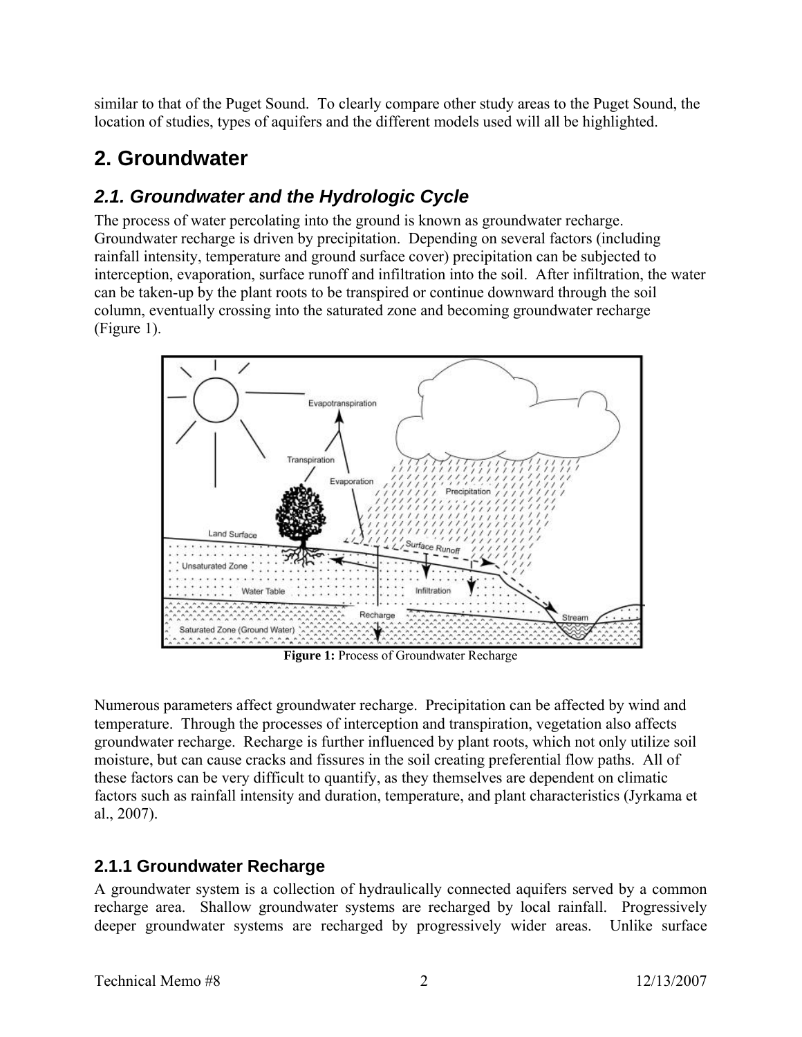similar to that of the Puget Sound. To clearly compare other study areas to the Puget Sound, the location of studies, types of aquifers and the different models used will all be highlighted.

# 2. Groundwater

## *2.1. Groundwater and the Hydrologic Cycle*

The process of water percolating into the ground is known as groundwater recharge. Groundwater recharge is driven by precipitation. Depending on several factors (including rainfall intensity, temperature and ground surface cover) precipitation can be subjected to interception, evaporation, surface runoff and infiltration into the soil. After infiltration, the water can be taken-up by the plant roots to be transpired or continue downward through the soil column, eventually crossing into the saturated zone and becoming groundwater recharge (Figure 1).

**Figure 1:** Process of Groundwater Recharge

Numerous parameters affect groundwater recharge. Precipitation can be affected by wind and temperature. Through the processes of interception and transpiration, vegetation also affects groundwater recharge. Recharge is further influenced by plant roots, which not only utilize soil moisture, but can cause cracks and fissures in the soil creating preferential flow paths. All of these factors can be very difficult to quantify, as they themselves are dependent on climatic factors such as rainfall intensity and duration, temperature, and plant characteristics (Jyrkama et al., 2007).

### 2.1.1 Groundwater Recharge

A groundwater system is a collection of hydraulically connected aquifers served by a common recharge area. Shallow groundwater systems are recharged by local rainfall. Progressively deeper groundwater systems are recharged by progressively wider areas. Unlike surface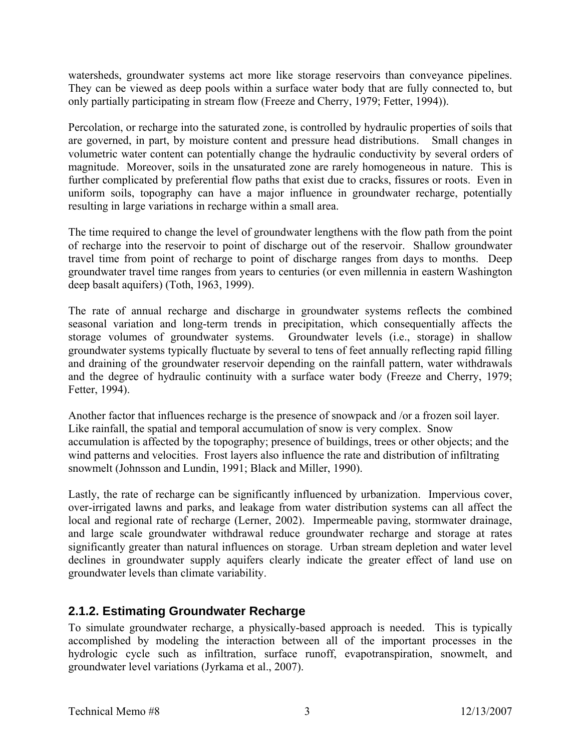watersheds, groundwater systems act more like storage reservoirs than conveyance pipelines. They can be viewed as deep pools within a surface water body that are fully connected to, but only partially participating in stream flow (Freeze and Cherry, 1979; Fetter, 1994)).

Percolation, or recharge into the saturated zone, is controlled by hydraulic properties of soils that are governed, in part, by moisture content and pressure head distributions. Small changes in volumetric water content can potentially change the hydraulic conductivity by several orders of magnitude. Moreover, soils in the unsaturated zone are rarely homogeneous in nature. This is further complicated by preferential flow paths that exist due to cracks, fissures or roots. Even in uniform soils, topography can have a major influence in groundwater recharge, potentially resulting in large variations in recharge within a small area.

The time required to change the level of groundwater lengthens with the flow path from the point of recharge into the reservoir to point of discharge out of the reservoir. Shallow groundwater travel time from point of recharge to point of discharge ranges from days to months. Deep groundwater travel time ranges from years to centuries (or even millennia in eastern Washington deep basalt aquifers) (Toth, 1963, 1999).

The rate of annual recharge and discharge in groundwater systems reflects the combined seasonal variation and long-term trends in precipitation, which consequentially affects the storage volumes of groundwater systems. Groundwater levels (i.e., storage) in shallow groundwater systems typically fluctuate by several to tens of feet annually reflecting rapid filling and draining of the groundwater reservoir depending on the rainfall pattern, water withdrawals and the degree of hydraulic continuity with a surface water body (Freeze and Cherry, 1979; Fetter, 1994).

Another factor that influences recharge is the presence of snowpack and /or a frozen soil layer. Like rainfall, the spatial and temporal accumulation of snow is very complex. Snow accumulation is affected by the topography; presence of buildings, trees or other objects; and the wind patterns and velocities. Frost layers also influence the rate and distribution of infiltrating snowmelt (Johnsson and Lundin, 1991; Black and Miller, 1990).

Lastly, the rate of recharge can be significantly influenced by urbanization. Impervious cover, over-irrigated lawns and parks, and leakage from water distribution systems can all affect the local and regional rate of recharge (Lerner, 2002). Impermeable paving, stormwater drainage, and large scale groundwater withdrawal reduce groundwater recharge and storage at rates significantly greater than natural influences on storage. Urban stream depletion and water level declines in groundwater supply aquifers clearly indicate the greater effect of land use on groundwater levels than climate variability.

### 2.1.2. Estimating Groundwater Recharge

To simulate groundwater recharge, a physically-based approach is needed. This is typically accomplished by modeling the interaction between all of the important processes in the hydrologic cycle such as infiltration, surface runoff, evapotranspiration, snowmelt, and groundwater level variations (Jyrkama et al., 2007).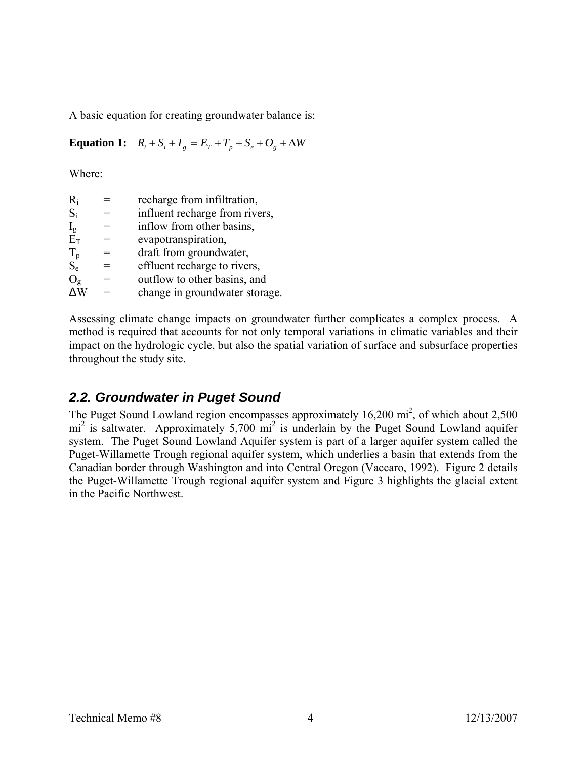A basic equation for creating groundwater balance is:

**Equation 1:** $R_i + S_i + I_g = E_T + T_p + S_e + O_g + \Delta W$

Where:

| | | |
|---|---|---|
| $R_i$ | = | recharge from infiltration, |
| $S_i$ | = | influent recharge from rivers, |
| $I_g$ | = | inflow from other basins, |
| $E_T$ | = | evapotranspiration, |
| $T_p$ | = | draft from groundwater, |
| $S_e$ | = | effluent recharge to rivers, |
| $O_g$ | = | outflow to other basins, and |
| $\Delta W$ | = | change in groundwater storage. |

Assessing climate change impacts on groundwater further complicates a complex process. A method is required that accounts for not only temporal variations in climatic variables and their impact on the hydrologic cycle, but also the spatial variation of surface and subsurface properties throughout the study site.

## 2.2. Groundwater in Puget Sound

The Puget Sound Lowland region encompasses approximately 16,200 mi$^2$, of which about 2,500 mi$^2$ is saltwater. Approximately 5,700 mi$^2$ is underlain by the Puget Sound Lowland aquifer system. The Puget Sound Lowland Aquifer system is part of a larger aquifer system called the Puget-Willamette Trough regional aquifer system, which underlies a basin that extends from the Canadian border through Washington and into Central Oregon (Vaccaro, 1992). Figure 2 details the Puget-Willamette Trough regional aquifer system and Figure 3 highlights the glacial extent in the Pacific Northwest.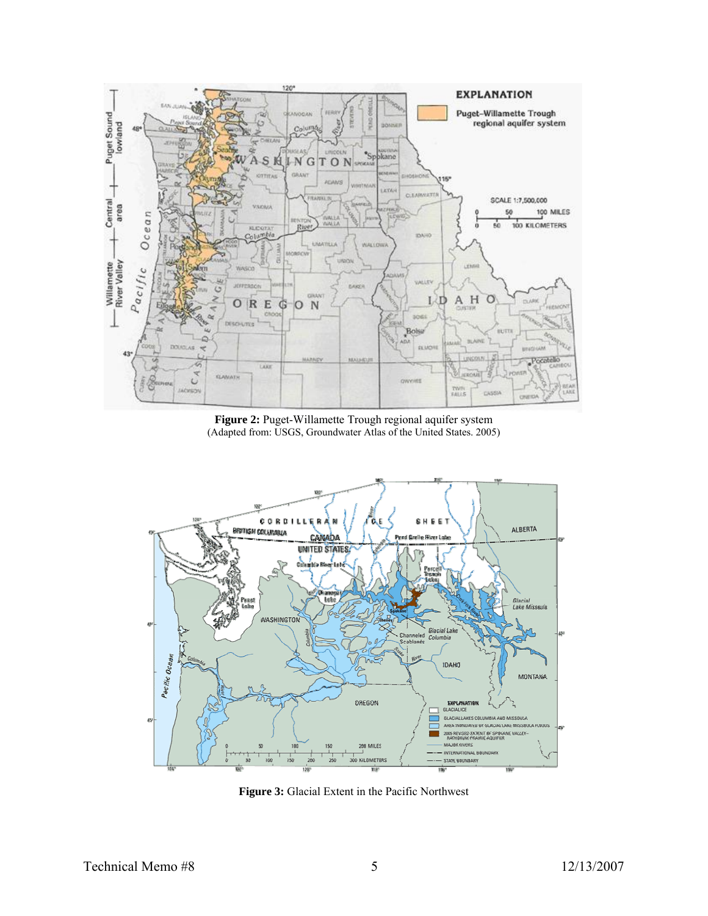**Figure 2:** Puget-Willamette Trough regional aquifer system
(Adapted from: USGS, Groundwater Atlas of the United States. 2005)

**Figure 3:** Glacial Extent in the Pacific Northwest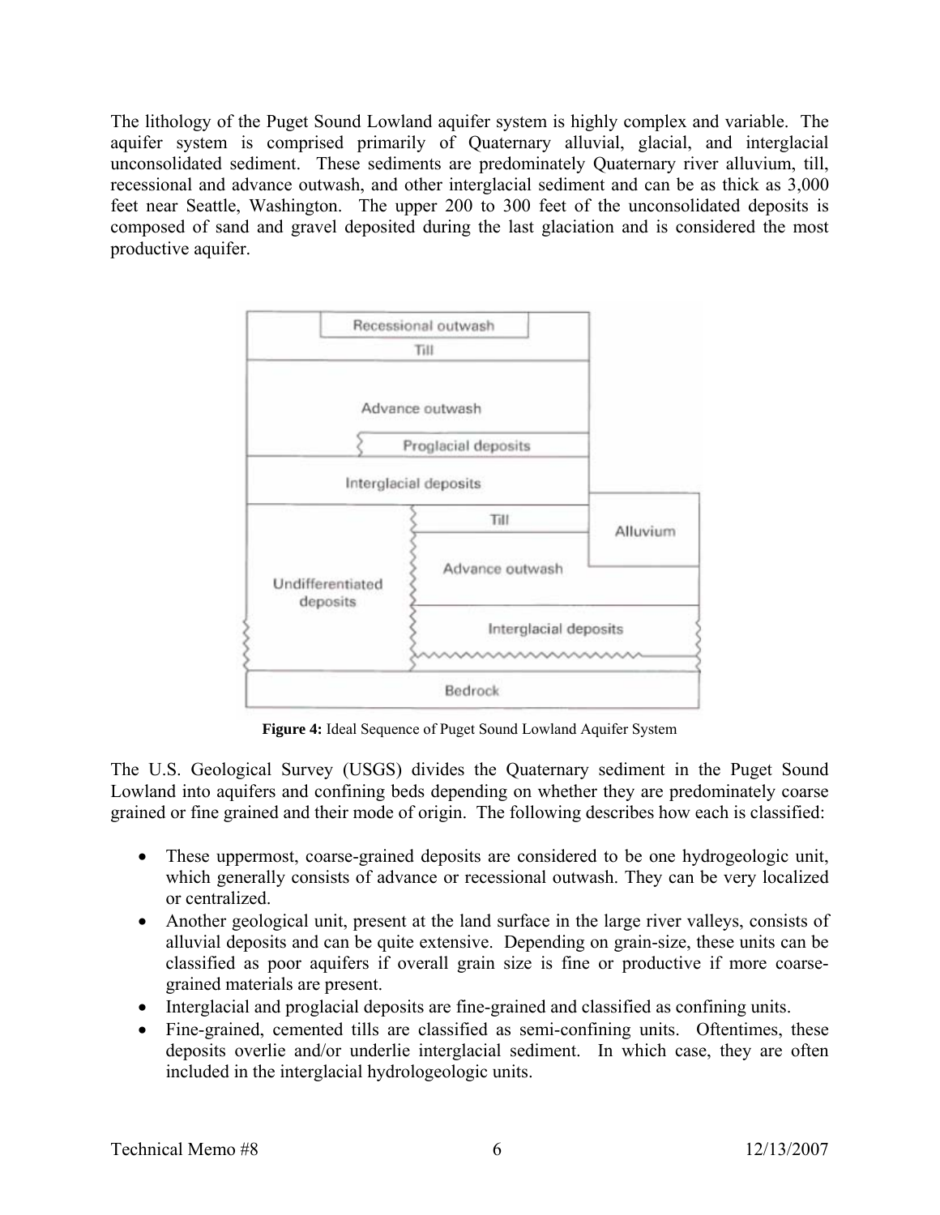The lithology of the Puget Sound Lowland aquifer system is highly complex and variable. The aquifer system is comprised primarily of Quaternary alluvial, glacial, and interglacial unconsolidated sediment. These sediments are predominately Quaternary river alluvium, till, recessional and advance outwash, and other interglacial sediment and can be as thick as 3,000 feet near Seattle, Washington. The upper 200 to 300 feet of the unconsolidated deposits is composed of sand and gravel deposited during the last glaciation and is considered the most productive aquifer.

**Figure 4:** Ideal Sequence of Puget Sound Lowland Aquifer System

The U.S. Geological Survey (USGS) divides the Quaternary sediment in the Puget Sound Lowland into aquifers and confining beds depending on whether they are predominately coarse grained or fine grained and their mode of origin. The following describes how each is classified:

- These uppermost, coarse-grained deposits are considered to be one hydrogeologic unit, which generally consists of advance or recessional outwash. They can be very localized or centralized.
- Another geological unit, present at the land surface in the large river valleys, consists of alluvial deposits and can be quite extensive. Depending on grain-size, these units can be classified as poor aquifers if overall grain size is fine or productive if more coarse-grained materials are present.
- Interglacial and proglacial deposits are fine-grained and classified as confining units.
- Fine-grained, cemented tills are classified as semi-confining units. Oftentimes, these deposits overlie and/or underlie interglacial sediment. In which case, they are often included in the interglacial hydrologeologic units.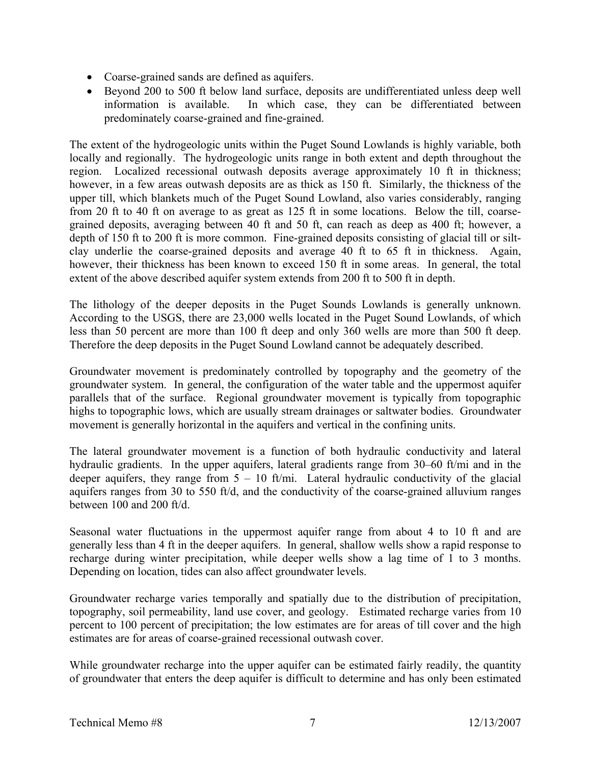- Coarse-grained sands are defined as aquifers.
- Beyond 200 to 500 ft below land surface, deposits are undifferentiated unless deep well information is available. In which case, they can be differentiated between predominately coarse-grained and fine-grained.

The extent of the hydrogeologic units within the Puget Sound Lowlands is highly variable, both locally and regionally. The hydrogeologic units range in both extent and depth throughout the region. Localized recessional outwash deposits average approximately 10 ft in thickness; however, in a few areas outwash deposits are as thick as 150 ft. Similarly, the thickness of the upper till, which blankets much of the Puget Sound Lowland, also varies considerably, ranging from 20 ft to 40 ft on average to as great as 125 ft in some locations. Below the till, coarse-grained deposits, averaging between 40 ft and 50 ft, can reach as deep as 400 ft; however, a depth of 150 ft to 200 ft is more common. Fine-grained deposits consisting of glacial till or silt-clay underlie the coarse-grained deposits and average 40 ft to 65 ft in thickness. Again, however, their thickness has been known to exceed 150 ft in some areas. In general, the total extent of the above described aquifer system extends from 200 ft to 500 ft in depth.

The lithology of the deeper deposits in the Puget Sounds Lowlands is generally unknown. According to the USGS, there are 23,000 wells located in the Puget Sound Lowlands, of which less than 50 percent are more than 100 ft deep and only 360 wells are more than 500 ft deep. Therefore the deep deposits in the Puget Sound Lowland cannot be adequately described.

Groundwater movement is predominately controlled by topography and the geometry of the groundwater system. In general, the configuration of the water table and the uppermost aquifer parallels that of the surface. Regional groundwater movement is typically from topographic highs to topographic lows, which are usually stream drainages or saltwater bodies. Groundwater movement is generally horizontal in the aquifers and vertical in the confining units.

The lateral groundwater movement is a function of both hydraulic conductivity and lateral hydraulic gradients. In the upper aquifers, lateral gradients range from 30–60 ft/mi and in the deeper aquifers, they range from 5 – 10 ft/mi. Lateral hydraulic conductivity of the glacial aquifers ranges from 30 to 550 ft/d, and the conductivity of the coarse-grained alluvium ranges between 100 and 200 ft/d.

Seasonal water fluctuations in the uppermost aquifer range from about 4 to 10 ft and are generally less than 4 ft in the deeper aquifers. In general, shallow wells show a rapid response to recharge during winter precipitation, while deeper wells show a lag time of 1 to 3 months. Depending on location, tides can also affect groundwater levels.

Groundwater recharge varies temporally and spatially due to the distribution of precipitation, topography, soil permeability, land use cover, and geology. Estimated recharge varies from 10 percent to 100 percent of precipitation; the low estimates are for areas of till cover and the high estimates are for areas of coarse-grained recessional outwash cover.

While groundwater recharge into the upper aquifer can be estimated fairly readily, the quantity of groundwater that enters the deep aquifer is difficult to determine and has only been estimated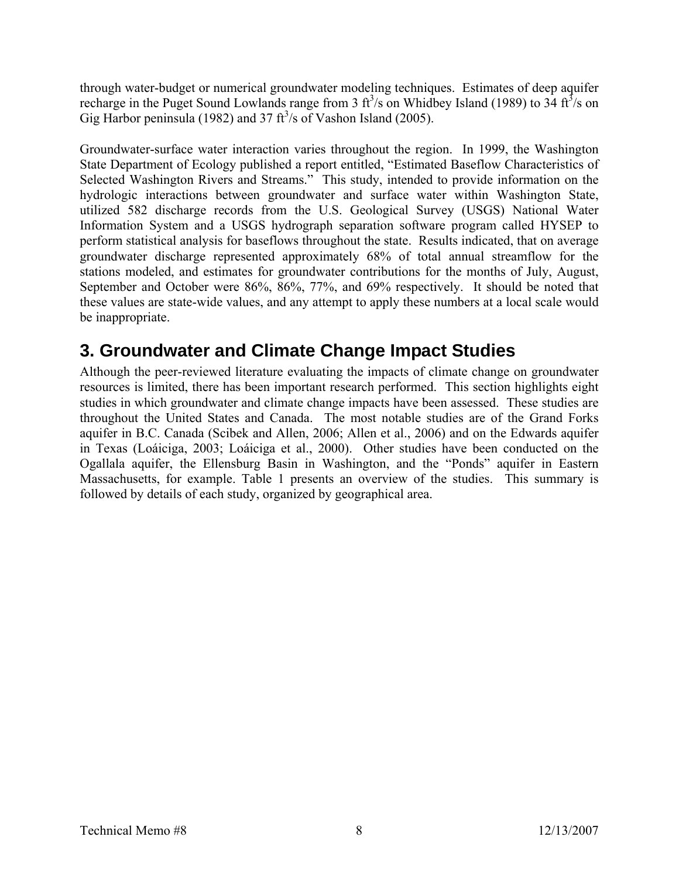through water-budget or numerical groundwater modeling techniques. Estimates of deep aquifer recharge in the Puget Sound Lowlands range from 3 $ft^3/s$ on Whidbey Island (1989) to 34 $ft^3/s$ on Gig Harbor peninsula (1982) and 37 $ft^3/s$ of Vashon Island (2005).

Groundwater-surface water interaction varies throughout the region. In 1999, the Washington State Department of Ecology published a report entitled, "Estimated Baseflow Characteristics of Selected Washington Rivers and Streams." This study, intended to provide information on the hydrologic interactions between groundwater and surface water within Washington State, utilized 582 discharge records from the U.S. Geological Survey (USGS) National Water Information System and a USGS hydrograph separation software program called HYSEP to perform statistical analysis for baseflows throughout the state. Results indicated, that on average groundwater discharge represented approximately 68% of total annual streamflow for the stations modeled, and estimates for groundwater contributions for the months of July, August, September and October were 86%, 86%, 77%, and 69% respectively. It should be noted that these values are state-wide values, and any attempt to apply these numbers at a local scale would be inappropriate.

# 3. Groundwater and Climate Change Impact Studies

Although the peer-reviewed literature evaluating the impacts of climate change on groundwater resources is limited, there has been important research performed. This section highlights eight studies in which groundwater and climate change impacts have been assessed. These studies are throughout the United States and Canada. The most notable studies are of the Grand Forks aquifer in B.C. Canada (Scibek and Allen, 2006; Allen et al., 2006) and on the Edwards aquifer in Texas (Loáiciga, 2003; Loáiciga et al., 2000). Other studies have been conducted on the Ogallala aquifer, the Ellensburg Basin in Washington, and the "Ponds" aquifer in Eastern Massachusetts, for example. Table 1 presents an overview of the studies. This summary is followed by details of each study, organized by geographical area.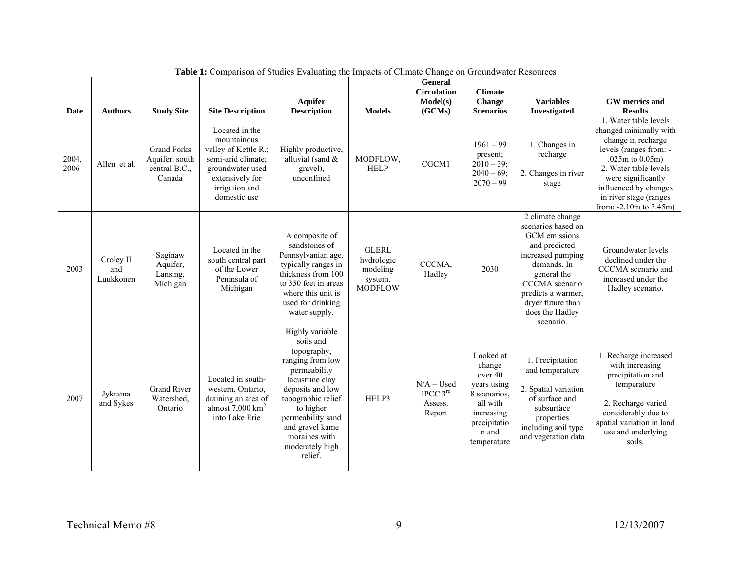**Table 1:** Comparison of Studies Evaluating the Impacts of Climate Change on Groundwater Resources

| Date | Authors | Study Site | Site Description | Aquifer Description | Models | General Circulation Model(s) (GCMs) | Climate Change Scenarios | Variables Investigated | GW metrics and Results |
|---|---|---|---|---|---|---|---|---|---|
| 2004, 2006 | Allen et al. | Grand Forks Aquifer, south central B.C., Canada | Located in the mountainous valley of Kettle R.; semi-arid climate; groundwater used extensively for irrigation and domestic use | Highly productive, alluvial (sand & gravel), unconfined | MODFLOW, HELP | CGCM1 | 1961 – 99 present; 2010 – 39; 2040 – 69; 2070 – 99 | 1. Changes in recharge<br><br>2. Changes in river stage | 1. Water table levels changed minimally with change in recharge levels (ranges from: -.025m to 0.05m)<br>2. Water table levels were significantly influenced by changes in river stage (ranges from: -2.10m to 3.45m) |
| 2003 | Croley II and Luukkonen | Saginaw Aquifer, Lansing, Michigan | Located in the south central part of the Lower Peninsula of Michigan | A composite of sandstones of Pennsylvanian age, typically ranges in thickness from 100 to 350 feet in areas where this unit is used for drinking water supply. | GLERL hydrologic modeling system, MODFLOW | CCCMA, Hadley | 2030 | 2 climate change scenarios based on GCM emissions and predicted increased pumping demands. In general the CCCMA scenario predicts a warmer, dryer future than does the Hadley scenario. | Groundwater levels declined under the CCCMA scenario and increased under the Hadley scenario. |
| 2007 | Jykrama and Sykes | Grand River Watershed, Ontario | Located in south-western, Ontario, draining an area of almost 7,000 km$^2$ into Lake Erie | Highly variable soils and topography, ranging from low permeability lacustrine clay deposits and low topographic relief to higher permeability sand and gravel kame moraines with moderately high relief. | HELP3 | N/A – Used IPCC 3$^{rd}$ Assess. Report | Looked at change over 40 years using 8 scenarios, all with increasing precipitation and temperature | 1. Precipitation and temperature<br><br>2. Spatial variation of surface and subsurface properties including soil type and vegetation data | 1. Recharge increased with increasing precipitation and temperature<br><br>2. Recharge varied considerably due to spatial variation in land use and underlying soils. |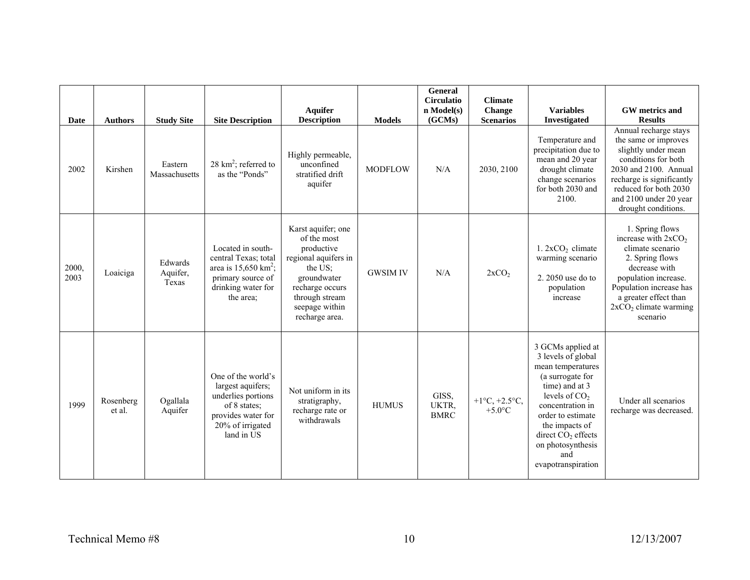| Date | Authors | Study Site | Site Description | Aquifer Description | Models | General Circulation Model(s) (GCMs) | Climate Change Scenarios | Variables Investigated | GW metrics and Results |
|---|---|---|---|---|---|---|---|---|---|
| 2002 | Kirshen | Eastern Massachusetts | 28 $km^2$; referred to as the "Ponds" | Highly permeable, unconfined stratified drift aquifer | MODFLOW | N/A | 2030, 2100 | Temperature and precipitation due to mean and 20 year drought climate change scenarios for both 2030 and 2100. | Annual recharge stays the same or improves slightly under mean conditions for both 2030 and 2100. Annual recharge is significantly reduced for both 2030 and 2100 under 20 year drought conditions. |
| 2000, 2003 | Loaiciga | Edwards Aquifer, Texas | Located in south-central Texas; total area is 15,650 $km^2$; primary source of drinking water for the area; | Karst aquifer; one of the most productive regional aquifers in the US; groundwater recharge occurs through stream seepage within recharge area. | GWSIM IV | N/A | $2xCO_2$ | 1. $2xCO_2$ climate warming scenario<br><br>2. 2050 use do to population increase | 1. Spring flows increase with $2xCO_2$ climate scenario<br>2. Spring flows decrease with population increase. Population increase has a greater effect than $2xCO_2$ climate warming scenario |
| 1999 | Rosenberg et al. | Ogallala Aquifer | One of the world's largest aquifers; underlies portions of 8 states; provides water for 20% of irrigated land in US | Not uniform in its stratigraphy, recharge rate or withdrawals | HUMUS | GISS, UKTR, BMRC | +1°C, +2.5°C, +5.0°C | 3 GCMs applied at 3 levels of global mean temperatures (a surrogate for time) and at 3 levels of $CO_2$ concentration in order to estimate the impacts of direct $CO_2$ effects on photosynthesis and evapotranspiration | Under all scenarios recharge was decreased. |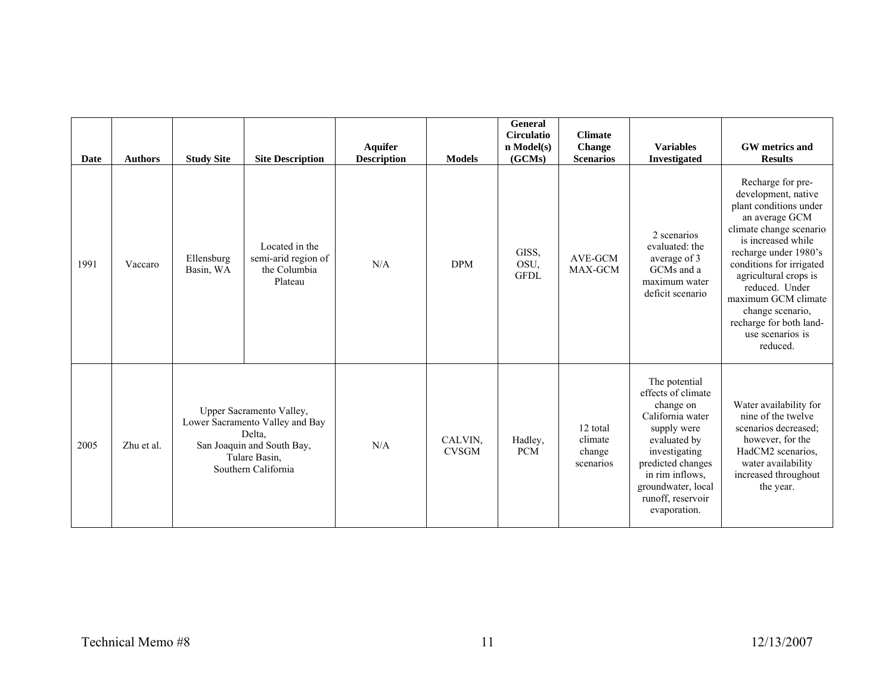| Date | Authors | Study Site | Site Description | Aquifer Description | Models | General Circulation Model(s) (GCMs) | Climate Change Scenarios | Variables Investigated | GW metrics and Results |
|---|---|---|---|---|---|---|---|---|---|
| 1991 | Vaccaro | Ellensburg Basin, WA | Located in the semi-arid region of the Columbia Plateau | N/A | DPM | GISS, OSU, GFDL | AVE-GCM MAX-GCM | 2 scenarios evaluated: the average of 3 GCMs and a maximum water deficit scenario | Recharge for pre-development, native plant conditions under an average GCM climate change scenario is increased while recharge under 1980's conditions for irrigated agricultural crops is reduced. Under maximum GCM climate change scenario, recharge for both land-use scenarios is reduced. |
| 2005 | Zhu et al. | Upper Sacramento Valley, Lower Sacramento Valley and Bay Delta, San Joaquin and South Bay, Tulare Basin, Southern California | | N/A | CALVIN, CVSGM | Hadley, PCM | 12 total climate change scenarios | The potential effects of climate change on California water supply were evaluated by investigating predicted changes in rim inflows, groundwater, local runoff, reservoir evaporation. | Water availability for nine of the twelve scenarios decreased; however, for the HadCM2 scenarios, water availability increased throughout the year. |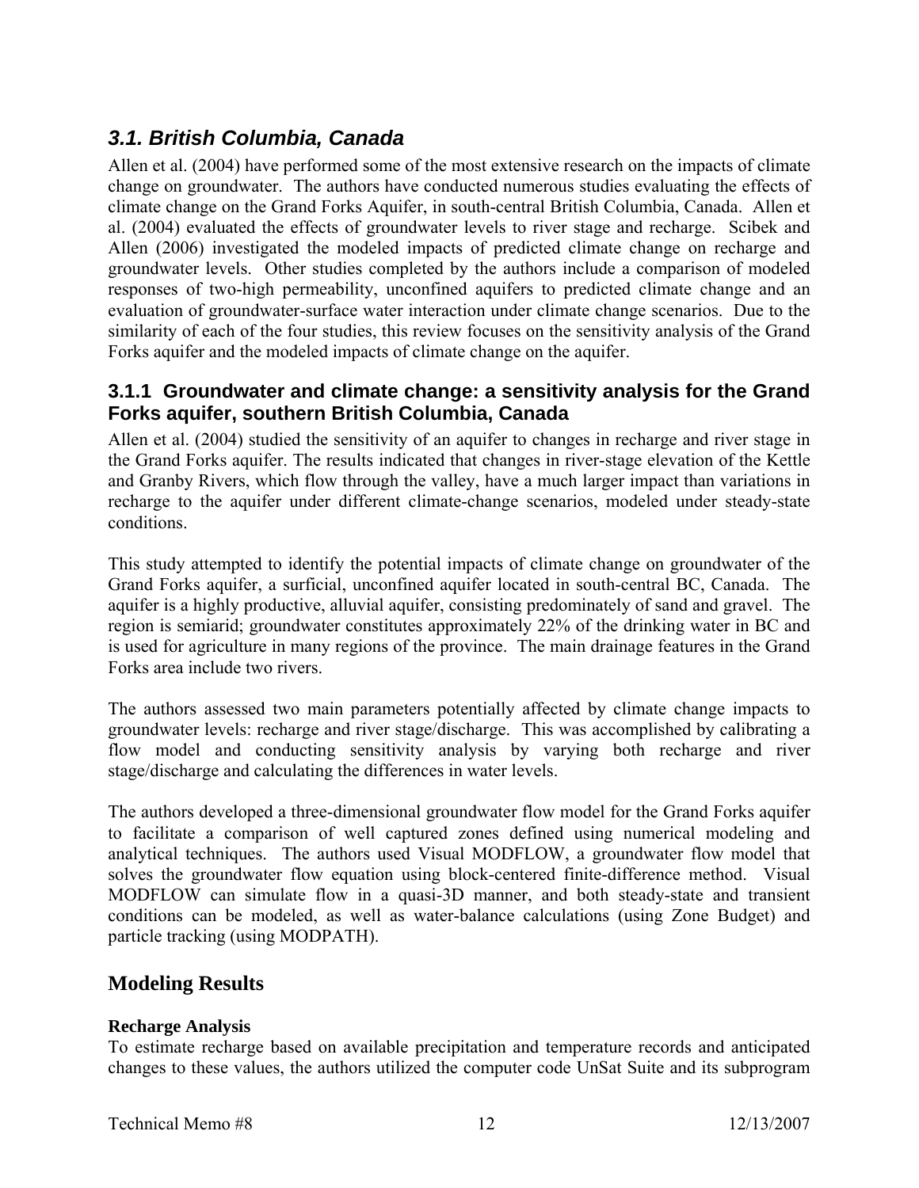## *3.1. British Columbia, Canada*

Allen et al. (2004) have performed some of the most extensive research on the impacts of climate change on groundwater. The authors have conducted numerous studies evaluating the effects of climate change on the Grand Forks Aquifer, in south-central British Columbia, Canada. Allen et al. (2004) evaluated the effects of groundwater levels to river stage and recharge. Scibek and Allen (2006) investigated the modeled impacts of predicted climate change on recharge and groundwater levels. Other studies completed by the authors include a comparison of modeled responses of two-high permeability, unconfined aquifers to predicted climate change and an evaluation of groundwater-surface water interaction under climate change scenarios. Due to the similarity of each of the four studies, this review focuses on the sensitivity analysis of the Grand Forks aquifer and the modeled impacts of climate change on the aquifer.

### 3.1.1 Groundwater and climate change: a sensitivity analysis for the Grand Forks aquifer, southern British Columbia, Canada

Allen et al. (2004) studied the sensitivity of an aquifer to changes in recharge and river stage in the Grand Forks aquifer. The results indicated that changes in river-stage elevation of the Kettle and Granby Rivers, which flow through the valley, have a much larger impact than variations in recharge to the aquifer under different climate-change scenarios, modeled under steady-state conditions.

This study attempted to identify the potential impacts of climate change on groundwater of the Grand Forks aquifer, a surficial, unconfined aquifer located in south-central BC, Canada. The aquifer is a highly productive, alluvial aquifer, consisting predominately of sand and gravel. The region is semiarid; groundwater constitutes approximately 22% of the drinking water in BC and is used for agriculture in many regions of the province. The main drainage features in the Grand Forks area include two rivers.

The authors assessed two main parameters potentially affected by climate change impacts to groundwater levels: recharge and river stage/discharge. This was accomplished by calibrating a flow model and conducting sensitivity analysis by varying both recharge and river stage/discharge and calculating the differences in water levels.

The authors developed a three-dimensional groundwater flow model for the Grand Forks aquifer to facilitate a comparison of well captured zones defined using numerical modeling and analytical techniques. The authors used Visual MODFLOW, a groundwater flow model that solves the groundwater flow equation using block-centered finite-difference method. Visual MODFLOW can simulate flow in a quasi-3D manner, and both steady-state and transient conditions can be modeled, as well as water-balance calculations (using Zone Budget) and particle tracking (using MODPATH).

## Modeling Results

**Recharge Analysis**

To estimate recharge based on available precipitation and temperature records and anticipated changes to these values, the authors utilized the computer code UnSat Suite and its subprogram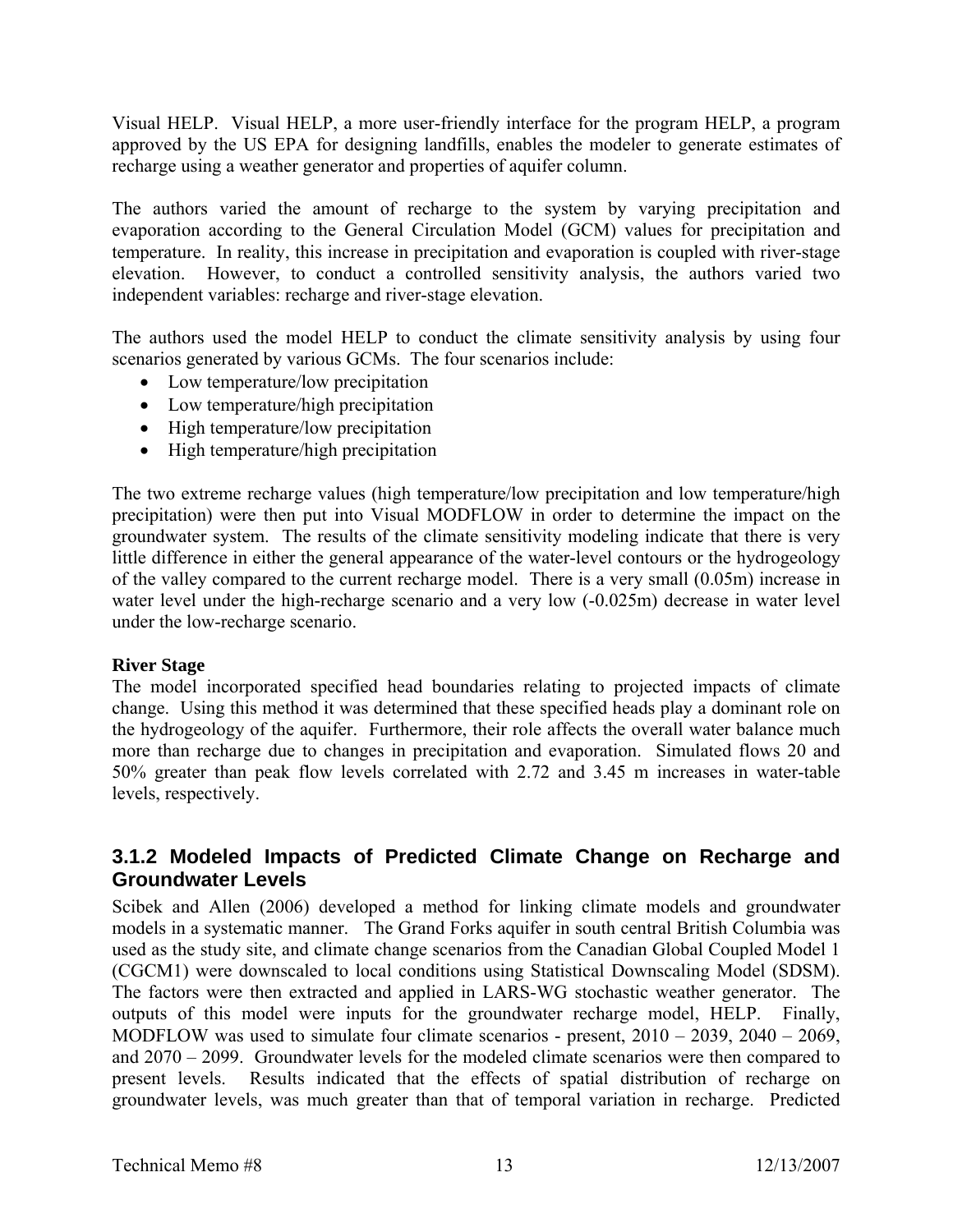Visual HELP. Visual HELP, a more user-friendly interface for the program HELP, a program approved by the US EPA for designing landfills, enables the modeler to generate estimates of recharge using a weather generator and properties of aquifer column.

The authors varied the amount of recharge to the system by varying precipitation and evaporation according to the General Circulation Model (GCM) values for precipitation and temperature. In reality, this increase in precipitation and evaporation is coupled with river-stage elevation. However, to conduct a controlled sensitivity analysis, the authors varied two independent variables: recharge and river-stage elevation.

The authors used the model HELP to conduct the climate sensitivity analysis by using four scenarios generated by various GCMs. The four scenarios include:

- Low temperature/low precipitation
- Low temperature/high precipitation
- High temperature/low precipitation
- High temperature/high precipitation

The two extreme recharge values (high temperature/low precipitation and low temperature/high precipitation) were then put into Visual MODFLOW in order to determine the impact on the groundwater system. The results of the climate sensitivity modeling indicate that there is very little difference in either the general appearance of the water-level contours or the hydrogeology of the valley compared to the current recharge model. There is a very small (0.05m) increase in water level under the high-recharge scenario and a very low (-0.025m) decrease in water level under the low-recharge scenario.

**River Stage**

The model incorporated specified head boundaries relating to projected impacts of climate change. Using this method it was determined that these specified heads play a dominant role on the hydrogeology of the aquifer. Furthermore, their role affects the overall water balance much more than recharge due to changes in precipitation and evaporation. Simulated flows 20 and 50% greater than peak flow levels correlated with 2.72 and 3.45 m increases in water-table levels, respectively.

### 3.1.2 Modeled Impacts of Predicted Climate Change on Recharge and Groundwater Levels

Scibek and Allen (2006) developed a method for linking climate models and groundwater models in a systematic manner. The Grand Forks aquifer in south central British Columbia was used as the study site, and climate change scenarios from the Canadian Global Coupled Model 1 (CGCM1) were downscaled to local conditions using Statistical Downscaling Model (SDSM). The factors were then extracted and applied in LARS-WG stochastic weather generator. The outputs of this model were inputs for the groundwater recharge model, HELP. Finally, MODFLOW was used to simulate four climate scenarios - present, 2010 – 2039, 2040 – 2069, and 2070 – 2099. Groundwater levels for the modeled climate scenarios were then compared to present levels. Results indicated that the effects of spatial distribution of recharge on groundwater levels, was much greater than that of temporal variation in recharge. Predicted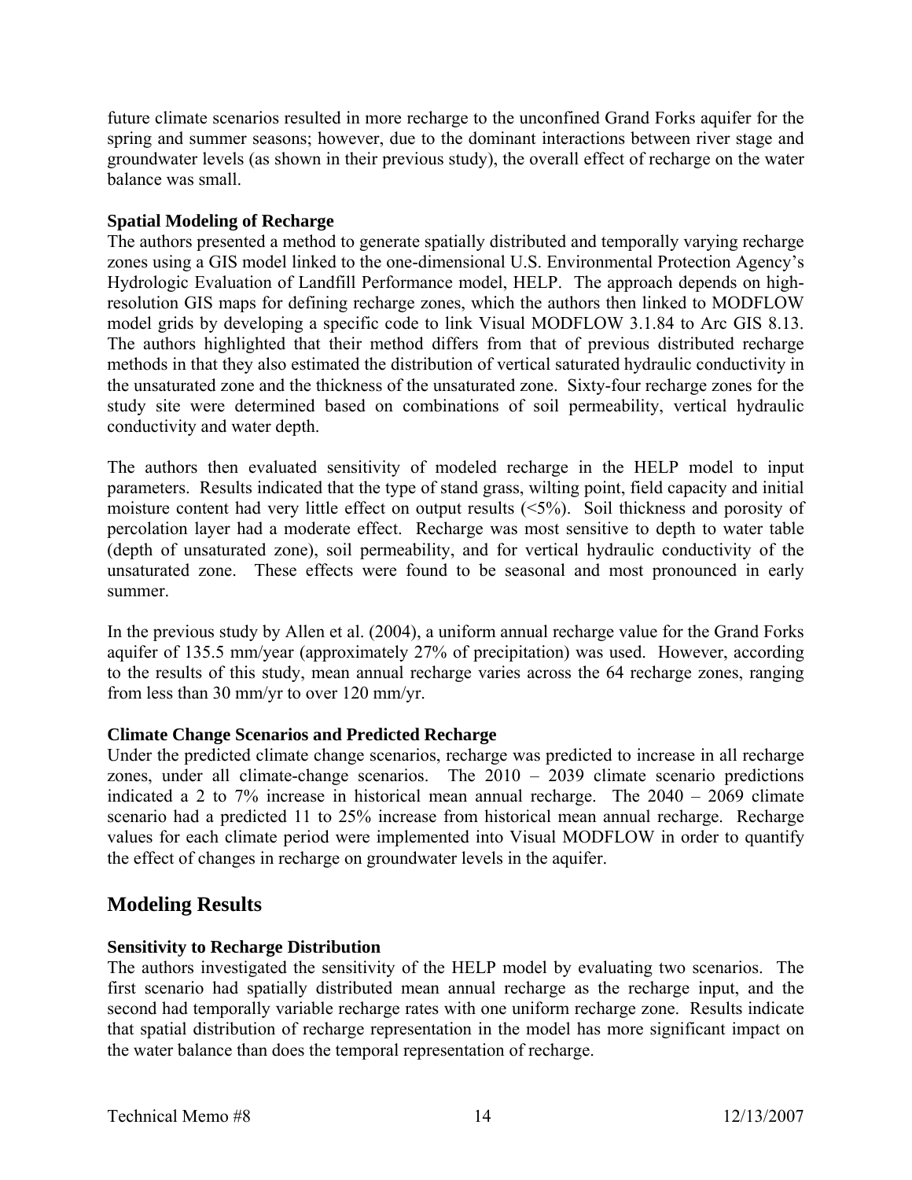future climate scenarios resulted in more recharge to the unconfined Grand Forks aquifer for the spring and summer seasons; however, due to the dominant interactions between river stage and groundwater levels (as shown in their previous study), the overall effect of recharge on the water balance was small.

**Spatial Modeling of Recharge**

The authors presented a method to generate spatially distributed and temporally varying recharge zones using a GIS model linked to the one-dimensional U.S. Environmental Protection Agency's Hydrologic Evaluation of Landfill Performance model, HELP. The approach depends on high-resolution GIS maps for defining recharge zones, which the authors then linked to MODFLOW model grids by developing a specific code to link Visual MODFLOW 3.1.84 to Arc GIS 8.13. The authors highlighted that their method differs from that of previous distributed recharge methods in that they also estimated the distribution of vertical saturated hydraulic conductivity in the unsaturated zone and the thickness of the unsaturated zone. Sixty-four recharge zones for the study site were determined based on combinations of soil permeability, vertical hydraulic conductivity and water depth.

The authors then evaluated sensitivity of modeled recharge in the HELP model to input parameters. Results indicated that the type of stand grass, wilting point, field capacity and initial moisture content had very little effect on output results (<5%). Soil thickness and porosity of percolation layer had a moderate effect. Recharge was most sensitive to depth to water table (depth of unsaturated zone), soil permeability, and for vertical hydraulic conductivity of the unsaturated zone. These effects were found to be seasonal and most pronounced in early summer.

In the previous study by Allen et al. (2004), a uniform annual recharge value for the Grand Forks aquifer of 135.5 mm/year (approximately 27% of precipitation) was used. However, according to the results of this study, mean annual recharge varies across the 64 recharge zones, ranging from less than 30 mm/yr to over 120 mm/yr.

**Climate Change Scenarios and Predicted Recharge**

Under the predicted climate change scenarios, recharge was predicted to increase in all recharge zones, under all climate-change scenarios. The 2010 – 2039 climate scenario predictions indicated a 2 to 7% increase in historical mean annual recharge. The 2040 – 2069 climate scenario had a predicted 11 to 25% increase from historical mean annual recharge. Recharge values for each climate period were implemented into Visual MODFLOW in order to quantify the effect of changes in recharge on groundwater levels in the aquifer.

## Modeling Results

**Sensitivity to Recharge Distribution**

The authors investigated the sensitivity of the HELP model by evaluating two scenarios. The first scenario had spatially distributed mean annual recharge as the recharge input, and the second had temporally variable recharge rates with one uniform recharge zone. Results indicate that spatial distribution of recharge representation in the model has more significant impact on the water balance than does the temporal representation of recharge.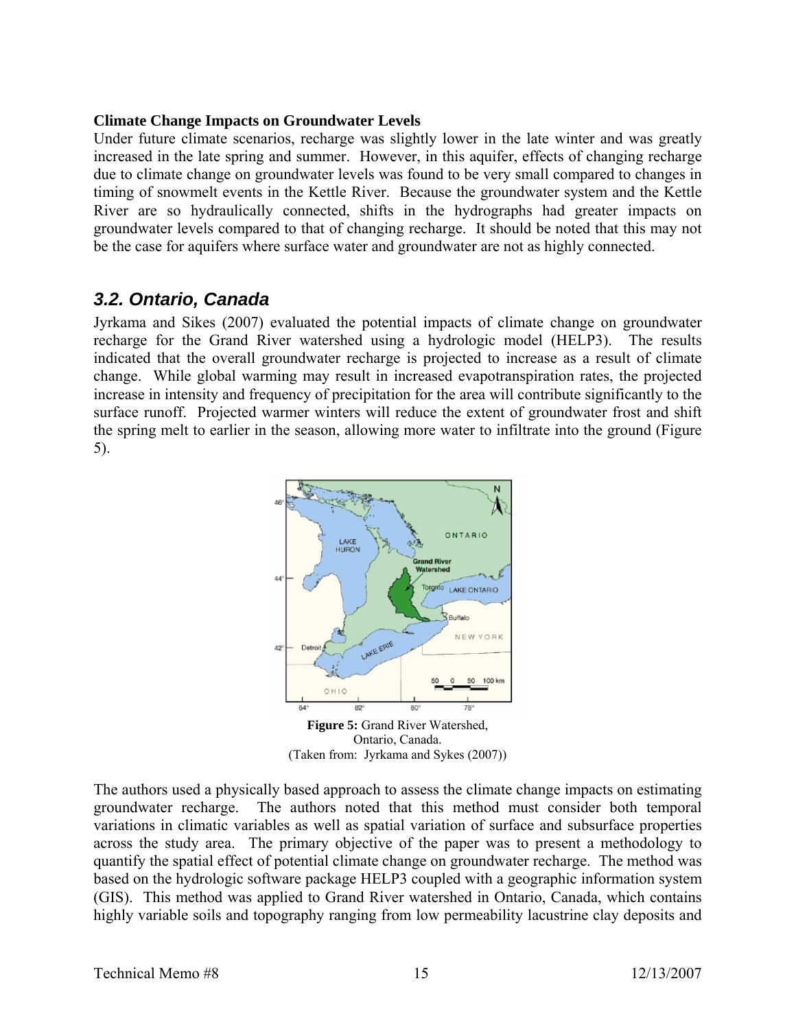**Climate Change Impacts on Groundwater Levels**

Under future climate scenarios, recharge was slightly lower in the late winter and was greatly increased in the late spring and summer. However, in this aquifer, effects of changing recharge due to climate change on groundwater levels was found to be very small compared to changes in timing of snowmelt events in the Kettle River. Because the groundwater system and the Kettle River are so hydraulically connected, shifts in the hydrographs had greater impacts on groundwater levels compared to that of changing recharge. It should be noted that this may not be the case for aquifers where surface water and groundwater are not as highly connected.

## *3.2. Ontario, Canada*

Jyrkama and Sikes (2007) evaluated the potential impacts of climate change on groundwater recharge for the Grand River watershed using a hydrologic model (HELP3). The results indicated that the overall groundwater recharge is projected to increase as a result of climate change. While global warming may result in increased evapotranspiration rates, the projected increase in intensity and frequency of precipitation for the area will contribute significantly to the surface runoff. Projected warmer winters will reduce the extent of groundwater frost and shift the spring melt to earlier in the season, allowing more water to infiltrate into the ground (Figure 5).

**Figure 5:** Grand River Watershed, Ontario, Canada.
(Taken from: Jyrkama and Sykes (2007))

The authors used a physically based approach to assess the climate change impacts on estimating groundwater recharge. The authors noted that this method must consider both temporal variations in climatic variables as well as spatial variation of surface and subsurface properties across the study area. The primary objective of the paper was to present a methodology to quantify the spatial effect of potential climate change on groundwater recharge. The method was based on the hydrologic software package HELP3 coupled with a geographic information system (GIS). This method was applied to Grand River watershed in Ontario, Canada, which contains highly variable soils and topography ranging from low permeability lacustrine clay deposits and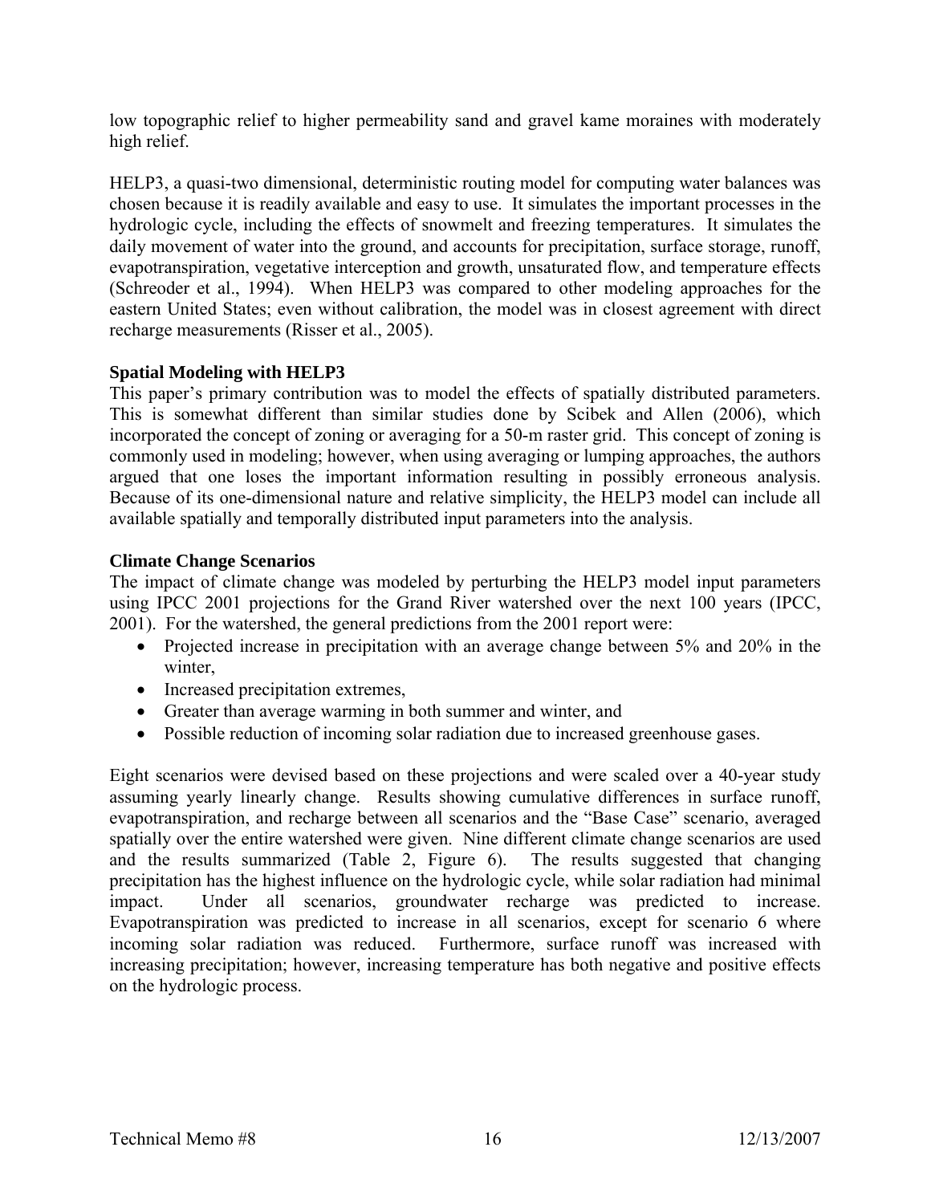low topographic relief to higher permeability sand and gravel kame moraines with moderately high relief.

HELP3, a quasi-two dimensional, deterministic routing model for computing water balances was chosen because it is readily available and easy to use. It simulates the important processes in the hydrologic cycle, including the effects of snowmelt and freezing temperatures. It simulates the daily movement of water into the ground, and accounts for precipitation, surface storage, runoff, evapotranspiration, vegetative interception and growth, unsaturated flow, and temperature effects (Schreoder et al., 1994). When HELP3 was compared to other modeling approaches for the eastern United States; even without calibration, the model was in closest agreement with direct recharge measurements (Risser et al., 2005).

### Spatial Modeling with HELP3

This paper's primary contribution was to model the effects of spatially distributed parameters. This is somewhat different than similar studies done by Scibek and Allen (2006), which incorporated the concept of zoning or averaging for a 50-m raster grid. This concept of zoning is commonly used in modeling; however, when using averaging or lumping approaches, the authors argued that one loses the important information resulting in possibly erroneous analysis. Because of its one-dimensional nature and relative simplicity, the HELP3 model can include all available spatially and temporally distributed input parameters into the analysis.

### Climate Change Scenarios

The impact of climate change was modeled by perturbing the HELP3 model input parameters using IPCC 2001 projections for the Grand River watershed over the next 100 years (IPCC, 2001). For the watershed, the general predictions from the 2001 report were:

- Projected increase in precipitation with an average change between 5% and 20% in the winter,
- Increased precipitation extremes,
- Greater than average warming in both summer and winter, and
- Possible reduction of incoming solar radiation due to increased greenhouse gases.

Eight scenarios were devised based on these projections and were scaled over a 40-year study assuming yearly linearly change. Results showing cumulative differences in surface runoff, evapotranspiration, and recharge between all scenarios and the "Base Case" scenario, averaged spatially over the entire watershed were given. Nine different climate change scenarios are used and the results summarized (Table 2, Figure 6). The results suggested that changing precipitation has the highest influence on the hydrologic cycle, while solar radiation had minimal impact. Under all scenarios, groundwater recharge was predicted to increase. Evapotranspiration was predicted to increase in all scenarios, except for scenario 6 where incoming solar radiation was reduced. Furthermore, surface runoff was increased with increasing precipitation; however, increasing temperature has both negative and positive effects on the hydrologic process.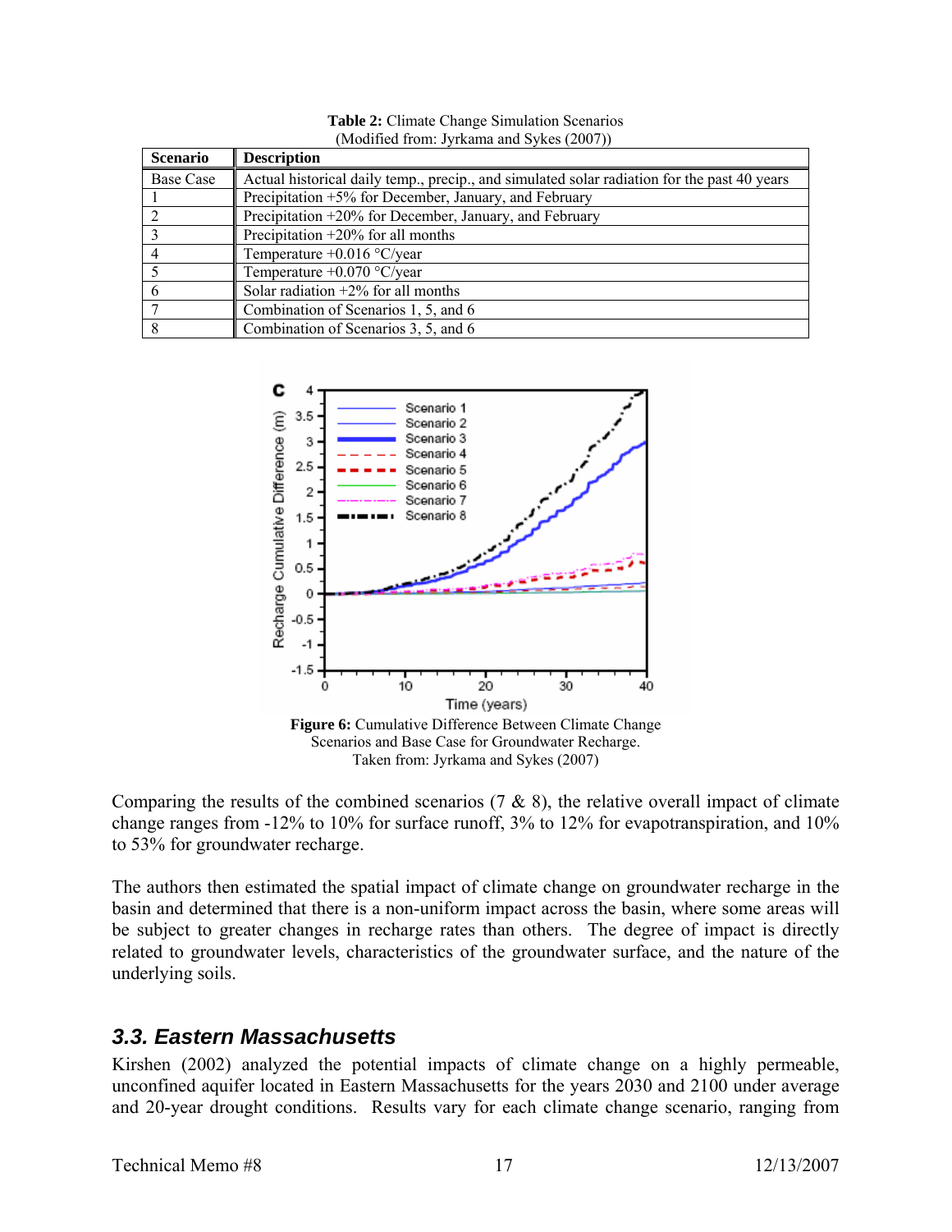**Table 2:** Climate Change Simulation Scenarios
(Modified from: Jyrkama and Sykes (2007))

| Scenario | Description |
|---|---|
| Base Case | Actual historical daily temp., precip., and simulated solar radiation for the past 40 years |
| 1 | Precipitation +5% for December, January, and February |
| 2 | Precipitation +20% for December, January, and February |
| 3 | Precipitation +20% for all months |
| 4 | Temperature +0.016 °C/year |
| 5 | Temperature +0.070 °C/year |
| 6 | Solar radiation +2% for all months |
| 7 | Combination of Scenarios 1, 5, and 6 |
| 8 | Combination of Scenarios 3, 5, and 6 |

**Figure 6:** Cumulative Difference Between Climate Change Scenarios and Base Case for Groundwater Recharge. Taken from: Jyrkama and Sykes (2007)

Comparing the results of the combined scenarios (7 & 8), the relative overall impact of climate change ranges from -12% to 10% for surface runoff, 3% to 12% for evapotranspiration, and 10% to 53% for groundwater recharge.

The authors then estimated the spatial impact of climate change on groundwater recharge in the basin and determined that there is a non-uniform impact across the basin, where some areas will be subject to greater changes in recharge rates than others. The degree of impact is directly related to groundwater levels, characteristics of the groundwater surface, and the nature of the underlying soils.

### 3.3. Eastern Massachusetts

Kirshen (2002) analyzed the potential impacts of climate change on a highly permeable, unconfined aquifer located in Eastern Massachusetts for the years 2030 and 2100 under average and 20-year drought conditions. Results vary for each climate change scenario, ranging from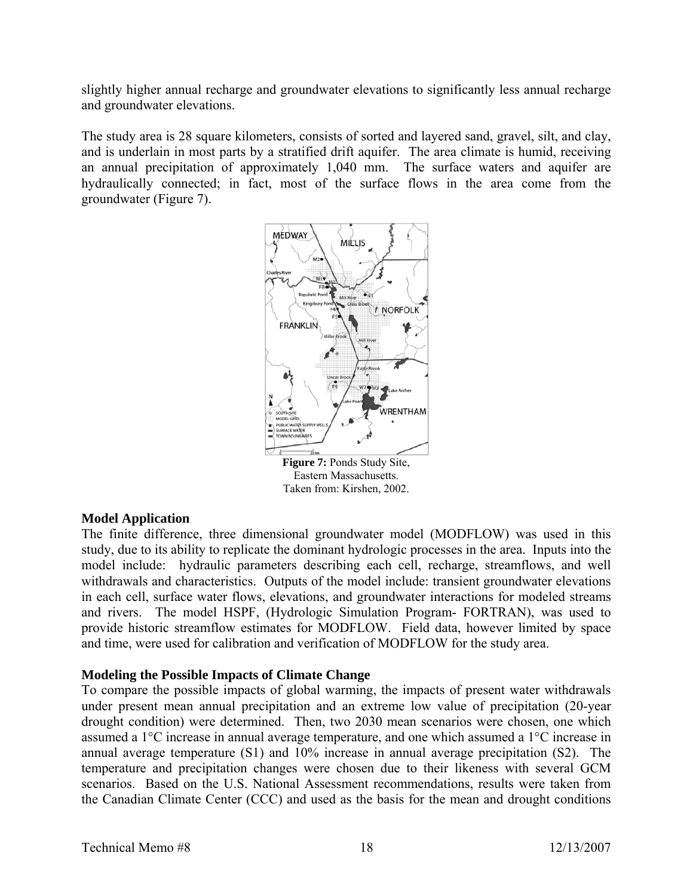slightly higher annual recharge and groundwater elevations to significantly less annual recharge and groundwater elevations.

The study area is 28 square kilometers, consists of sorted and layered sand, gravel, silt, and clay, and is underlain in most parts by a stratified drift aquifer. The area climate is humid, receiving an annual precipitation of approximately 1,040 mm. The surface waters and aquifer are hydraulically connected; in fact, most of the surface flows in the area come from the groundwater (Figure 7).

**Figure 7:** Ponds Study Site, Eastern Massachusetts. Taken from: Kirshen, 2002.

### Model Application

The finite difference, three dimensional groundwater model (MODFLOW) was used in this study, due to its ability to replicate the dominant hydrologic processes in the area. Inputs into the model include: hydraulic parameters describing each cell, recharge, streamflows, and well withdrawals and characteristics. Outputs of the model include: transient groundwater elevations in each cell, surface water flows, elevations, and groundwater interactions for modeled streams and rivers. The model HSPF, (Hydrologic Simulation Program- FORTRAN), was used to provide historic streamflow estimates for MODFLOW. Field data, however limited by space and time, were used for calibration and verification of MODFLOW for the study area.

### Modeling the Possible Impacts of Climate Change

To compare the possible impacts of global warming, the impacts of present water withdrawals under present mean annual precipitation and an extreme low value of precipitation (20-year drought condition) were determined. Then, two 2030 mean scenarios were chosen, one which assumed a 1°C increase in annual average temperature, and one which assumed a 1°C increase in annual average temperature (S1) and 10% increase in annual average precipitation (S2). The temperature and precipitation changes were chosen due to their likeness with several GCM scenarios. Based on the U.S. National Assessment recommendations, results were taken from the Canadian Climate Center (CCC) and used as the basis for the mean and drought conditions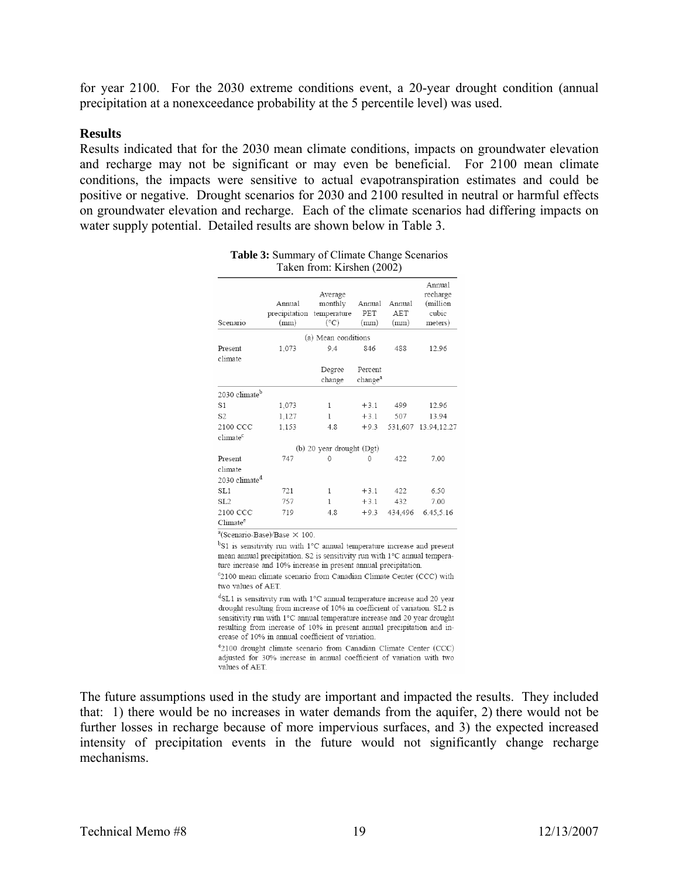for year 2100. For the 2030 extreme conditions event, a 20-year drought condition (annual precipitation at a nonexceedance probability at the 5 percentile level) was used.

**Results**

Results indicated that for the 2030 mean climate conditions, impacts on groundwater elevation and recharge may not be significant or may even be beneficial. For 2100 mean climate conditions, the impacts were sensitive to actual evapotranspiration estimates and could be positive or negative. Drought scenarios for 2030 and 2100 resulted in neutral or harmful effects on groundwater elevation and recharge. Each of the climate scenarios had differing impacts on water supply potential. Detailed results are shown below in Table 3.

**Table 3:** Summary of Climate Change Scenarios
Taken from: Kirshen (2002)

| Scenario | Annual precipitation (mm) | Average monthly temperature (°C) | Annual PET (mm) | Annual AET (mm) | Annual recharge (million cubic meters) |
|---|---|---|---|---|---|
| | | (a) Mean conditions | | | |
| Present climate | 1,073 | 9.4 | 846 | 488 | 12.96 |
| | | Degree change | Percent change[a] | | |
| 2030 climate[b] | | | | | |
| S1 | 1,073 | 1 | +3.1 | 499 | 12.96 |
| S2 | 1,127 | 1 | +3.1 | 507 | 13.94 |
| 2100 CCC climate[c] | 1,153 | 4.8 | +9.3 | 531,607 | 13.94,12.27 |
| | | (b) 20 year drought (Dgt) | | | |
| Present climate | 747 | 0 | 0 | 422 | 7.00 |
| 2030 climate[d] | | | | | |
| SL1 | 721 | 1 | +3.1 | 422 | 6.50 |
| SL2 | 757 | 1 | +3.1 | 432 | 7.00 |
| 2100 CCC Climate[e] | 719 | 4.8 | +9.3 | 434,496 | 6.45,5.16 |

[a](Scenario-Base)/Base × 100.

[b]S1 is sensitivity run with 1°C annual temperature increase and present mean annual precipitation. S2 is sensitivity run with 1°C annual temperature increase and 10% increase in present annual precipitation.

[c]2100 mean climate scenario from Canadian Climate Center (CCC) with two values of AET.

[d]SL1 is sensitivity run with 1°C annual temperature increase and 20 year drought resulting from increase of 10% in coefficient of variation. SL2 is sensitivity run with 1°C annual temperature increase and 20 year drought resulting from increase of 10% in present annual precipitation and increase of 10% in annual coefficient of variation.

[e]2100 drought climate scenario from Canadian Climate Center (CCC) adjusted for 30% increase in annual coefficient of variation with two values of AET.

The future assumptions used in the study are important and impacted the results. They included that: 1) there would be no increases in water demands from the aquifer, 2) there would not be further losses in recharge because of more impervious surfaces, and 3) the expected increased intensity of precipitation events in the future would not significantly change recharge mechanisms.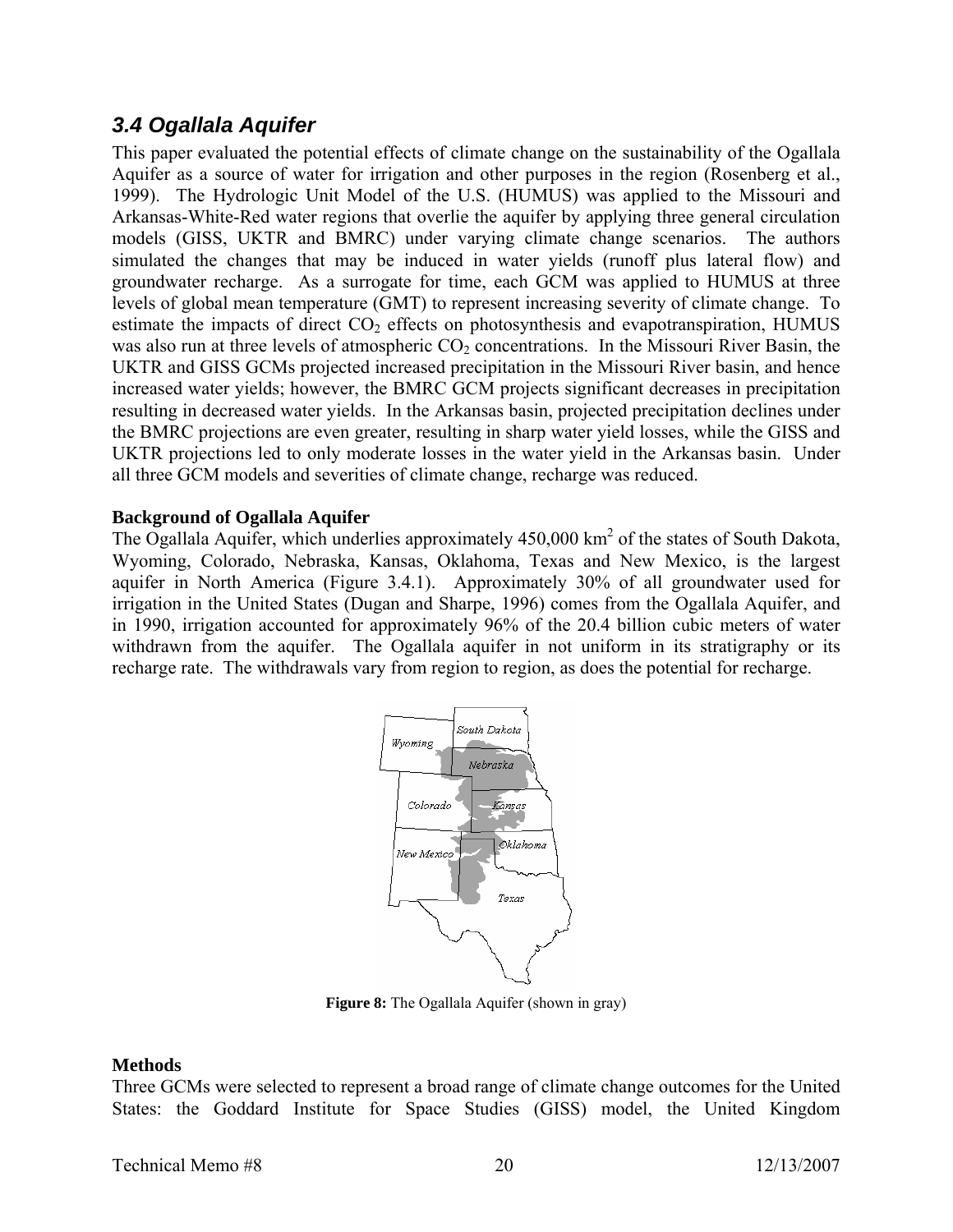## *3.4 Ogallala Aquifer*

This paper evaluated the potential effects of climate change on the sustainability of the Ogallala Aquifer as a source of water for irrigation and other purposes in the region (Rosenberg et al., 1999). The Hydrologic Unit Model of the U.S. (HUMUS) was applied to the Missouri and Arkansas-White-Red water regions that overlie the aquifer by applying three general circulation models (GISS, UKTR and BMRC) under varying climate change scenarios. The authors simulated the changes that may be induced in water yields (runoff plus lateral flow) and groundwater recharge. As a surrogate for time, each GCM was applied to HUMUS at three levels of global mean temperature (GMT) to represent increasing severity of climate change. To estimate the impacts of direct $CO_2$ effects on photosynthesis and evapotranspiration, HUMUS was also run at three levels of atmospheric $CO_2$ concentrations. In the Missouri River Basin, the UKTR and GISS GCMs projected increased precipitation in the Missouri River basin, and hence increased water yields; however, the BMRC GCM projects significant decreases in precipitation resulting in decreased water yields. In the Arkansas basin, projected precipitation declines under the BMRC projections are even greater, resulting in sharp water yield losses, while the GISS and UKTR projections led to only moderate losses in the water yield in the Arkansas basin. Under all three GCM models and severities of climate change, recharge was reduced.

**Background of Ogallala Aquifer**

The Ogallala Aquifer, which underlies approximately 450,000 km$^2$ of the states of South Dakota, Wyoming, Colorado, Nebraska, Kansas, Oklahoma, Texas and New Mexico, is the largest aquifer in North America (Figure 3.4.1). Approximately 30% of all groundwater used for irrigation in the United States (Dugan and Sharpe, 1996) comes from the Ogallala Aquifer, and in 1990, irrigation accounted for approximately 96% of the 20.4 billion cubic meters of water withdrawn from the aquifer. The Ogallala aquifer in not uniform in its stratigraphy or its recharge rate. The withdrawals vary from region to region, as does the potential for recharge.

**Figure 8:** The Ogallala Aquifer (shown in gray)

**Methods**

Three GCMs were selected to represent a broad range of climate change outcomes for the United States: the Goddard Institute for Space Studies (GISS) model, the United Kingdom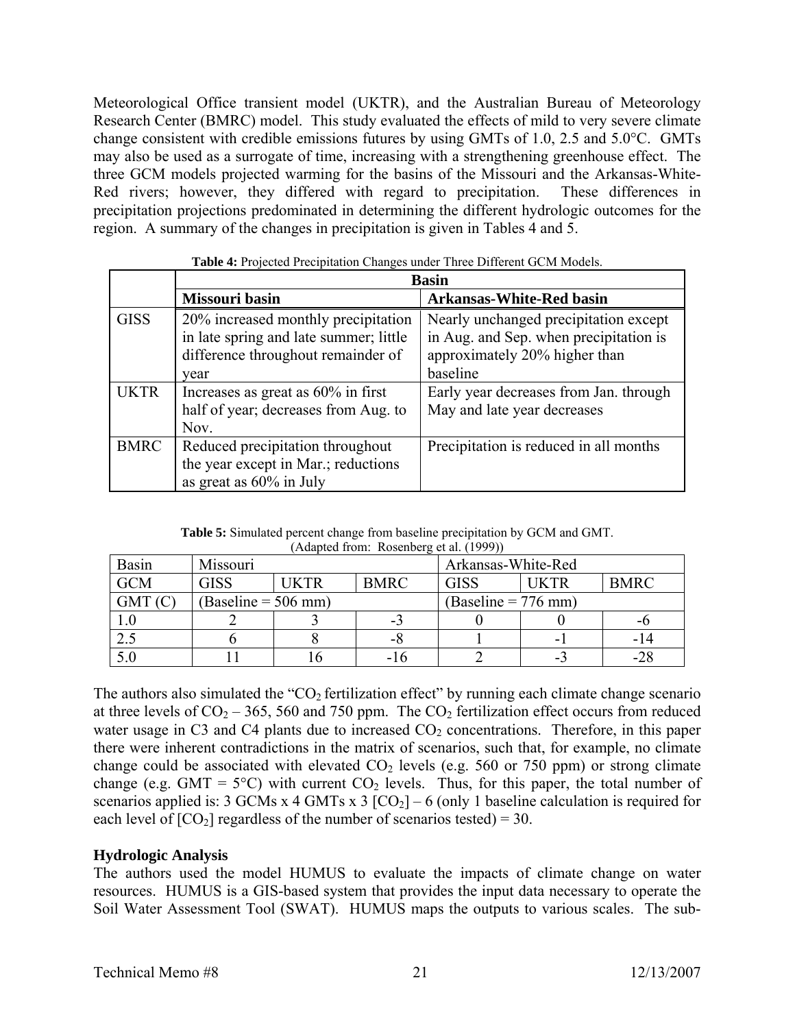Meteorological Office transient model (UKTR), and the Australian Bureau of Meteorology Research Center (BMRC) model. This study evaluated the effects of mild to very severe climate change consistent with credible emissions futures by using GMTs of 1.0, 2.5 and 5.0°C. GMTs may also be used as a surrogate of time, increasing with a strengthening greenhouse effect. The three GCM models projected warming for the basins of the Missouri and the Arkansas-White-Red rivers; however, they differed with regard to precipitation. These differences in precipitation projections predominated in determining the different hydrologic outcomes for the region. A summary of the changes in precipitation is given in Tables 4 and 5.

**Table 4:** Projected Precipitation Changes under Three Different GCM Models.

| | Basin | |
|---|---|---|
| | **Missouri basin** | **Arkansas-White-Red basin** |
| GISS | 20% increased monthly precipitation in late spring and late summer; little difference throughout remainder of year | Nearly unchanged precipitation except in Aug. and Sep. when precipitation is approximately 20% higher than baseline |
| UKTR | Increases as great as 60% in first half of year; decreases from Aug. to Nov. | Early year decreases from Jan. through May and late year decreases |
| BMRC | Reduced precipitation throughout the year except in Mar.; reductions as great as 60% in July | Precipitation is reduced in all months |

**Table 5:** Simulated percent change from baseline precipitation by GCM and GMT. (Adapted from: Rosenberg et al. (1999))

| Basin | Missouri | | | Arkansas-White-Red | | |
|---|---|---|---|---|---|---|
| GCM | GISS | UKTR | BMRC | GISS | UKTR | BMRC |
| GMT (C) | (Baseline = 506 mm) | | | (Baseline = 776 mm) | | |
| 1.0 | 2 | 3 | -3 | 0 | 0 | -6 |
| 2.5 | 6 | 8 | -8 | 1 | -1 | -14 |
| 5.0 | 11 | 16 | -16 | 2 | -3 | -28 |

The authors also simulated the "$CO_2$ fertilization effect" by running each climate change scenario at three levels of $CO_2$ – 365, 560 and 750 ppm. The $CO_2$ fertilization effect occurs from reduced water usage in C3 and C4 plants due to increased $CO_2$ concentrations. Therefore, in this paper there were inherent contradictions in the matrix of scenarios, such that, for example, no climate change could be associated with elevated $CO_2$ levels (e.g. 560 or 750 ppm) or strong climate change (e.g. GMT = 5°C) with current $CO_2$ levels. Thus, for this paper, the total number of scenarios applied is: 3 GCMs x 4 GMTs x 3 [$CO_2$] – 6 (only 1 baseline calculation is required for each level of [$CO_2$] regardless of the number of scenarios tested) = 30.

**Hydrologic Analysis**

The authors used the model HUMUS to evaluate the impacts of climate change on water resources. HUMUS is a GIS-based system that provides the input data necessary to operate the Soil Water Assessment Tool (SWAT). HUMUS maps the outputs to various scales. The sub-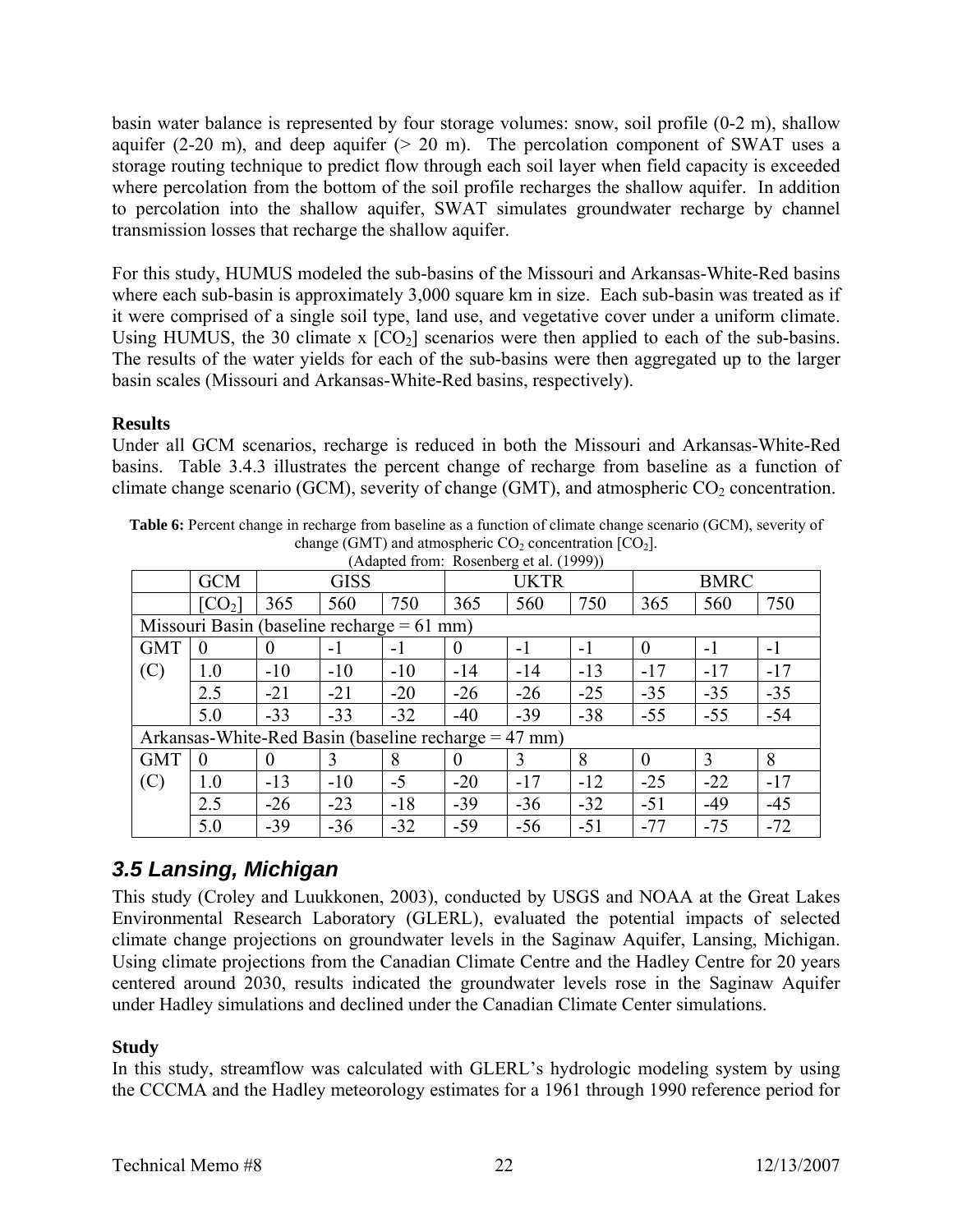basin water balance is represented by four storage volumes: snow, soil profile (0-2 m), shallow aquifer (2-20 m), and deep aquifer (> 20 m). The percolation component of SWAT uses a storage routing technique to predict flow through each soil layer when field capacity is exceeded where percolation from the bottom of the soil profile recharges the shallow aquifer. In addition to percolation into the shallow aquifer, SWAT simulates groundwater recharge by channel transmission losses that recharge the shallow aquifer.

For this study, HUMUS modeled the sub-basins of the Missouri and Arkansas-White-Red basins where each sub-basin is approximately 3,000 square km in size. Each sub-basin was treated as if it were comprised of a single soil type, land use, and vegetative cover under a uniform climate. Using HUMUS, the 30 climate x [$CO_2$] scenarios were then applied to each of the sub-basins. The results of the water yields for each of the sub-basins were then aggregated up to the larger basin scales (Missouri and Arkansas-White-Red basins, respectively).

**Results**

Under all GCM scenarios, recharge is reduced in both the Missouri and Arkansas-White-Red basins. Table 3.4.3 illustrates the percent change of recharge from baseline as a function of climate change scenario (GCM), severity of change (GMT), and atmospheric $CO_2$ concentration.

**Table 6:** Percent change in recharge from baseline as a function of climate change scenario (GCM), severity of change (GMT) and atmospheric $CO_2$ concentration [$CO_2$].
(Adapted from: Rosenberg et al. (1999))

| | GCM | GISS | | | UKTR | | | BMRC | | |
|---|---|---|---|---|---|---|---|---|---|---|
| | [$CO_2$] | 365 | 560 | 750 | 365 | 560 | 750 | 365 | 560 | 750 |
| Missouri Basin (baseline recharge = 61 mm) | | | | | | | | | | |
| GMT (C) | 0 | 0 | -1 | -1 | 0 | -1 | -1 | 0 | -1 | -1 |
| | 1.0 | -10 | -10 | -10 | -14 | -14 | -13 | -17 | -17 | -17 |
| | 2.5 | -21 | -21 | -20 | -26 | -26 | -25 | -35 | -35 | -35 |
| | 5.0 | -33 | -33 | -32 | -40 | -39 | -38 | -55 | -55 | -54 |
| Arkansas-White-Red Basin (baseline recharge = 47 mm) | | | | | | | | | | |
| GMT (C) | 0 | 0 | 3 | 8 | 0 | 3 | 8 | 0 | 3 | 8 |
| | 1.0 | -13 | -10 | -5 | -20 | -17 | -12 | -25 | -22 | -17 |
| | 2.5 | -26 | -23 | -18 | -39 | -36 | -32 | -51 | -49 | -45 |
| | 5.0 | -39 | -36 | -32 | -59 | -56 | -51 | -77 | -75 | -72 |

## 3.5 Lansing, Michigan

This study (Croley and Luukkonen, 2003), conducted by USGS and NOAA at the Great Lakes Environmental Research Laboratory (GLERL), evaluated the potential impacts of selected climate change projections on groundwater levels in the Saginaw Aquifer, Lansing, Michigan. Using climate projections from the Canadian Climate Centre and the Hadley Centre for 20 years centered around 2030, results indicated the groundwater levels rose in the Saginaw Aquifer under Hadley simulations and declined under the Canadian Climate Center simulations.

**Study**

In this study, streamflow was calculated with GLERL's hydrologic modeling system by using the CCCMA and the Hadley meteorology estimates for a 1961 through 1990 reference period for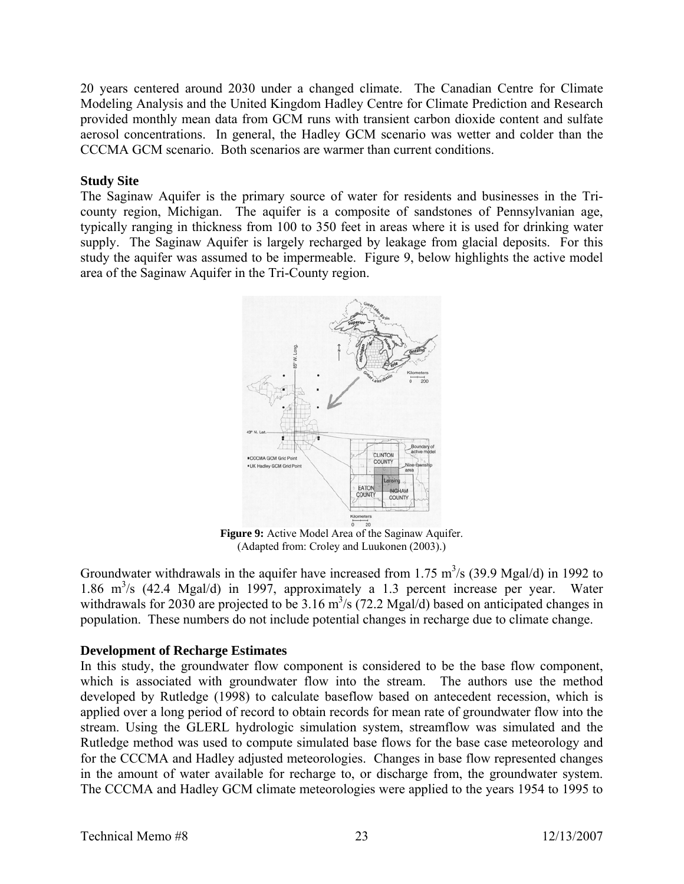20 years centered around 2030 under a changed climate. The Canadian Centre for Climate Modeling Analysis and the United Kingdom Hadley Centre for Climate Prediction and Research provided monthly mean data from GCM runs with transient carbon dioxide content and sulfate aerosol concentrations. In general, the Hadley GCM scenario was wetter and colder than the CCCMA GCM scenario. Both scenarios are warmer than current conditions.

**Study Site**

The Saginaw Aquifer is the primary source of water for residents and businesses in the Tri-county region, Michigan. The aquifer is a composite of sandstones of Pennsylvanian age, typically ranging in thickness from 100 to 350 feet in areas where it is used for drinking water supply. The Saginaw Aquifer is largely recharged by leakage from glacial deposits. For this study the aquifer was assumed to be impermeable. Figure 9, below highlights the active model area of the Saginaw Aquifer in the Tri-County region.

**Figure 9:** Active Model Area of the Saginaw Aquifer.
(Adapted from: Croley and Luukonen (2003).)

Groundwater withdrawals in the aquifer have increased from 1.75 $m^3/s$ (39.9 Mgal/d) in 1992 to 1.86 $m^3/s$ (42.4 Mgal/d) in 1997, approximately a 1.3 percent increase per year. Water withdrawals for 2030 are projected to be 3.16 $m^3/s$ (72.2 Mgal/d) based on anticipated changes in population. These numbers do not include potential changes in recharge due to climate change.

**Development of Recharge Estimates**

In this study, the groundwater flow component is considered to be the base flow component, which is associated with groundwater flow into the stream. The authors use the method developed by Rutledge (1998) to calculate baseflow based on antecedent recession, which is applied over a long period of record to obtain records for mean rate of groundwater flow into the stream. Using the GLERL hydrologic simulation system, streamflow was simulated and the Rutledge method was used to compute simulated base flows for the base case meteorology and for the CCCMA and Hadley adjusted meteorologies. Changes in base flow represented changes in the amount of water available for recharge to, or discharge from, the groundwater system. The CCCMA and Hadley GCM climate meteorologies were applied to the years 1954 to 1995 to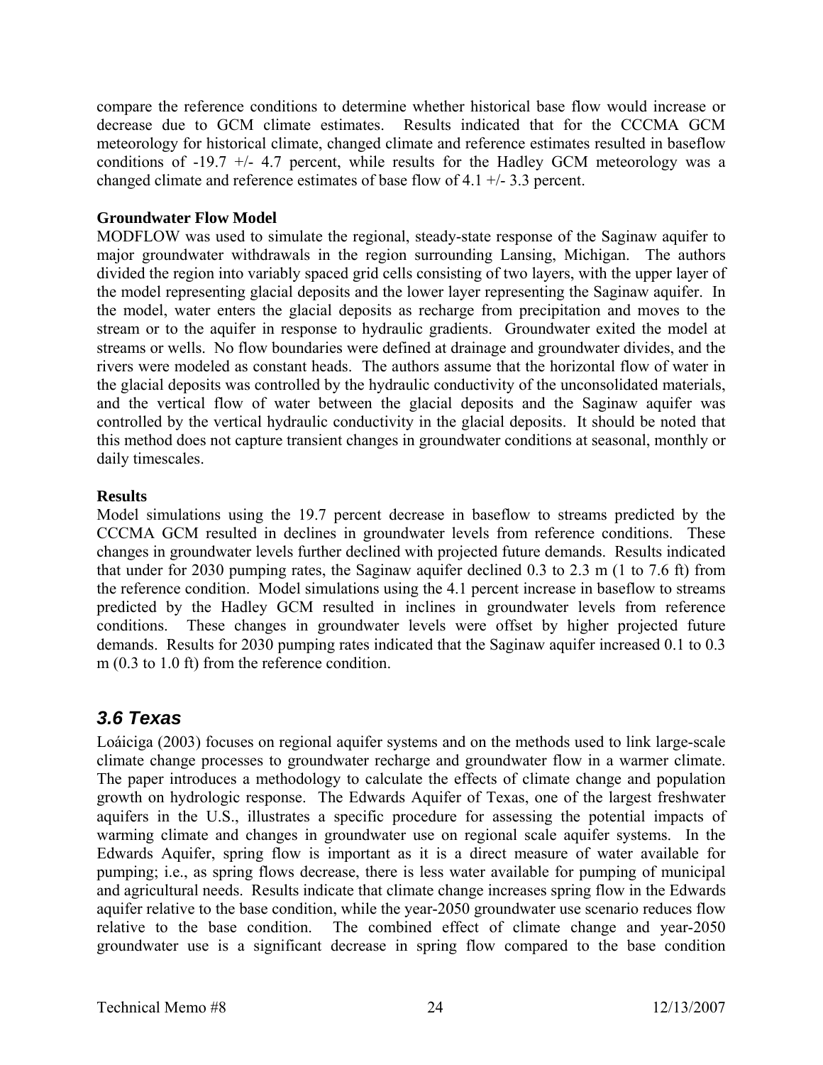compare the reference conditions to determine whether historical base flow would increase or decrease due to GCM climate estimates. Results indicated that for the CCCMA GCM meteorology for historical climate, changed climate and reference estimates resulted in baseflow conditions of -19.7 +/- 4.7 percent, while results for the Hadley GCM meteorology was a changed climate and reference estimates of base flow of 4.1 +/- 3.3 percent.

**Groundwater Flow Model**

MODFLOW was used to simulate the regional, steady-state response of the Saginaw aquifer to major groundwater withdrawals in the region surrounding Lansing, Michigan. The authors divided the region into variably spaced grid cells consisting of two layers, with the upper layer of the model representing glacial deposits and the lower layer representing the Saginaw aquifer. In the model, water enters the glacial deposits as recharge from precipitation and moves to the stream or to the aquifer in response to hydraulic gradients. Groundwater exited the model at streams or wells. No flow boundaries were defined at drainage and groundwater divides, and the rivers were modeled as constant heads. The authors assume that the horizontal flow of water in the glacial deposits was controlled by the hydraulic conductivity of the unconsolidated materials, and the vertical flow of water between the glacial deposits and the Saginaw aquifer was controlled by the vertical hydraulic conductivity in the glacial deposits. It should be noted that this method does not capture transient changes in groundwater conditions at seasonal, monthly or daily timescales.

**Results**

Model simulations using the 19.7 percent decrease in baseflow to streams predicted by the CCCMA GCM resulted in declines in groundwater levels from reference conditions. These changes in groundwater levels further declined with projected future demands. Results indicated that under for 2030 pumping rates, the Saginaw aquifer declined 0.3 to 2.3 m (1 to 7.6 ft) from the reference condition. Model simulations using the 4.1 percent increase in baseflow to streams predicted by the Hadley GCM resulted in inclines in groundwater levels from reference conditions. These changes in groundwater levels were offset by higher projected future demands. Results for 2030 pumping rates indicated that the Saginaw aquifer increased 0.1 to 0.3 m (0.3 to 1.0 ft) from the reference condition.

## *3.6 Texas*

Loáiciga (2003) focuses on regional aquifer systems and on the methods used to link large-scale climate change processes to groundwater recharge and groundwater flow in a warmer climate. The paper introduces a methodology to calculate the effects of climate change and population growth on hydrologic response. The Edwards Aquifer of Texas, one of the largest freshwater aquifers in the U.S., illustrates a specific procedure for assessing the potential impacts of warming climate and changes in groundwater use on regional scale aquifer systems. In the Edwards Aquifer, spring flow is important as it is a direct measure of water available for pumping; i.e., as spring flows decrease, there is less water available for pumping of municipal and agricultural needs. Results indicate that climate change increases spring flow in the Edwards aquifer relative to the base condition, while the year-2050 groundwater use scenario reduces flow relative to the base condition. The combined effect of climate change and year-2050 groundwater use is a significant decrease in spring flow compared to the base condition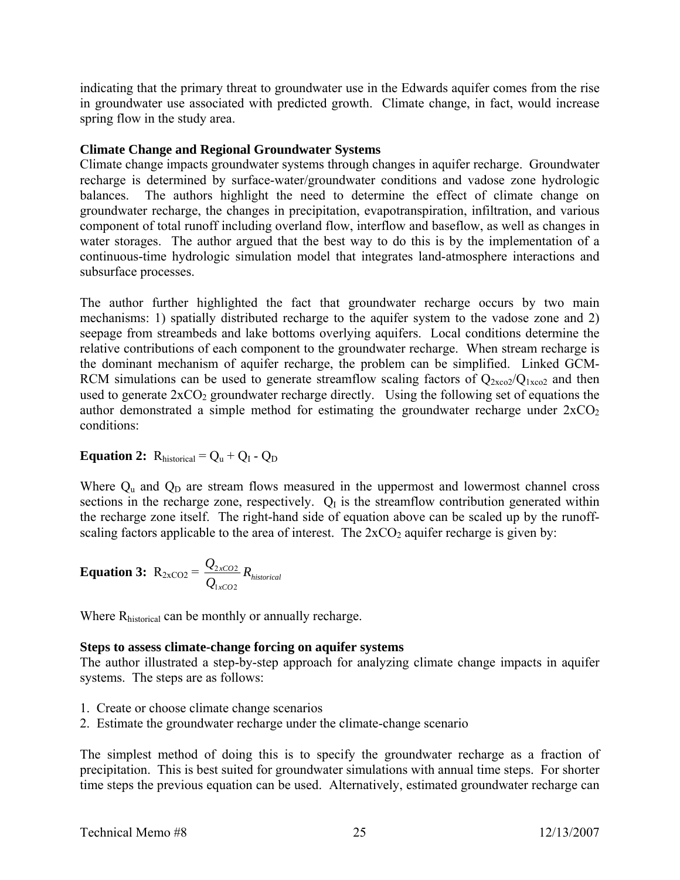indicating that the primary threat to groundwater use in the Edwards aquifer comes from the rise in groundwater use associated with predicted growth. Climate change, in fact, would increase spring flow in the study area.

**Climate Change and Regional Groundwater Systems**

Climate change impacts groundwater systems through changes in aquifer recharge. Groundwater recharge is determined by surface-water/groundwater conditions and vadose zone hydrologic balances. The authors highlight the need to determine the effect of climate change on groundwater recharge, the changes in precipitation, evapotranspiration, infiltration, and various component of total runoff including overland flow, interflow and baseflow, as well as changes in water storages. The author argued that the best way to do this is by the implementation of a continuous-time hydrologic simulation model that integrates land-atmosphere interactions and subsurface processes.

The author further highlighted the fact that groundwater recharge occurs by two main mechanisms: 1) spatially distributed recharge to the aquifer system to the vadose zone and 2) seepage from streambeds and lake bottoms overlying aquifers. Local conditions determine the relative contributions of each component to the groundwater recharge. When stream recharge is the dominant mechanism of aquifer recharge, the problem can be simplified. Linked GCM-RCM simulations can be used to generate streamflow scaling factors of $Q_{2xco2}/Q_{1xco2}$ and then used to generate $2xCO_2$ groundwater recharge directly. Using the following set of equations the author demonstrated a simple method for estimating the groundwater recharge under $2xCO_2$ conditions:

**Equation 2:** $R_{historical} = Q_u + Q_I - Q_D$

Where $Q_u$ and $Q_D$ are stream flows measured in the uppermost and lowermost channel cross sections in the recharge zone, respectively. $Q_I$ is the streamflow contribution generated within the recharge zone itself. The right-hand side of equation above can be scaled up by the runoff-scaling factors applicable to the area of interest. The $2xCO_2$ aquifer recharge is given by:

**Equation 3:** $R_{2xCO2} = \dfrac{Q_{2xCO2}}{Q_{1xCO2}} R_{historical}$

Where $R_{historical}$ can be monthly or annually recharge.

**Steps to assess climate-change forcing on aquifer systems**

The author illustrated a step-by-step approach for analyzing climate change impacts in aquifer systems. The steps are as follows:

1. Create or choose climate change scenarios
2. Estimate the groundwater recharge under the climate-change scenario

The simplest method of doing this is to specify the groundwater recharge as a fraction of precipitation. This is best suited for groundwater simulations with annual time steps. For shorter time steps the previous equation can be used. Alternatively, estimated groundwater recharge can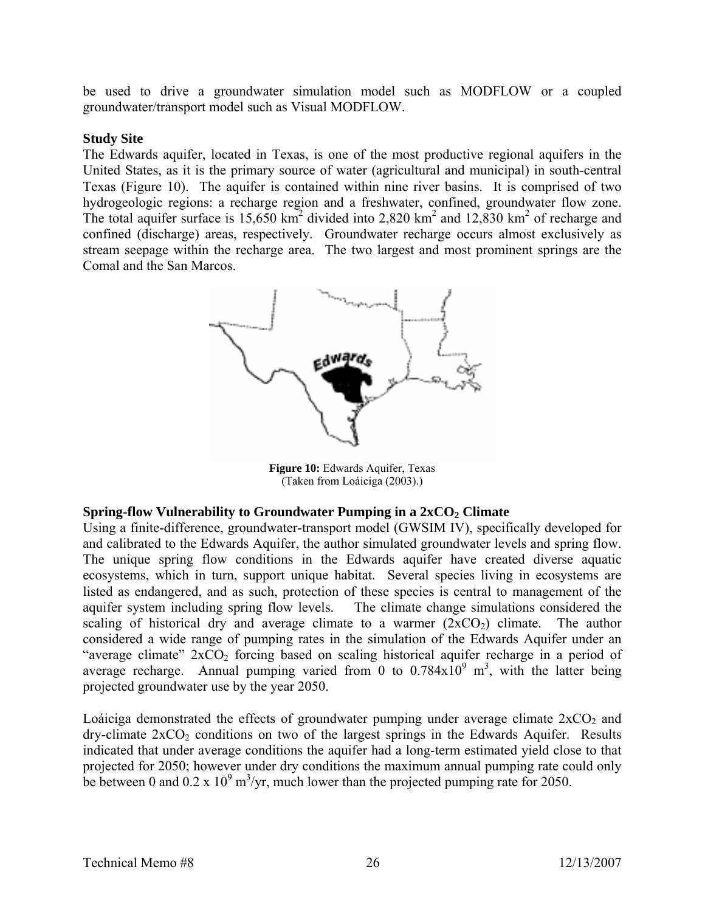be used to drive a groundwater simulation model such as MODFLOW or a coupled groundwater/transport model such as Visual MODFLOW.

**Study Site**

The Edwards aquifer, located in Texas, is one of the most productive regional aquifers in the United States, as it is the primary source of water (agricultural and municipal) in south-central Texas (Figure 10). The aquifer is contained within nine river basins. It is comprised of two hydrogeologic regions: a recharge region and a freshwater, confined, groundwater flow zone. The total aquifer surface is 15,650 $km^2$ divided into 2,820 $km^2$ and 12,830 $km^2$ of recharge and confined (discharge) areas, respectively. Groundwater recharge occurs almost exclusively as stream seepage within the recharge area. The two largest and most prominent springs are the Comal and the San Marcos.

**Figure 10:** Edwards Aquifer, Texas
(Taken from Loáiciga (2003).)

**Spring-flow Vulnerability to Groundwater Pumping in a $2xCO_2$ Climate**

Using a finite-difference, groundwater-transport model (GWSIM IV), specifically developed for and calibrated to the Edwards Aquifer, the author simulated groundwater levels and spring flow. The unique spring flow conditions in the Edwards aquifer have created diverse aquatic ecosystems, which in turn, support unique habitat. Several species living in ecosystems are listed as endangered, and as such, protection of these species is central to management of the aquifer system including spring flow levels. The climate change simulations considered the scaling of historical dry and average climate to a warmer ($2xCO_2$) climate. The author considered a wide range of pumping rates in the simulation of the Edwards Aquifer under an "average climate" $2xCO_2$ forcing based on scaling historical aquifer recharge in a period of average recharge. Annual pumping varied from 0 to $0.784 \times 10^9$ $m^3$, with the latter being projected groundwater use by the year 2050.

Loáiciga demonstrated the effects of groundwater pumping under average climate $2xCO_2$ and dry-climate $2xCO_2$ conditions on two of the largest springs in the Edwards Aquifer. Results indicated that under average conditions the aquifer had a long-term estimated yield close to that projected for 2050; however under dry conditions the maximum annual pumping rate could only be between 0 and $0.2 \times 10^9$ $m^3$/yr, much lower than the projected pumping rate for 2050.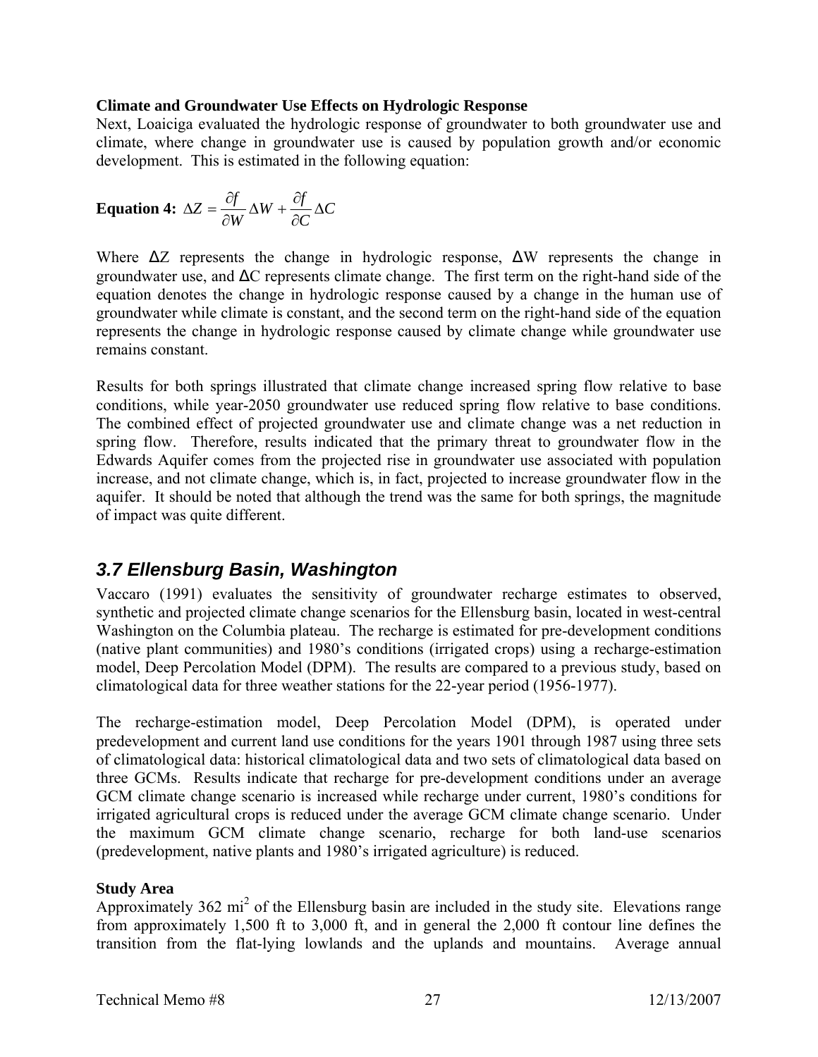**Climate and Groundwater Use Effects on Hydrologic Response**

Next, Loaiciga evaluated the hydrologic response of groundwater to both groundwater use and climate, where change in groundwater use is caused by population growth and/or economic development. This is estimated in the following equation:

**Equation 4:** $\Delta Z = \frac{\partial f}{\partial W} \Delta W + \frac{\partial f}{\partial C} \Delta C$

Where $\Delta Z$ represents the change in hydrologic response, $\Delta W$ represents the change in groundwater use, and $\Delta C$ represents climate change. The first term on the right-hand side of the equation denotes the change in hydrologic response caused by a change in the human use of groundwater while climate is constant, and the second term on the right-hand side of the equation represents the change in hydrologic response caused by climate change while groundwater use remains constant.

Results for both springs illustrated that climate change increased spring flow relative to base conditions, while year-2050 groundwater use reduced spring flow relative to base conditions. The combined effect of projected groundwater use and climate change was a net reduction in spring flow. Therefore, results indicated that the primary threat to groundwater flow in the Edwards Aquifer comes from the projected rise in groundwater use associated with population increase, and not climate change, which is, in fact, projected to increase groundwater flow in the aquifer. It should be noted that although the trend was the same for both springs, the magnitude of impact was quite different.

## *3.7 Ellensburg Basin, Washington*

Vaccaro (1991) evaluates the sensitivity of groundwater recharge estimates to observed, synthetic and projected climate change scenarios for the Ellensburg basin, located in west-central Washington on the Columbia plateau. The recharge is estimated for pre-development conditions (native plant communities) and 1980's conditions (irrigated crops) using a recharge-estimation model, Deep Percolation Model (DPM). The results are compared to a previous study, based on climatological data for three weather stations for the 22-year period (1956-1977).

The recharge-estimation model, Deep Percolation Model (DPM), is operated under predevelopment and current land use conditions for the years 1901 through 1987 using three sets of climatological data: historical climatological data and two sets of climatological data based on three GCMs. Results indicate that recharge for pre-development conditions under an average GCM climate change scenario is increased while recharge under current, 1980's conditions for irrigated agricultural crops is reduced under the average GCM climate change scenario. Under the maximum GCM climate change scenario, recharge for both land-use scenarios (predevelopment, native plants and 1980's irrigated agriculture) is reduced.

**Study Area**

Approximately 362 $mi^2$ of the Ellensburg basin are included in the study site. Elevations range from approximately 1,500 ft to 3,000 ft, and in general the 2,000 ft contour line defines the transition from the flat-lying lowlands and the uplands and mountains. Average annual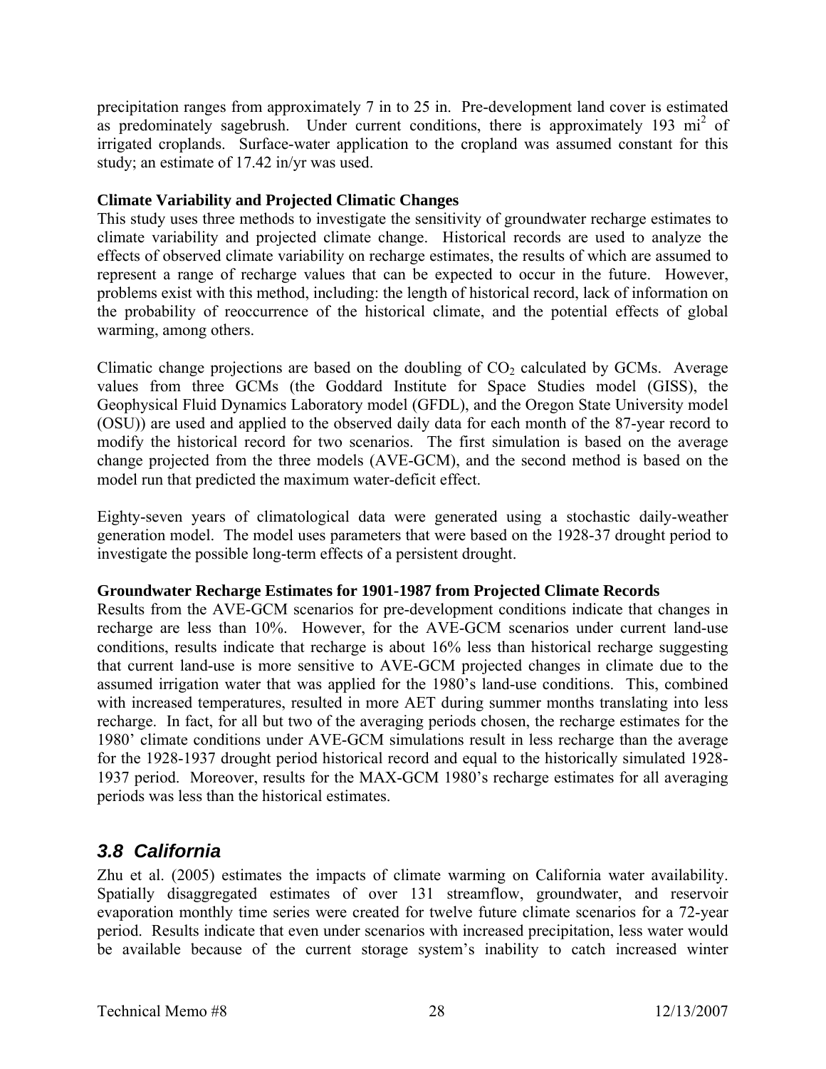precipitation ranges from approximately 7 in to 25 in. Pre-development land cover is estimated as predominately sagebrush. Under current conditions, there is approximately 193 $mi^2$ of irrigated croplands. Surface-water application to the cropland was assumed constant for this study; an estimate of 17.42 in/yr was used.

**Climate Variability and Projected Climatic Changes**

This study uses three methods to investigate the sensitivity of groundwater recharge estimates to climate variability and projected climate change. Historical records are used to analyze the effects of observed climate variability on recharge estimates, the results of which are assumed to represent a range of recharge values that can be expected to occur in the future. However, problems exist with this method, including: the length of historical record, lack of information on the probability of reoccurrence of the historical climate, and the potential effects of global warming, among others.

Climatic change projections are based on the doubling of $CO_2$ calculated by GCMs. Average values from three GCMs (the Goddard Institute for Space Studies model (GISS), the Geophysical Fluid Dynamics Laboratory model (GFDL), and the Oregon State University model (OSU)) are used and applied to the observed daily data for each month of the 87-year record to modify the historical record for two scenarios. The first simulation is based on the average change projected from the three models (AVE-GCM), and the second method is based on the model run that predicted the maximum water-deficit effect.

Eighty-seven years of climatological data were generated using a stochastic daily-weather generation model. The model uses parameters that were based on the 1928-37 drought period to investigate the possible long-term effects of a persistent drought.

**Groundwater Recharge Estimates for 1901-1987 from Projected Climate Records**

Results from the AVE-GCM scenarios for pre-development conditions indicate that changes in recharge are less than 10%. However, for the AVE-GCM scenarios under current land-use conditions, results indicate that recharge is about 16% less than historical recharge suggesting that current land-use is more sensitive to AVE-GCM projected changes in climate due to the assumed irrigation water that was applied for the 1980's land-use conditions. This, combined with increased temperatures, resulted in more AET during summer months translating into less recharge. In fact, for all but two of the averaging periods chosen, the recharge estimates for the 1980' climate conditions under AVE-GCM simulations result in less recharge than the average for the 1928-1937 drought period historical record and equal to the historically simulated 1928-1937 period. Moreover, results for the MAX-GCM 1980's recharge estimates for all averaging periods was less than the historical estimates.

## *3.8 California*

Zhu et al. (2005) estimates the impacts of climate warming on California water availability. Spatially disaggregated estimates of over 131 streamflow, groundwater, and reservoir evaporation monthly time series were created for twelve future climate scenarios for a 72-year period. Results indicate that even under scenarios with increased precipitation, less water would be available because of the current storage system's inability to catch increased winter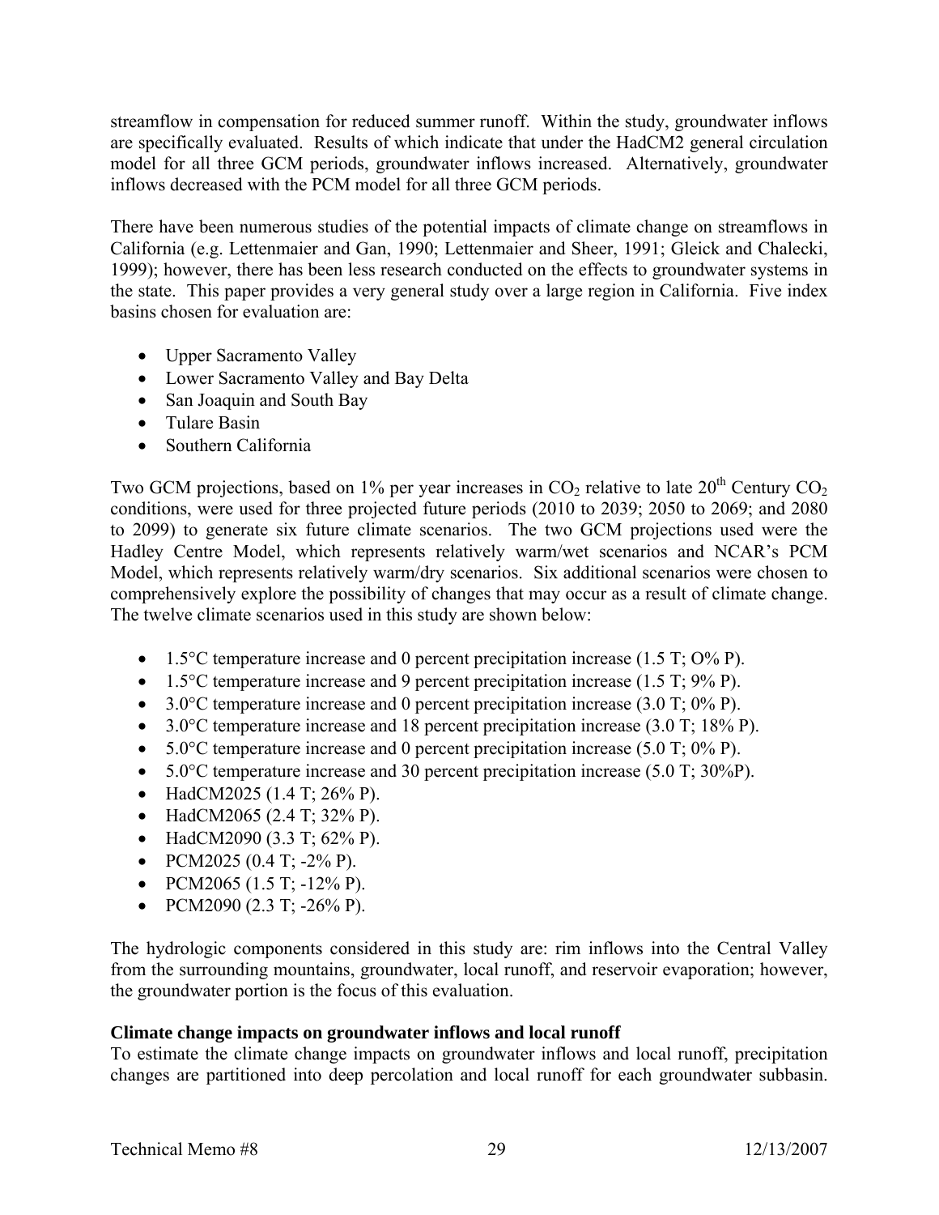streamflow in compensation for reduced summer runoff. Within the study, groundwater inflows are specifically evaluated. Results of which indicate that under the HadCM2 general circulation model for all three GCM periods, groundwater inflows increased. Alternatively, groundwater inflows decreased with the PCM model for all three GCM periods.

There have been numerous studies of the potential impacts of climate change on streamflows in California (e.g. Lettenmaier and Gan, 1990; Lettenmaier and Sheer, 1991; Gleick and Chalecki, 1999); however, there has been less research conducted on the effects to groundwater systems in the state. This paper provides a very general study over a large region in California. Five index basins chosen for evaluation are:

- Upper Sacramento Valley
- Lower Sacramento Valley and Bay Delta
- San Joaquin and South Bay
- Tulare Basin
- Southern California

Two GCM projections, based on 1% per year increases in $CO_2$ relative to late 20th Century $CO_2$ conditions, were used for three projected future periods (2010 to 2039; 2050 to 2069; and 2080 to 2099) to generate six future climate scenarios. The two GCM projections used were the Hadley Centre Model, which represents relatively warm/wet scenarios and NCAR's PCM Model, which represents relatively warm/dry scenarios. Six additional scenarios were chosen to comprehensively explore the possibility of changes that may occur as a result of climate change. The twelve climate scenarios used in this study are shown below:

- 1.5°C temperature increase and 0 percent precipitation increase (1.5 T; O% P).
- 1.5°C temperature increase and 9 percent precipitation increase (1.5 T; 9% P).
- 3.0°C temperature increase and 0 percent precipitation increase (3.0 T; 0% P).
- 3.0°C temperature increase and 18 percent precipitation increase (3.0 T; 18% P).
- 5.0°C temperature increase and 0 percent precipitation increase (5.0 T; 0% P).
- 5.0°C temperature increase and 30 percent precipitation increase (5.0 T; 30%P).
- HadCM2025 (1.4 T; 26% P).
- HadCM2065 (2.4 T; 32% P).
- HadCM2090 (3.3 T; 62% P).
- PCM2025 (0.4 T; -2% P).
- PCM2065 (1.5 T; -12% P).
- PCM2090 (2.3 T; -26% P).

The hydrologic components considered in this study are: rim inflows into the Central Valley from the surrounding mountains, groundwater, local runoff, and reservoir evaporation; however, the groundwater portion is the focus of this evaluation.

**Climate change impacts on groundwater inflows and local runoff**

To estimate the climate change impacts on groundwater inflows and local runoff, precipitation changes are partitioned into deep percolation and local runoff for each groundwater subbasin.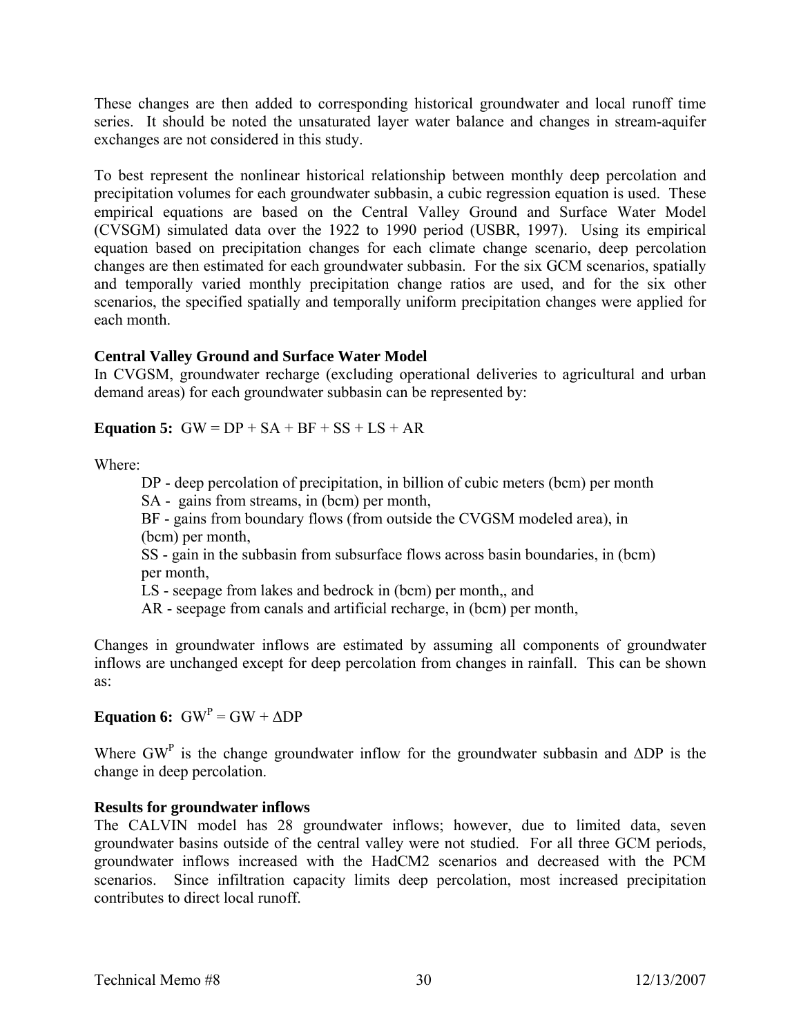These changes are then added to corresponding historical groundwater and local runoff time series. It should be noted the unsaturated layer water balance and changes in stream-aquifer exchanges are not considered in this study.

To best represent the nonlinear historical relationship between monthly deep percolation and precipitation volumes for each groundwater subbasin, a cubic regression equation is used. These empirical equations are based on the Central Valley Ground and Surface Water Model (CVSGM) simulated data over the 1922 to 1990 period (USBR, 1997). Using its empirical equation based on precipitation changes for each climate change scenario, deep percolation changes are then estimated for each groundwater subbasin. For the six GCM scenarios, spatially and temporally varied monthly precipitation change ratios are used, and for the six other scenarios, the specified spatially and temporally uniform precipitation changes were applied for each month.

**Central Valley Ground and Surface Water Model**
In CVGSM, groundwater recharge (excluding operational deliveries to agricultural and urban demand areas) for each groundwater subbasin can be represented by:

**Equation 5:** $GW = DP + SA + BF + SS + LS + AR$

Where:

- DP - deep percolation of precipitation, in billion of cubic meters (bcm) per month
- SA - gains from streams, in (bcm) per month,
- BF - gains from boundary flows (from outside the CVGSM modeled area), in (bcm) per month,
- SS - gain in the subbasin from subsurface flows across basin boundaries, in (bcm) per month,
- LS - seepage from lakes and bedrock in (bcm) per month,, and
- AR - seepage from canals and artificial recharge, in (bcm) per month,

Changes in groundwater inflows are estimated by assuming all components of groundwater inflows are unchanged except for deep percolation from changes in rainfall. This can be shown as:

**Equation 6:** $GW^P = GW + \Delta DP$

Where $GW^P$ is the change groundwater inflow for the groundwater subbasin and $\Delta DP$ is the change in deep percolation.

**Results for groundwater inflows**
The CALVIN model has 28 groundwater inflows; however, due to limited data, seven groundwater basins outside of the central valley were not studied. For all three GCM periods, groundwater inflows increased with the HadCM2 scenarios and decreased with the PCM scenarios. Since infiltration capacity limits deep percolation, most increased precipitation contributes to direct local runoff.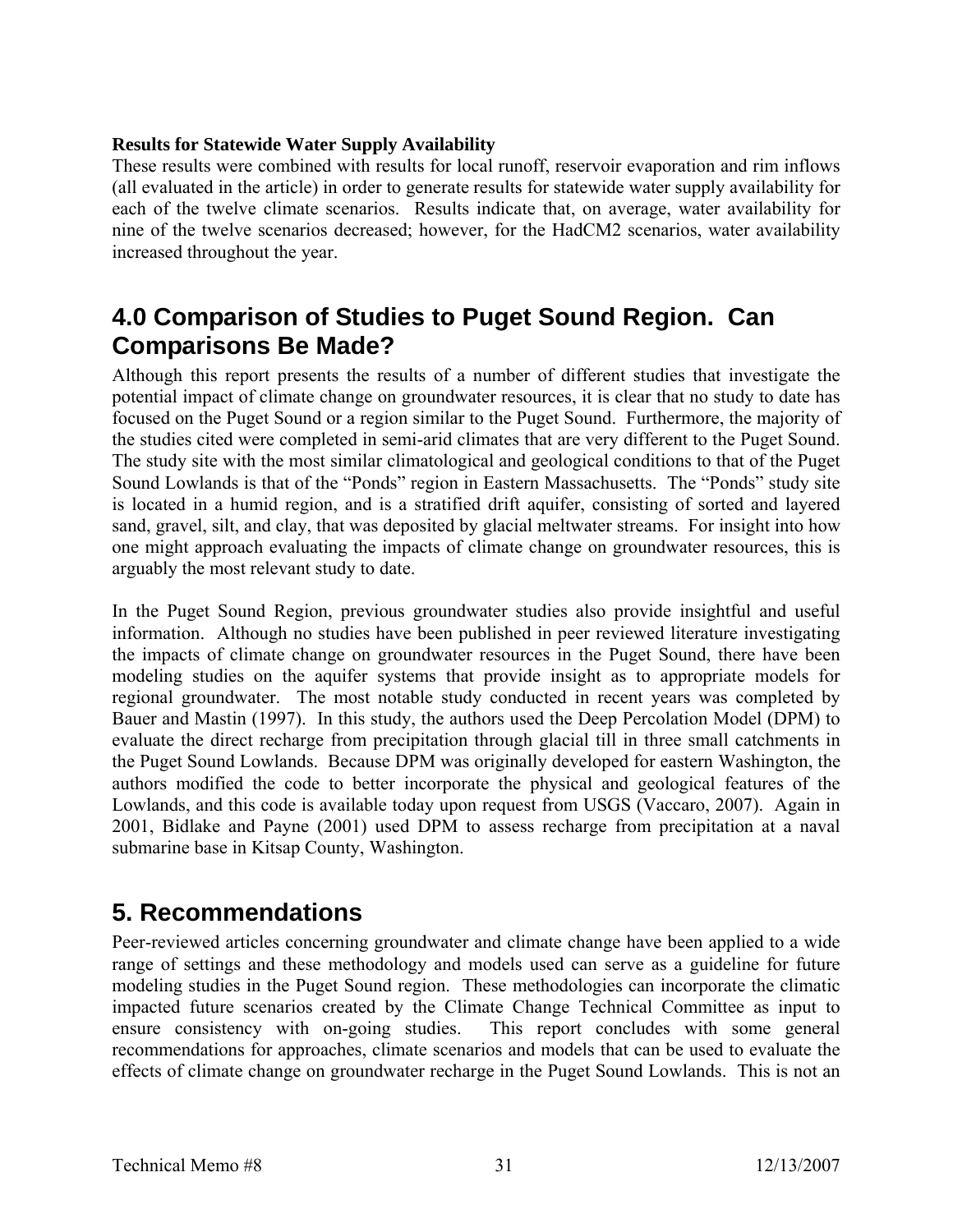**Results for Statewide Water Supply Availability**
These results were combined with results for local runoff, reservoir evaporation and rim inflows (all evaluated in the article) in order to generate results for statewide water supply availability for each of the twelve climate scenarios. Results indicate that, on average, water availability for nine of the twelve scenarios decreased; however, for the HadCM2 scenarios, water availability increased throughout the year.

## 4.0 Comparison of Studies to Puget Sound Region. Can Comparisons Be Made?

Although this report presents the results of a number of different studies that investigate the potential impact of climate change on groundwater resources, it is clear that no study to date has focused on the Puget Sound or a region similar to the Puget Sound. Furthermore, the majority of the studies cited were completed in semi-arid climates that are very different to the Puget Sound. The study site with the most similar climatological and geological conditions to that of the Puget Sound Lowlands is that of the "Ponds" region in Eastern Massachusetts. The "Ponds" study site is located in a humid region, and is a stratified drift aquifer, consisting of sorted and layered sand, gravel, silt, and clay, that was deposited by glacial meltwater streams. For insight into how one might approach evaluating the impacts of climate change on groundwater resources, this is arguably the most relevant study to date.

In the Puget Sound Region, previous groundwater studies also provide insightful and useful information. Although no studies have been published in peer reviewed literature investigating the impacts of climate change on groundwater resources in the Puget Sound, there have been modeling studies on the aquifer systems that provide insight as to appropriate models for regional groundwater. The most notable study conducted in recent years was completed by Bauer and Mastin (1997). In this study, the authors used the Deep Percolation Model (DPM) to evaluate the direct recharge from precipitation through glacial till in three small catchments in the Puget Sound Lowlands. Because DPM was originally developed for eastern Washington, the authors modified the code to better incorporate the physical and geological features of the Lowlands, and this code is available today upon request from USGS (Vaccaro, 2007). Again in 2001, Bidlake and Payne (2001) used DPM to assess recharge from precipitation at a naval submarine base in Kitsap County, Washington.

## 5. Recommendations

Peer-reviewed articles concerning groundwater and climate change have been applied to a wide range of settings and these methodology and models used can serve as a guideline for future modeling studies in the Puget Sound region. These methodologies can incorporate the climatic impacted future scenarios created by the Climate Change Technical Committee as input to ensure consistency with on-going studies. This report concludes with some general recommendations for approaches, climate scenarios and models that can be used to evaluate the effects of climate change on groundwater recharge in the Puget Sound Lowlands. This is not an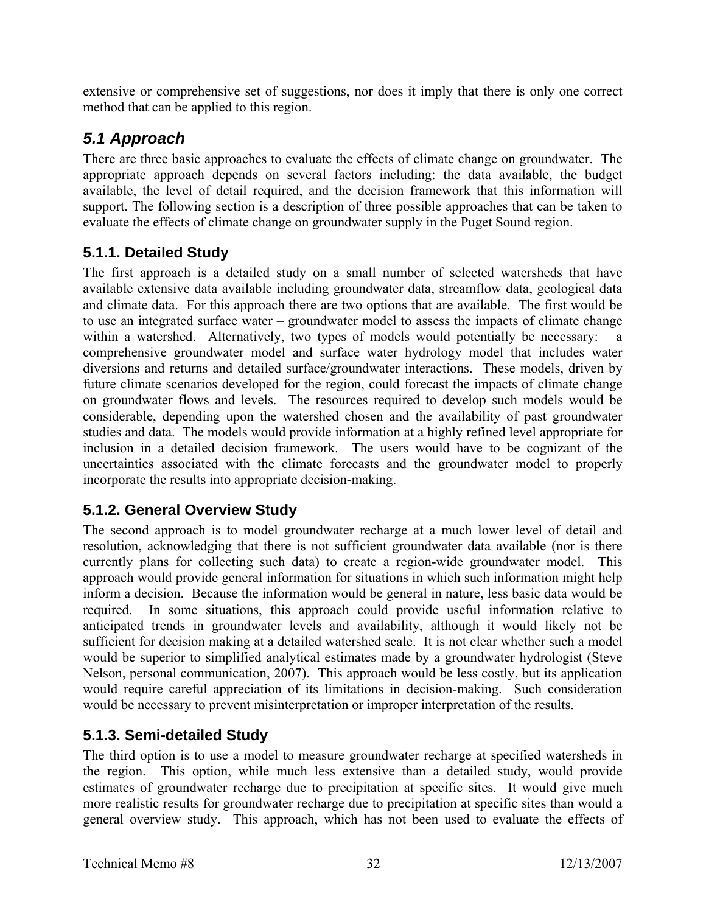extensive or comprehensive set of suggestions, nor does it imply that there is only one correct method that can be applied to this region.

## 5.1 Approach

There are three basic approaches to evaluate the effects of climate change on groundwater. The appropriate approach depends on several factors including: the data available, the budget available, the level of detail required, and the decision framework that this information will support. The following section is a description of three possible approaches that can be taken to evaluate the effects of climate change on groundwater supply in the Puget Sound region.

### 5.1.1. Detailed Study

The first approach is a detailed study on a small number of selected watersheds that have available extensive data available including groundwater data, streamflow data, geological data and climate data. For this approach there are two options that are available. The first would be to use an integrated surface water – groundwater model to assess the impacts of climate change within a watershed. Alternatively, two types of models would potentially be necessary: a comprehensive groundwater model and surface water hydrology model that includes water diversions and returns and detailed surface/groundwater interactions. These models, driven by future climate scenarios developed for the region, could forecast the impacts of climate change on groundwater flows and levels. The resources required to develop such models would be considerable, depending upon the watershed chosen and the availability of past groundwater studies and data. The models would provide information at a highly refined level appropriate for inclusion in a detailed decision framework. The users would have to be cognizant of the uncertainties associated with the climate forecasts and the groundwater model to properly incorporate the results into appropriate decision-making.

### 5.1.2. General Overview Study

The second approach is to model groundwater recharge at a much lower level of detail and resolution, acknowledging that there is not sufficient groundwater data available (nor is there currently plans for collecting such data) to create a region-wide groundwater model. This approach would provide general information for situations in which such information might help inform a decision. Because the information would be general in nature, less basic data would be required. In some situations, this approach could provide useful information relative to anticipated trends in groundwater levels and availability, although it would likely not be sufficient for decision making at a detailed watershed scale. It is not clear whether such a model would be superior to simplified analytical estimates made by a groundwater hydrologist (Steve Nelson, personal communication, 2007). This approach would be less costly, but its application would require careful appreciation of its limitations in decision-making. Such consideration would be necessary to prevent misinterpretation or improper interpretation of the results.

### 5.1.3. Semi-detailed Study

The third option is to use a model to measure groundwater recharge at specified watersheds in the region. This option, while much less extensive than a detailed study, would provide estimates of groundwater recharge due to precipitation at specific sites. It would give much more realistic results for groundwater recharge due to precipitation at specific sites than would a general overview study. This approach, which has not been used to evaluate the effects of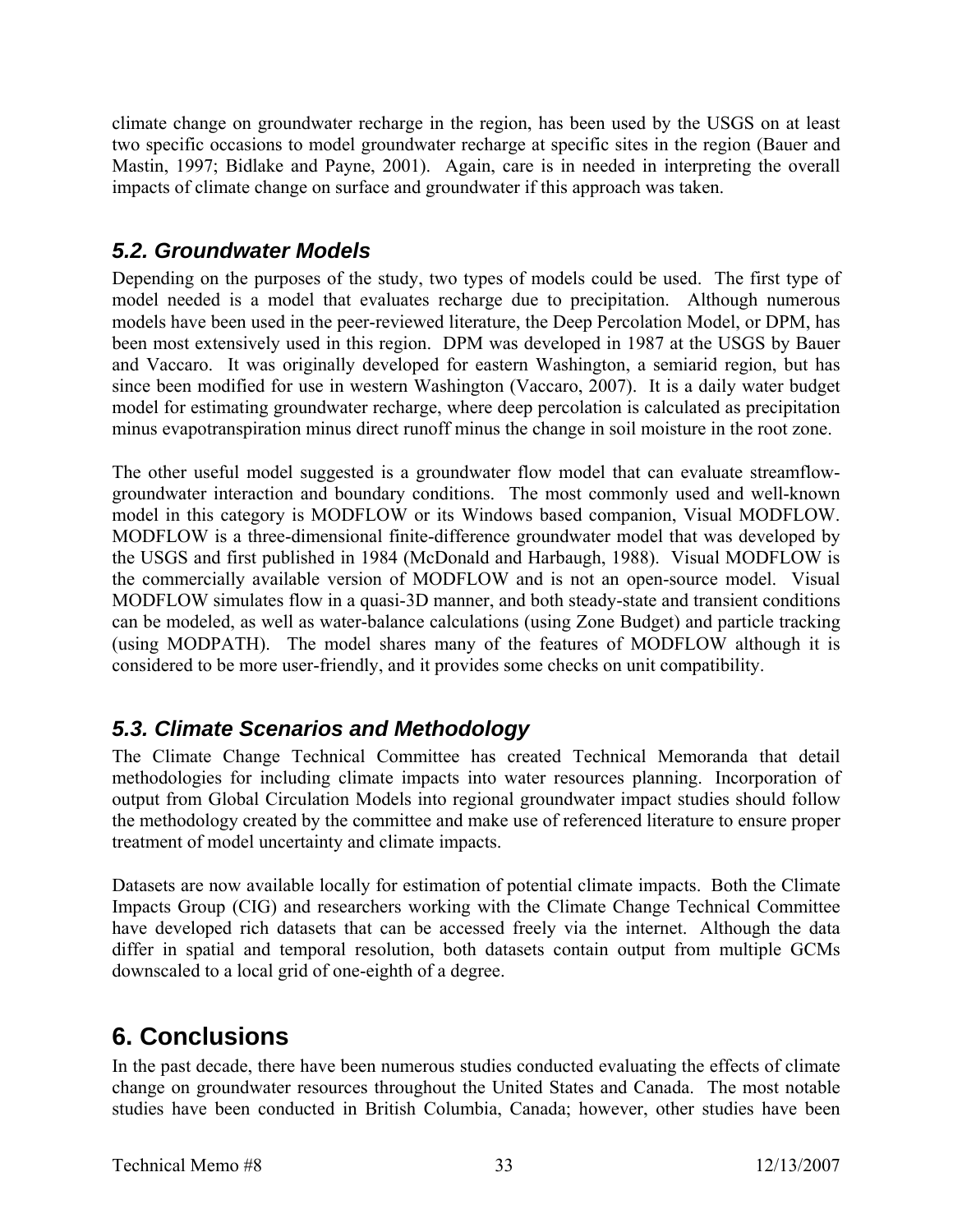climate change on groundwater recharge in the region, has been used by the USGS on at least two specific occasions to model groundwater recharge at specific sites in the region (Bauer and Mastin, 1997; Bidlake and Payne, 2001). Again, care is in needed in interpreting the overall impacts of climate change on surface and groundwater if this approach was taken.

### *5.2. Groundwater Models*

Depending on the purposes of the study, two types of models could be used. The first type of model needed is a model that evaluates recharge due to precipitation. Although numerous models have been used in the peer-reviewed literature, the Deep Percolation Model, or DPM, has been most extensively used in this region. DPM was developed in 1987 at the USGS by Bauer and Vaccaro. It was originally developed for eastern Washington, a semiarid region, but has since been modified for use in western Washington (Vaccaro, 2007). It is a daily water budget model for estimating groundwater recharge, where deep percolation is calculated as precipitation minus evapotranspiration minus direct runoff minus the change in soil moisture in the root zone.

The other useful model suggested is a groundwater flow model that can evaluate streamflow-groundwater interaction and boundary conditions. The most commonly used and well-known model in this category is MODFLOW or its Windows based companion, Visual MODFLOW. MODFLOW is a three-dimensional finite-difference groundwater model that was developed by the USGS and first published in 1984 (McDonald and Harbaugh, 1988). Visual MODFLOW is the commercially available version of MODFLOW and is not an open-source model. Visual MODFLOW simulates flow in a quasi-3D manner, and both steady-state and transient conditions can be modeled, as well as water-balance calculations (using Zone Budget) and particle tracking (using MODPATH). The model shares many of the features of MODFLOW although it is considered to be more user-friendly, and it provides some checks on unit compatibility.

### *5.3. Climate Scenarios and Methodology*

The Climate Change Technical Committee has created Technical Memoranda that detail methodologies for including climate impacts into water resources planning. Incorporation of output from Global Circulation Models into regional groundwater impact studies should follow the methodology created by the committee and make use of referenced literature to ensure proper treatment of model uncertainty and climate impacts.

Datasets are now available locally for estimation of potential climate impacts. Both the Climate Impacts Group (CIG) and researchers working with the Climate Change Technical Committee have developed rich datasets that can be accessed freely via the internet. Although the data differ in spatial and temporal resolution, both datasets contain output from multiple GCMs downscaled to a local grid of one-eighth of a degree.

## 6. Conclusions

In the past decade, there have been numerous studies conducted evaluating the effects of climate change on groundwater resources throughout the United States and Canada. The most notable studies have been conducted in British Columbia, Canada; however, other studies have been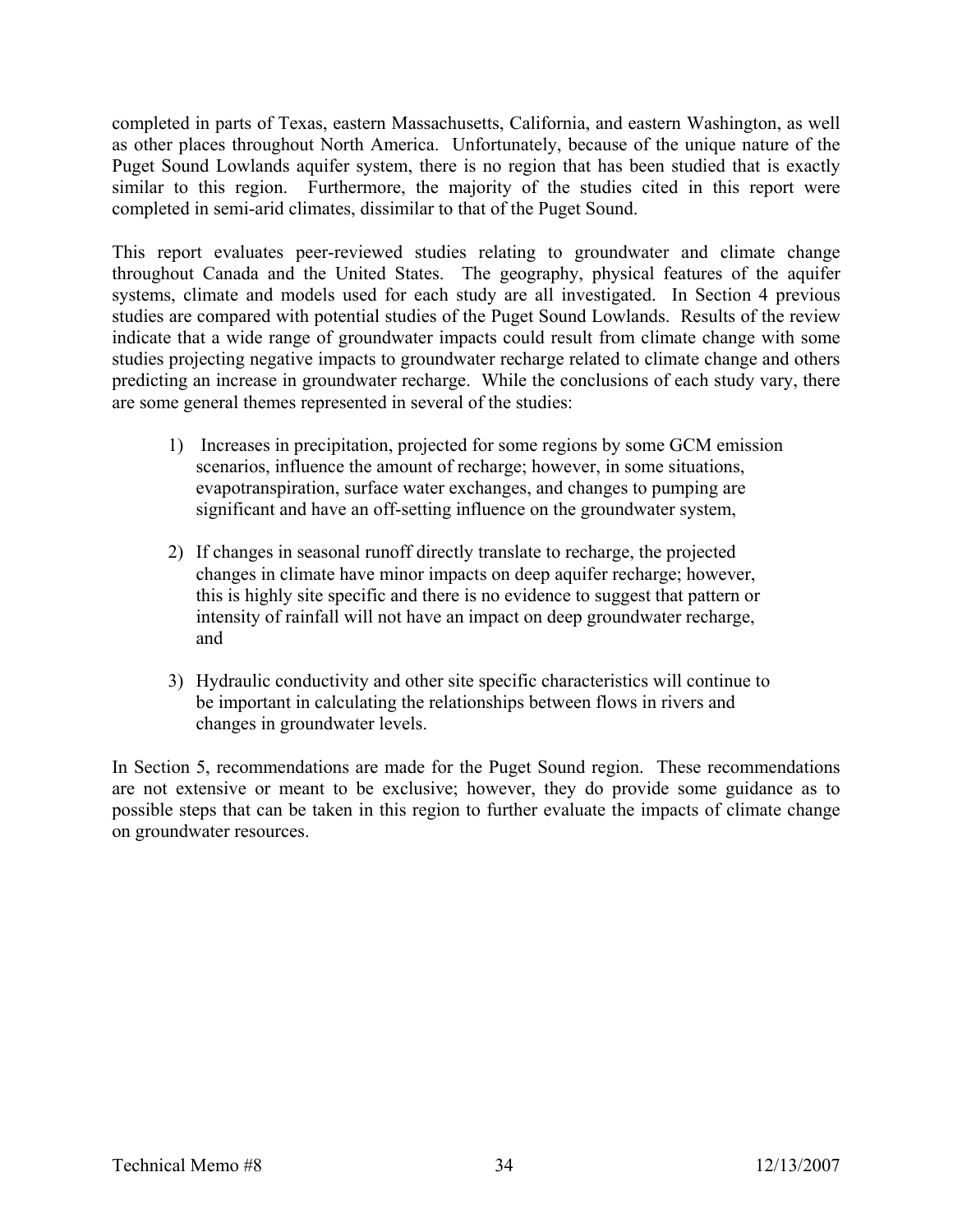completed in parts of Texas, eastern Massachusetts, California, and eastern Washington, as well as other places throughout North America. Unfortunately, because of the unique nature of the Puget Sound Lowlands aquifer system, there is no region that has been studied that is exactly similar to this region. Furthermore, the majority of the studies cited in this report were completed in semi-arid climates, dissimilar to that of the Puget Sound.

This report evaluates peer-reviewed studies relating to groundwater and climate change throughout Canada and the United States. The geography, physical features of the aquifer systems, climate and models used for each study are all investigated. In Section 4 previous studies are compared with potential studies of the Puget Sound Lowlands. Results of the review indicate that a wide range of groundwater impacts could result from climate change with some studies projecting negative impacts to groundwater recharge related to climate change and others predicting an increase in groundwater recharge. While the conclusions of each study vary, there are some general themes represented in several of the studies:

1) Increases in precipitation, projected for some regions by some GCM emission scenarios, influence the amount of recharge; however, in some situations, evapotranspiration, surface water exchanges, and changes to pumping are significant and have an off-setting influence on the groundwater system,

2) If changes in seasonal runoff directly translate to recharge, the projected changes in climate have minor impacts on deep aquifer recharge; however, this is highly site specific and there is no evidence to suggest that pattern or intensity of rainfall will not have an impact on deep groundwater recharge, and

3) Hydraulic conductivity and other site specific characteristics will continue to be important in calculating the relationships between flows in rivers and changes in groundwater levels.

In Section 5, recommendations are made for the Puget Sound region. These recommendations are not extensive or meant to be exclusive; however, they do provide some guidance as to possible steps that can be taken in this region to further evaluate the impacts of climate change on groundwater resources.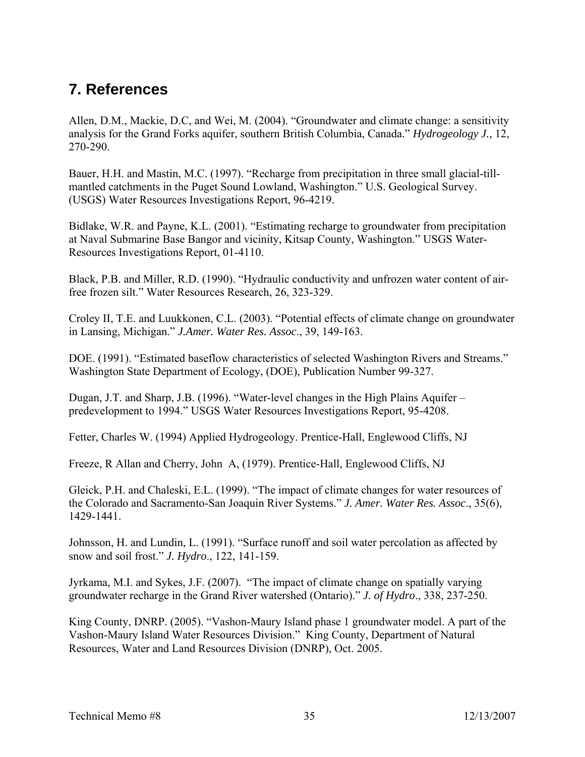## 7. References

Allen, D.M., Mackie, D.C, and Wei, M. (2004). "Groundwater and climate change: a sensitivity analysis for the Grand Forks aquifer, southern British Columbia, Canada." *Hydrogeology J.,* 12, 270-290.

Bauer, H.H. and Mastin, M.C. (1997). "Recharge from precipitation in three small glacial-till-mantled catchments in the Puget Sound Lowland, Washington." U.S. Geological Survey. (USGS) Water Resources Investigations Report, 96-4219.

Bidlake, W.R. and Payne, K.L. (2001). "Estimating recharge to groundwater from precipitation at Naval Submarine Base Bangor and vicinity, Kitsap County, Washington." USGS Water-Resources Investigations Report, 01-4110.

Black, P.B. and Miller, R.D. (1990). "Hydraulic conductivity and unfrozen water content of air-free frozen silt." Water Resources Research, 26, 323-329.

Croley II, T.E. and Luukkonen, C.L. (2003). "Potential effects of climate change on groundwater in Lansing, Michigan." *J.Amer. Water Res. Assoc*., 39, 149-163.

DOE. (1991). "Estimated baseflow characteristics of selected Washington Rivers and Streams." Washington State Department of Ecology, (DOE), Publication Number 99-327.

Dugan, J.T. and Sharp, J.B. (1996). "Water-level changes in the High Plains Aquifer – predevelopment to 1994." USGS Water Resources Investigations Report, 95-4208.

Fetter, Charles W. (1994) Applied Hydrogeology. Prentice-Hall, Englewood Cliffs, NJ

Freeze, R Allan and Cherry, John A, (1979). Prentice-Hall, Englewood Cliffs, NJ

Gleick, P.H. and Chaleski, E.L. (1999). "The impact of climate changes for water resources of the Colorado and Sacramento-San Joaquin River Systems." *J. Amer. Water Res. Assoc*., 35(6), 1429-1441.

Johnsson, H. and Lundin, L. (1991). "Surface runoff and soil water percolation as affected by snow and soil frost." *J. Hydro*., 122, 141-159.

Jyrkama, M.I. and Sykes, J.F. (2007). "The impact of climate change on spatially varying groundwater recharge in the Grand River watershed (Ontario)." *J. of Hydro*., 338, 237-250.

King County, DNRP. (2005). "Vashon-Maury Island phase 1 groundwater model. A part of the Vashon-Maury Island Water Resources Division." King County, Department of Natural Resources, Water and Land Resources Division (DNRP), Oct. 2005.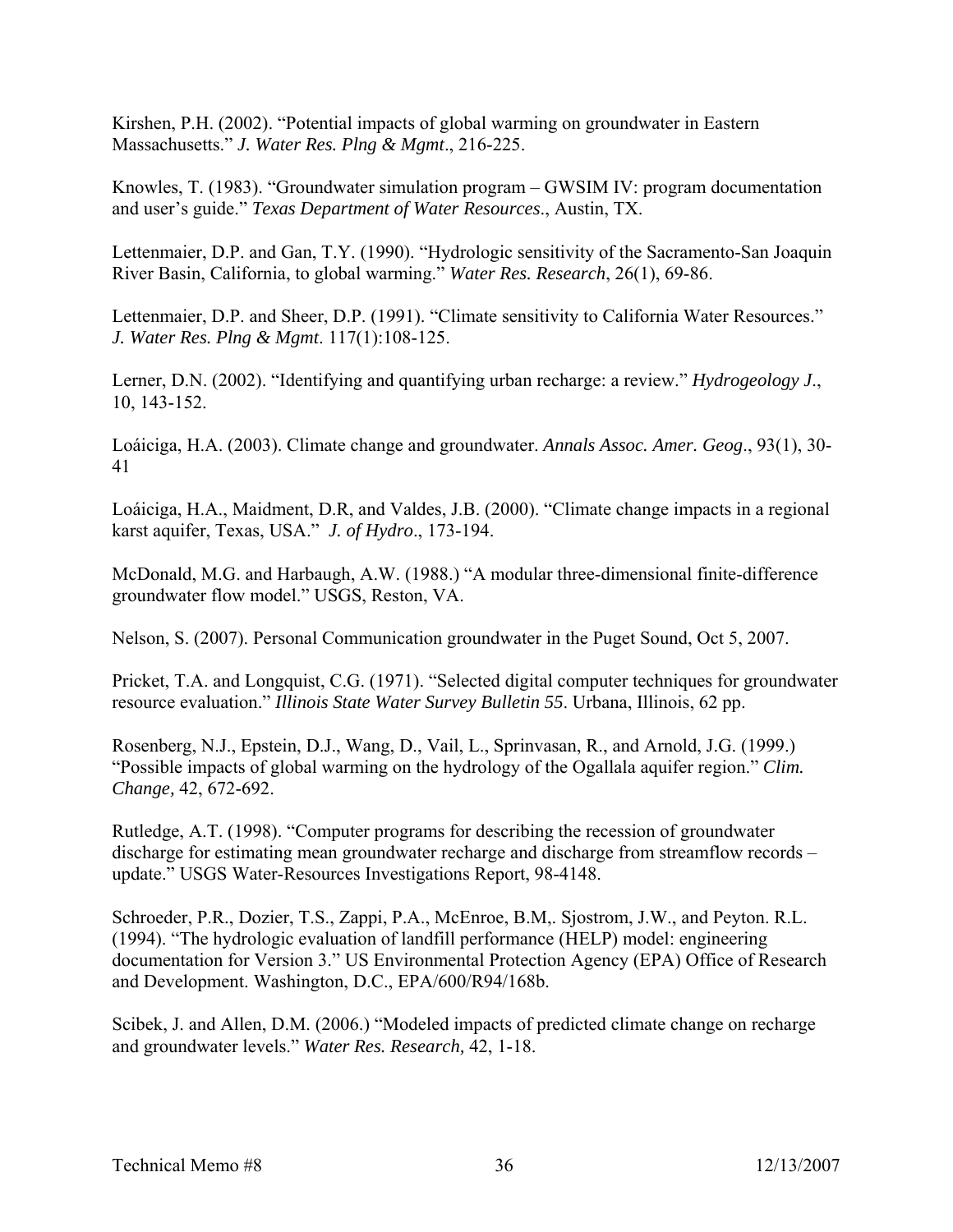Kirshen, P.H. (2002). "Potential impacts of global warming on groundwater in Eastern Massachusetts." *J. Water Res. Plng & Mgmt*., 216-225.

Knowles, T. (1983). "Groundwater simulation program – GWSIM IV: program documentation and user's guide." *Texas Department of Water Resources*., Austin, TX.

Lettenmaier, D.P. and Gan, T.Y. (1990). "Hydrologic sensitivity of the Sacramento-San Joaquin River Basin, California, to global warming." *Water Res. Research*, 26(1), 69-86.

Lettenmaier, D.P. and Sheer, D.P. (1991). "Climate sensitivity to California Water Resources." *J. Water Res. Plng & Mgmt*. 117(1):108-125.

Lerner, D.N. (2002). "Identifying and quantifying urban recharge: a review." *Hydrogeology J*., 10, 143-152.

Loáiciga, H.A. (2003). Climate change and groundwater. *Annals Assoc. Amer. Geog*., 93(1), 30-41

Loáiciga, H.A., Maidment, D.R, and Valdes, J.B. (2000). "Climate change impacts in a regional karst aquifer, Texas, USA." *J. of Hydro*., 173-194.

McDonald, M.G. and Harbaugh, A.W. (1988.) "A modular three-dimensional finite-difference groundwater flow model." USGS, Reston, VA.

Nelson, S. (2007). Personal Communication groundwater in the Puget Sound, Oct 5, 2007.

Pricket, T.A. and Longquist, C.G. (1971). "Selected digital computer techniques for groundwater resource evaluation." *Illinois State Water Survey Bulletin 55*. Urbana, Illinois, 62 pp.

Rosenberg, N.J., Epstein, D.J., Wang, D., Vail, L., Sprinvasan, R., and Arnold, J.G. (1999.) "Possible impacts of global warming on the hydrology of the Ogallala aquifer region." *Clim. Change,* 42, 672-692.

Rutledge, A.T. (1998). "Computer programs for describing the recession of groundwater discharge for estimating mean groundwater recharge and discharge from streamflow records – update." USGS Water-Resources Investigations Report, 98-4148.

Schroeder, P.R., Dozier, T.S., Zappi, P.A., McEnroe, B.M,. Sjostrom, J.W., and Peyton. R.L. (1994). "The hydrologic evaluation of landfill performance (HELP) model: engineering documentation for Version 3." US Environmental Protection Agency (EPA) Office of Research and Development. Washington, D.C., EPA/600/R94/168b.

Scibek, J. and Allen, D.M. (2006.) "Modeled impacts of predicted climate change on recharge and groundwater levels." *Water Res. Research,* 42, 1-18.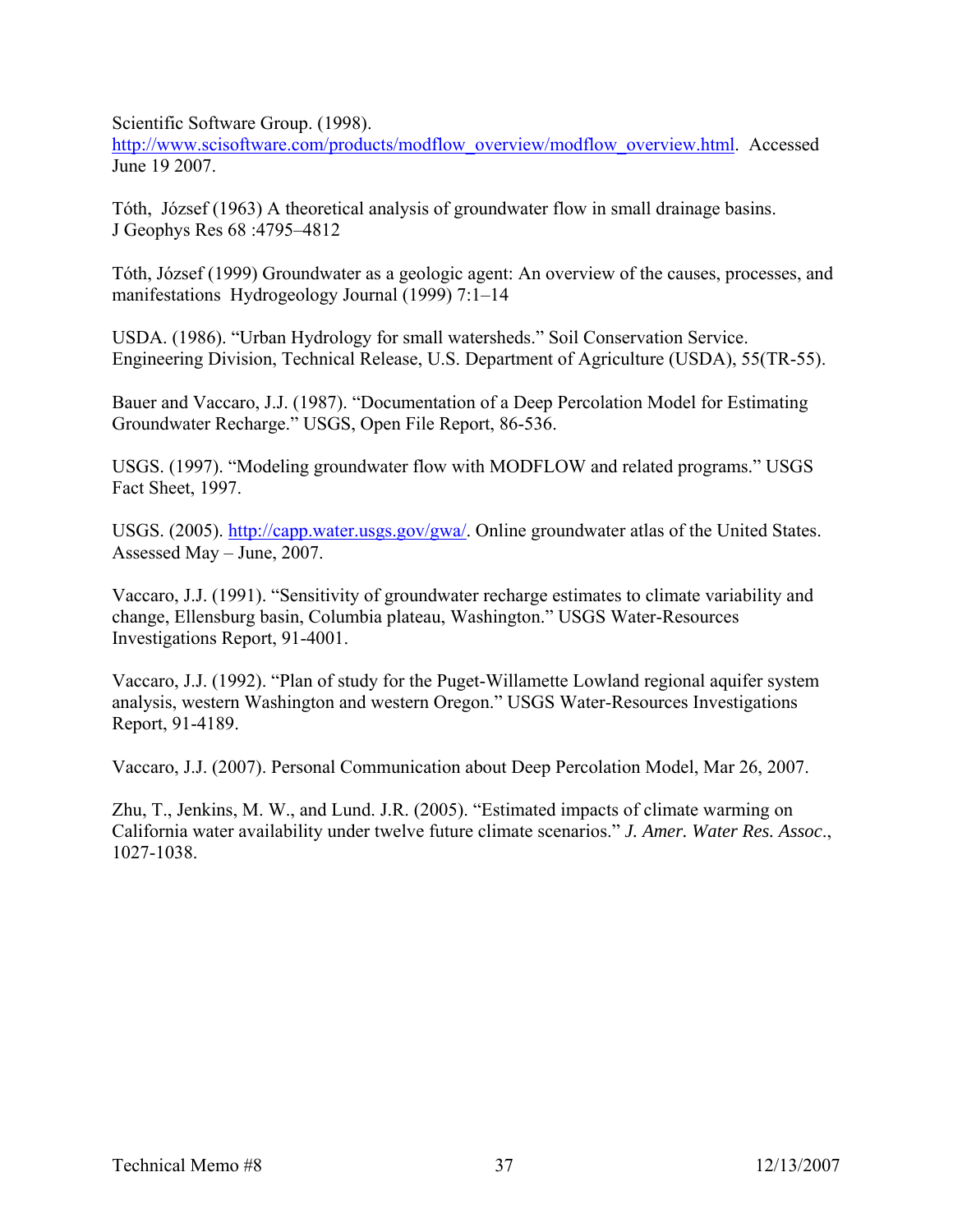Scientific Software Group. (1998). http://www.scisoftware.com/products/modflow_overview/modflow_overview.html. Accessed June 19 2007.

Tóth, József (1963) A theoretical analysis of groundwater flow in small drainage basins. J Geophys Res 68 :4795–4812

Tóth, József (1999) Groundwater as a geologic agent: An overview of the causes, processes, and manifestations Hydrogeology Journal (1999) 7:1–14

USDA. (1986). "Urban Hydrology for small watersheds." Soil Conservation Service. Engineering Division, Technical Release, U.S. Department of Agriculture (USDA), 55(TR-55).

Bauer and Vaccaro, J.J. (1987). "Documentation of a Deep Percolation Model for Estimating Groundwater Recharge." USGS, Open File Report, 86-536.

USGS. (1997). "Modeling groundwater flow with MODFLOW and related programs." USGS Fact Sheet, 1997.

USGS. (2005). http://capp.water.usgs.gov/gwa/. Online groundwater atlas of the United States. Assessed May – June, 2007.

Vaccaro, J.J. (1991). "Sensitivity of groundwater recharge estimates to climate variability and change, Ellensburg basin, Columbia plateau, Washington." USGS Water-Resources Investigations Report, 91-4001.

Vaccaro, J.J. (1992). "Plan of study for the Puget-Willamette Lowland regional aquifer system analysis, western Washington and western Oregon." USGS Water-Resources Investigations Report, 91-4189.

Vaccaro, J.J. (2007). Personal Communication about Deep Percolation Model, Mar 26, 2007.

Zhu, T., Jenkins, M. W., and Lund. J.R. (2005). "Estimated impacts of climate warming on California water availability under twelve future climate scenarios." *J. Amer. Water Res. Assoc*., 1027-1038.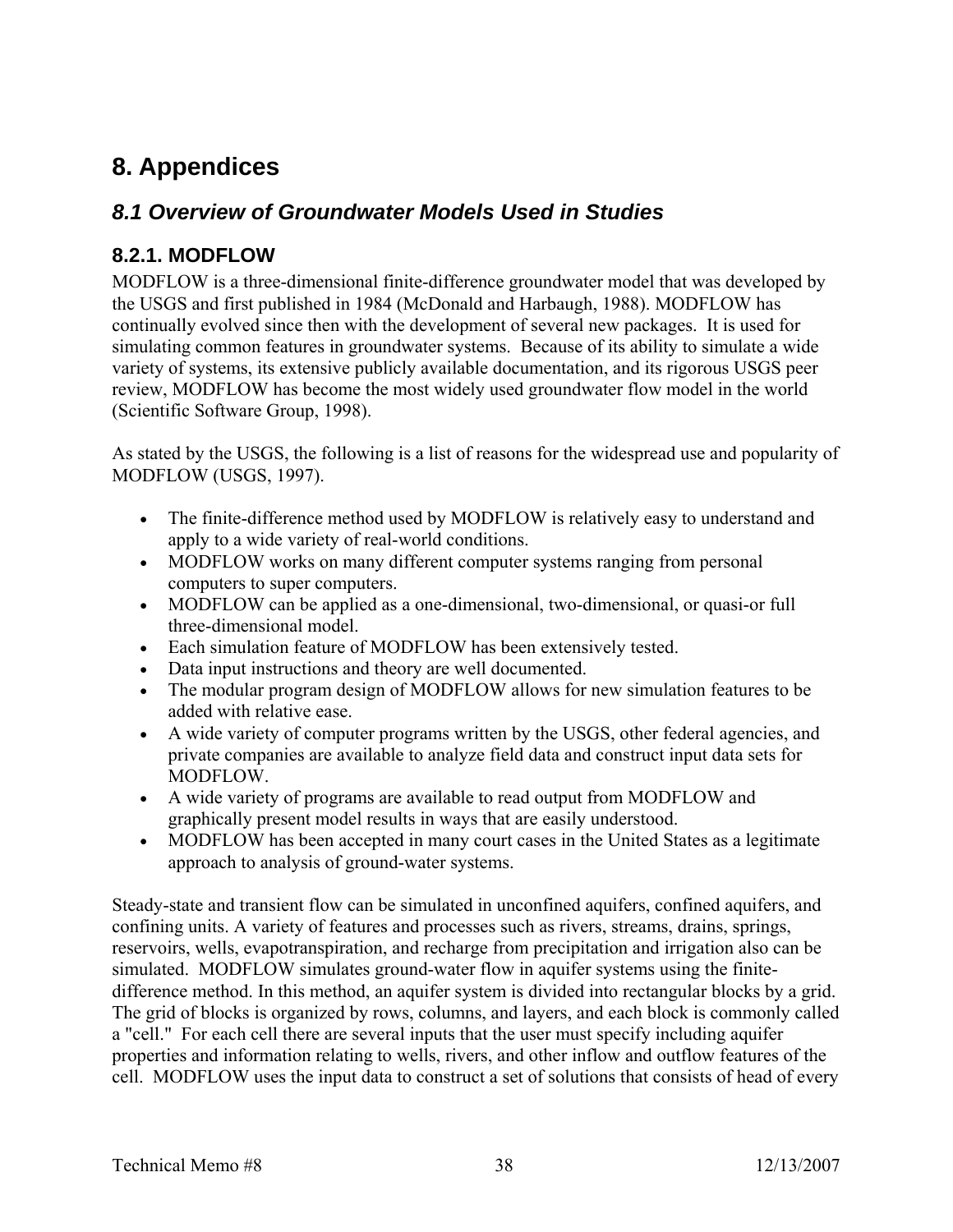# 8. Appendices

## *8.1 Overview of Groundwater Models Used in Studies*

### 8.2.1. MODFLOW

MODFLOW is a three-dimensional finite-difference groundwater model that was developed by the USGS and first published in 1984 (McDonald and Harbaugh, 1988). MODFLOW has continually evolved since then with the development of several new packages. It is used for simulating common features in groundwater systems. Because of its ability to simulate a wide variety of systems, its extensive publicly available documentation, and its rigorous USGS peer review, MODFLOW has become the most widely used groundwater flow model in the world (Scientific Software Group, 1998).

As stated by the USGS, the following is a list of reasons for the widespread use and popularity of MODFLOW (USGS, 1997).

- The finite-difference method used by MODFLOW is relatively easy to understand and apply to a wide variety of real-world conditions.
- MODFLOW works on many different computer systems ranging from personal computers to super computers.
- MODFLOW can be applied as a one-dimensional, two-dimensional, or quasi-or full three-dimensional model.
- Each simulation feature of MODFLOW has been extensively tested.
- Data input instructions and theory are well documented.
- The modular program design of MODFLOW allows for new simulation features to be added with relative ease.
- A wide variety of computer programs written by the USGS, other federal agencies, and private companies are available to analyze field data and construct input data sets for MODFLOW.
- A wide variety of programs are available to read output from MODFLOW and graphically present model results in ways that are easily understood.
- MODFLOW has been accepted in many court cases in the United States as a legitimate approach to analysis of ground-water systems.

Steady-state and transient flow can be simulated in unconfined aquifers, confined aquifers, and confining units. A variety of features and processes such as rivers, streams, drains, springs, reservoirs, wells, evapotranspiration, and recharge from precipitation and irrigation also can be simulated. MODFLOW simulates ground-water flow in aquifer systems using the finite-difference method. In this method, an aquifer system is divided into rectangular blocks by a grid. The grid of blocks is organized by rows, columns, and layers, and each block is commonly called a "cell." For each cell there are several inputs that the user must specify including aquifer properties and information relating to wells, rivers, and other inflow and outflow features of the cell. MODFLOW uses the input data to construct a set of solutions that consists of head of every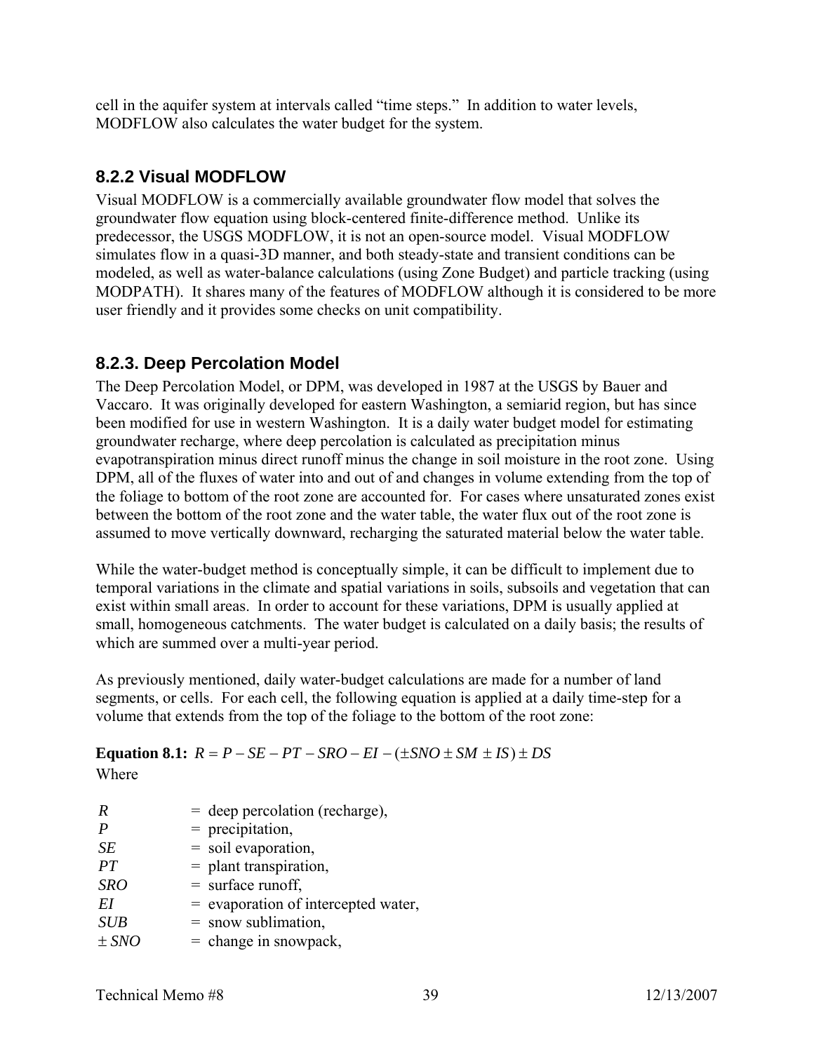cell in the aquifer system at intervals called "time steps." In addition to water levels, MODFLOW also calculates the water budget for the system.

### 8.2.2 Visual MODFLOW

Visual MODFLOW is a commercially available groundwater flow model that solves the groundwater flow equation using block-centered finite-difference method. Unlike its predecessor, the USGS MODFLOW, it is not an open-source model. Visual MODFLOW simulates flow in a quasi-3D manner, and both steady-state and transient conditions can be modeled, as well as water-balance calculations (using Zone Budget) and particle tracking (using MODPATH). It shares many of the features of MODFLOW although it is considered to be more user friendly and it provides some checks on unit compatibility.

### 8.2.3. Deep Percolation Model

The Deep Percolation Model, or DPM, was developed in 1987 at the USGS by Bauer and Vaccaro. It was originally developed for eastern Washington, a semiarid region, but has since been modified for use in western Washington. It is a daily water budget model for estimating groundwater recharge, where deep percolation is calculated as precipitation minus evapotranspiration minus direct runoff minus the change in soil moisture in the root zone. Using DPM, all of the fluxes of water into and out of and changes in volume extending from the top of the foliage to bottom of the root zone are accounted for. For cases where unsaturated zones exist between the bottom of the root zone and the water table, the water flux out of the root zone is assumed to move vertically downward, recharging the saturated material below the water table.

While the water-budget method is conceptually simple, it can be difficult to implement due to temporal variations in the climate and spatial variations in soils, subsoils and vegetation that can exist within small areas. In order to account for these variations, DPM is usually applied at small, homogeneous catchments. The water budget is calculated on a daily basis; the results of which are summed over a multi-year period.

As previously mentioned, daily water-budget calculations are made for a number of land segments, or cells. For each cell, the following equation is applied at a daily time-step for a volume that extends from the top of the foliage to the bottom of the root zone:

**Equation 8.1:** $R = P - SE - PT - SRO - EI - (\pm SNO \pm SM \pm IS) \pm DS$

Where

| | |
|---|---|
| $R$ | = deep percolation (recharge), |
| $P$ | = precipitation, |
| $SE$ | = soil evaporation, |
| $PT$ | = plant transpiration, |
| $SRO$ | = surface runoff, |
| $EI$ | = evaporation of intercepted water, |
| $SUB$ | = snow sublimation, |
| $\pm SNO$ | = change in snowpack, |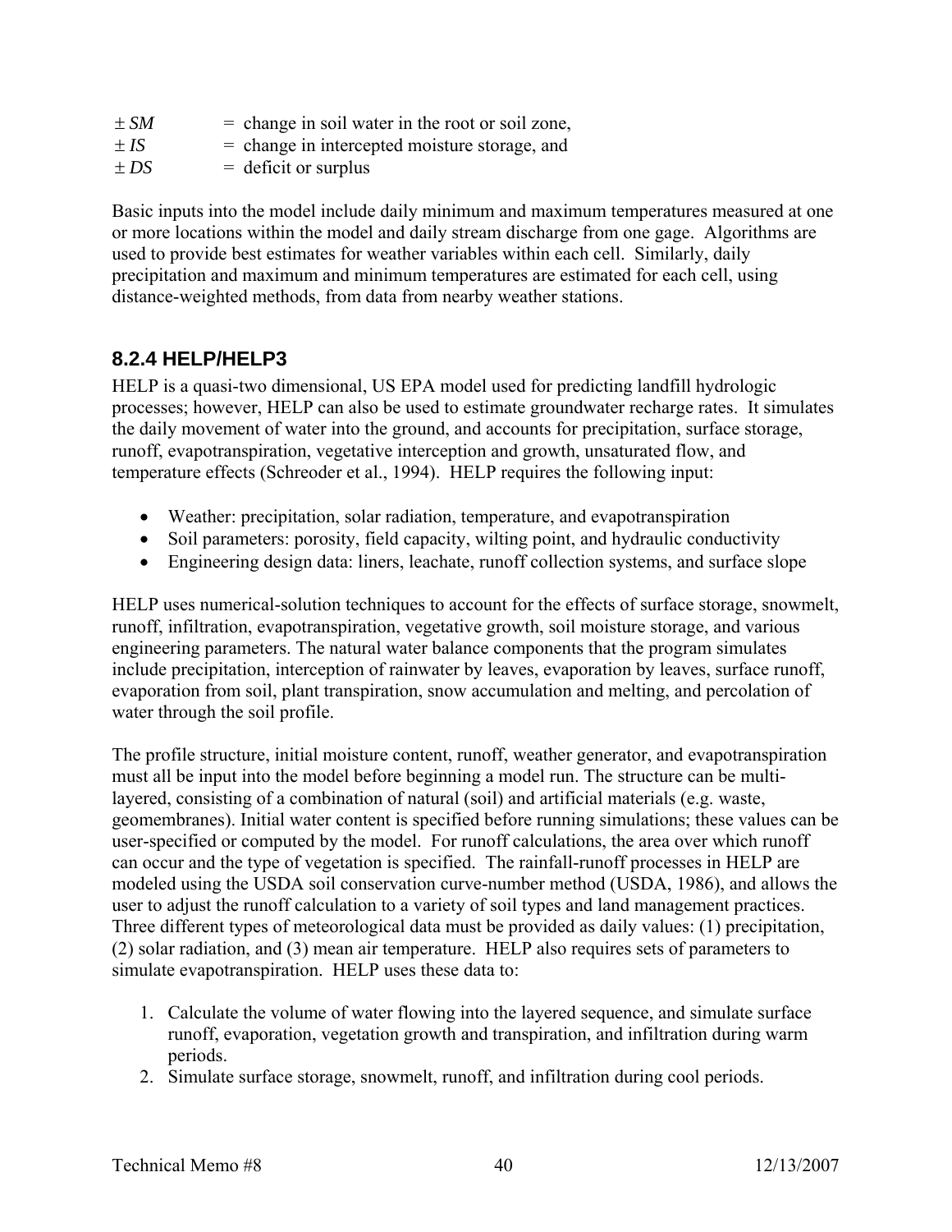$\pm SM$ = change in soil water in the root or soil zone,
$\pm IS$ = change in intercepted moisture storage, and
$\pm DS$ = deficit or surplus

Basic inputs into the model include daily minimum and maximum temperatures measured at one or more locations within the model and daily stream discharge from one gage. Algorithms are used to provide best estimates for weather variables within each cell. Similarly, daily precipitation and maximum and minimum temperatures are estimated for each cell, using distance-weighted methods, from data from nearby weather stations.

### 8.2.4 HELP/HELP3

HELP is a quasi-two dimensional, US EPA model used for predicting landfill hydrologic processes; however, HELP can also be used to estimate groundwater recharge rates. It simulates the daily movement of water into the ground, and accounts for precipitation, surface storage, runoff, evapotranspiration, vegetative interception and growth, unsaturated flow, and temperature effects (Schreoder et al., 1994). HELP requires the following input:

- Weather: precipitation, solar radiation, temperature, and evapotranspiration
- Soil parameters: porosity, field capacity, wilting point, and hydraulic conductivity
- Engineering design data: liners, leachate, runoff collection systems, and surface slope

HELP uses numerical-solution techniques to account for the effects of surface storage, snowmelt, runoff, infiltration, evapotranspiration, vegetative growth, soil moisture storage, and various engineering parameters. The natural water balance components that the program simulates include precipitation, interception of rainwater by leaves, evaporation by leaves, surface runoff, evaporation from soil, plant transpiration, snow accumulation and melting, and percolation of water through the soil profile.

The profile structure, initial moisture content, runoff, weather generator, and evapotranspiration must all be input into the model before beginning a model run. The structure can be multi-layered, consisting of a combination of natural (soil) and artificial materials (e.g. waste, geomembranes). Initial water content is specified before running simulations; these values can be user-specified or computed by the model. For runoff calculations, the area over which runoff can occur and the type of vegetation is specified. The rainfall-runoff processes in HELP are modeled using the USDA soil conservation curve-number method (USDA, 1986), and allows the user to adjust the runoff calculation to a variety of soil types and land management practices. Three different types of meteorological data must be provided as daily values: (1) precipitation, (2) solar radiation, and (3) mean air temperature. HELP also requires sets of parameters to simulate evapotranspiration. HELP uses these data to:

1. Calculate the volume of water flowing into the layered sequence, and simulate surface runoff, evaporation, vegetation growth and transpiration, and infiltration during warm periods.
2. Simulate surface storage, snowmelt, runoff, and infiltration during cool periods.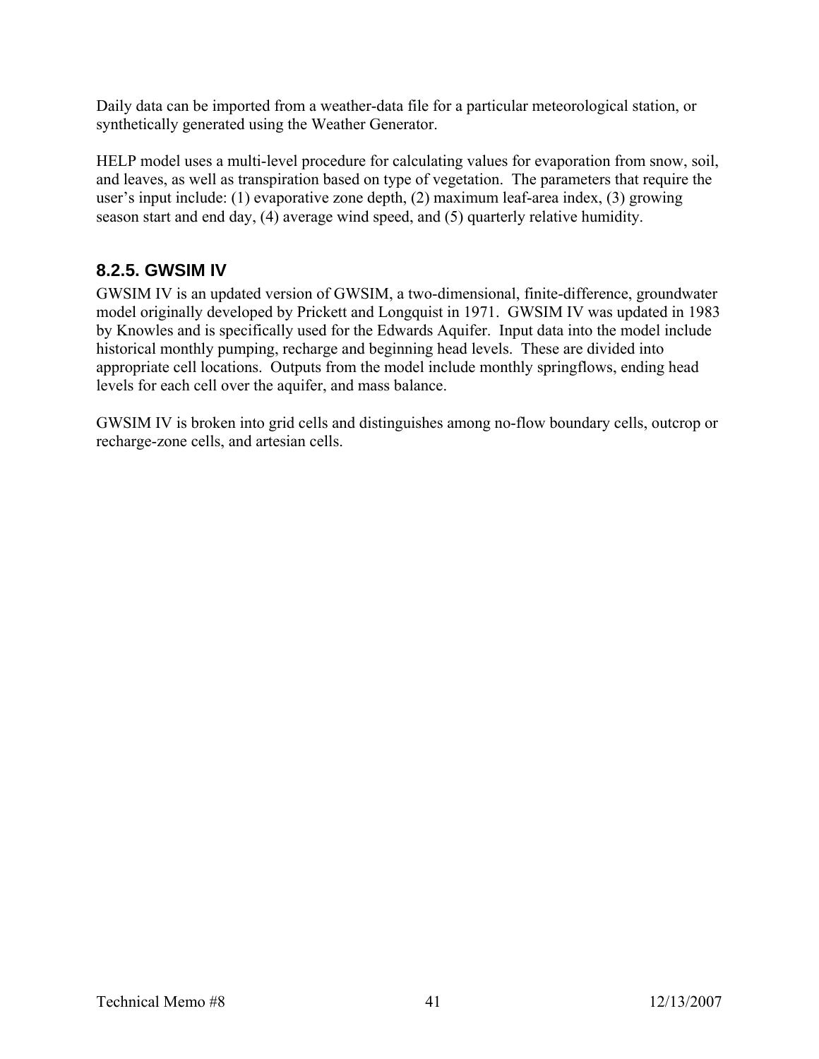Daily data can be imported from a weather-data file for a particular meteorological station, or synthetically generated using the Weather Generator.

HELP model uses a multi-level procedure for calculating values for evaporation from snow, soil, and leaves, as well as transpiration based on type of vegetation. The parameters that require the user's input include: (1) evaporative zone depth, (2) maximum leaf-area index, (3) growing season start and end day, (4) average wind speed, and (5) quarterly relative humidity.

### 8.2.5. GWSIM IV

GWSIM IV is an updated version of GWSIM, a two-dimensional, finite-difference, groundwater model originally developed by Prickett and Longquist in 1971. GWSIM IV was updated in 1983 by Knowles and is specifically used for the Edwards Aquifer. Input data into the model include historical monthly pumping, recharge and beginning head levels. These are divided into appropriate cell locations. Outputs from the model include monthly springflows, ending head levels for each cell over the aquifer, and mass balance.

GWSIM IV is broken into grid cells and distinguishes among no-flow boundary cells, outcrop or recharge-zone cells, and artesian cells.